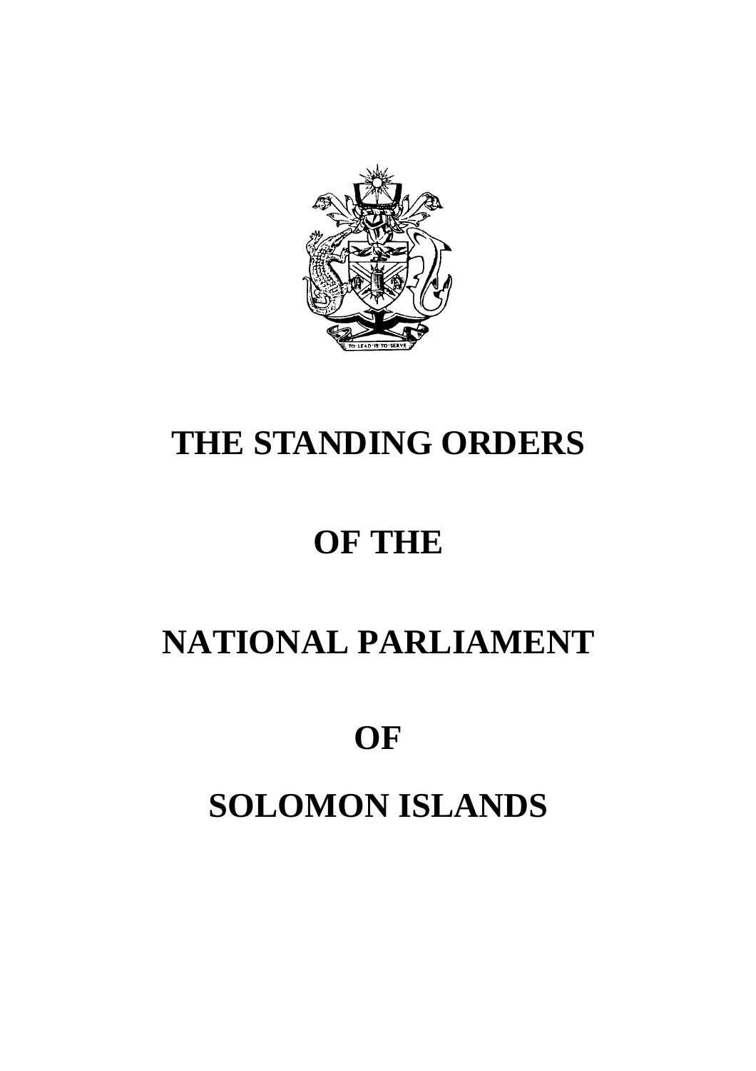# THE STANDING ORDERS

# OF THE

# NATIONAL PARLIAMENT

# OF

# SOLOMON ISLANDS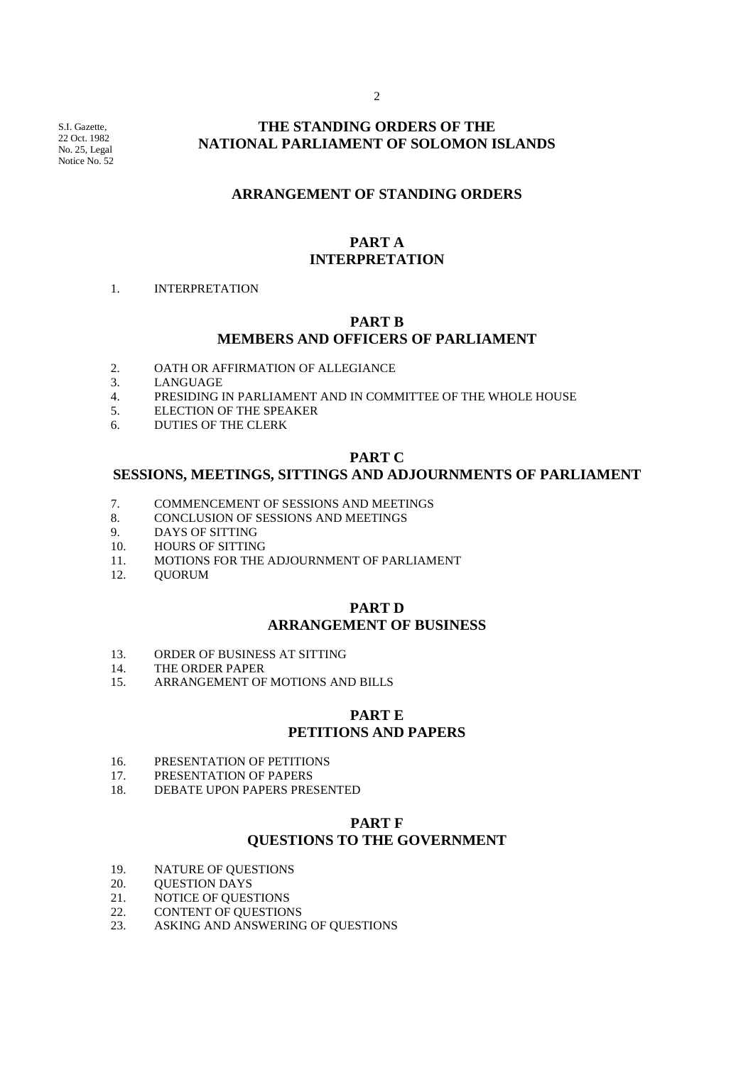S.I. Gazette, 22 Oct. 1982 No. 25, Legal Notice No. 52

# THE STANDING ORDERS OF THE NATIONAL PARLIAMENT OF SOLOMON ISLANDS

## ARRANGEMENT OF STANDING ORDERS

## PART A
## INTERPRETATION

1. INTERPRETATION

## PART B
## MEMBERS AND OFFICERS OF PARLIAMENT

2. OATH OR AFFIRMATION OF ALLEGIANCE
3. LANGUAGE
4. PRESIDING IN PARLIAMENT AND IN COMMITTEE OF THE WHOLE HOUSE
5. ELECTION OF THE SPEAKER
6. DUTIES OF THE CLERK

## PART C
## SESSIONS, MEETINGS, SITTINGS AND ADJOURNMENTS OF PARLIAMENT

7. COMMENCEMENT OF SESSIONS AND MEETINGS
8. CONCLUSION OF SESSIONS AND MEETINGS
9. DAYS OF SITTING
10. HOURS OF SITTING
11. MOTIONS FOR THE ADJOURNMENT OF PARLIAMENT
12. QUORUM

## PART D
## ARRANGEMENT OF BUSINESS

13. ORDER OF BUSINESS AT SITTING
14. THE ORDER PAPER
15. ARRANGEMENT OF MOTIONS AND BILLS

## PART E
## PETITIONS AND PAPERS

16. PRESENTATION OF PETITIONS
17. PRESENTATION OF PAPERS
18. DEBATE UPON PAPERS PRESENTED

## PART F
## QUESTIONS TO THE GOVERNMENT

19. NATURE OF QUESTIONS
20. QUESTION DAYS
21. NOTICE OF QUESTIONS
22. CONTENT OF QUESTIONS
23. ASKING AND ANSWERING OF QUESTIONS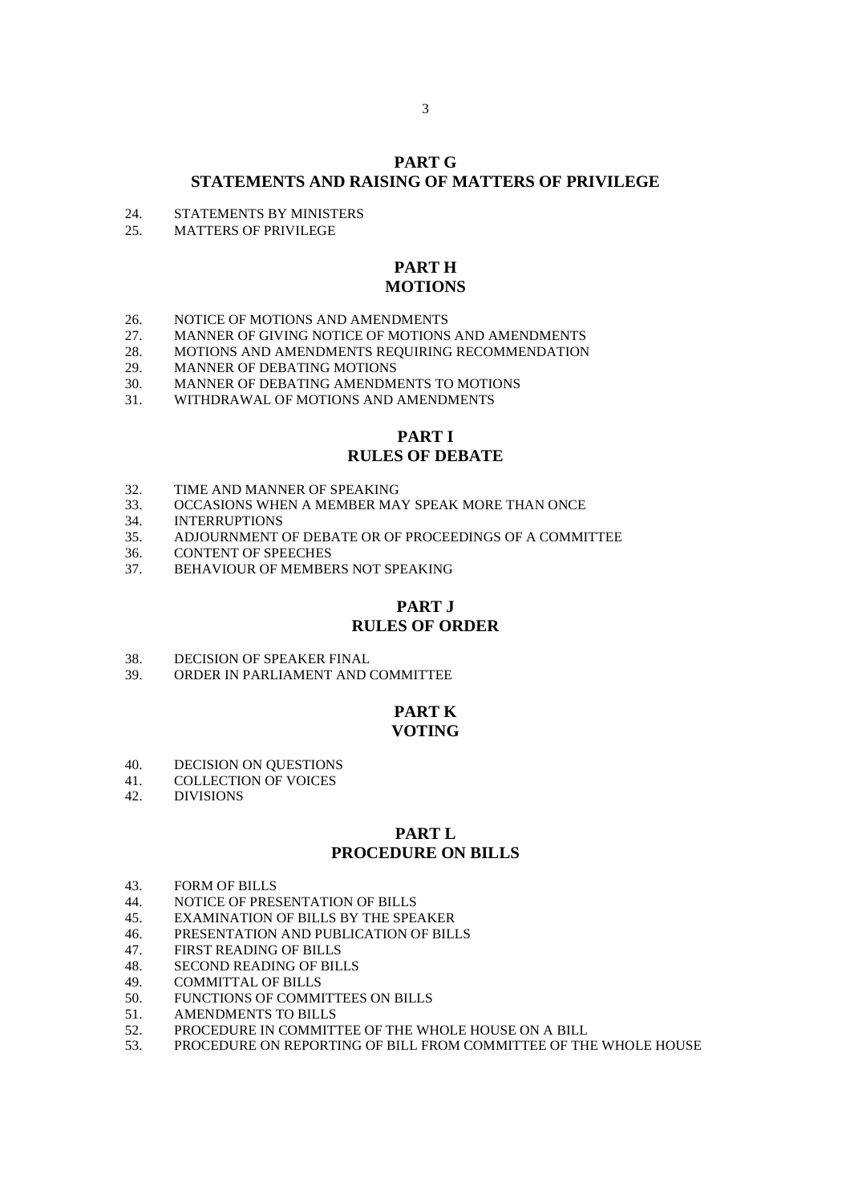## PART G
## STATEMENTS AND RAISING OF MATTERS OF PRIVILEGE

24. STATEMENTS BY MINISTERS
25. MATTERS OF PRIVILEGE

## PART H
## MOTIONS

26. NOTICE OF MOTIONS AND AMENDMENTS
27. MANNER OF GIVING NOTICE OF MOTIONS AND AMENDMENTS
28. MOTIONS AND AMENDMENTS REQUIRING RECOMMENDATION
29. MANNER OF DEBATING MOTIONS
30. MANNER OF DEBATING AMENDMENTS TO MOTIONS
31. WITHDRAWAL OF MOTIONS AND AMENDMENTS

## PART I
## RULES OF DEBATE

32. TIME AND MANNER OF SPEAKING
33. OCCASIONS WHEN A MEMBER MAY SPEAK MORE THAN ONCE
34. INTERRUPTIONS
35. ADJOURNMENT OF DEBATE OR OF PROCEEDINGS OF A COMMITTEE
36. CONTENT OF SPEECHES
37. BEHAVIOUR OF MEMBERS NOT SPEAKING

## PART J
## RULES OF ORDER

38. DECISION OF SPEAKER FINAL
39. ORDER IN PARLIAMENT AND COMMITTEE

## PART K
## VOTING

40. DECISION ON QUESTIONS
41. COLLECTION OF VOICES
42. DIVISIONS

## PART L
## PROCEDURE ON BILLS

43. FORM OF BILLS
44. NOTICE OF PRESENTATION OF BILLS
45. EXAMINATION OF BILLS BY THE SPEAKER
46. PRESENTATION AND PUBLICATION OF BILLS
47. FIRST READING OF BILLS
48. SECOND READING OF BILLS
49. COMMITTAL OF BILLS
50. FUNCTIONS OF COMMITTEES ON BILLS
51. AMENDMENTS TO BILLS
52. PROCEDURE IN COMMITTEE OF THE WHOLE HOUSE ON A BILL
53. PROCEDURE ON REPORTING OF BILL FROM COMMITTEE OF THE WHOLE HOUSE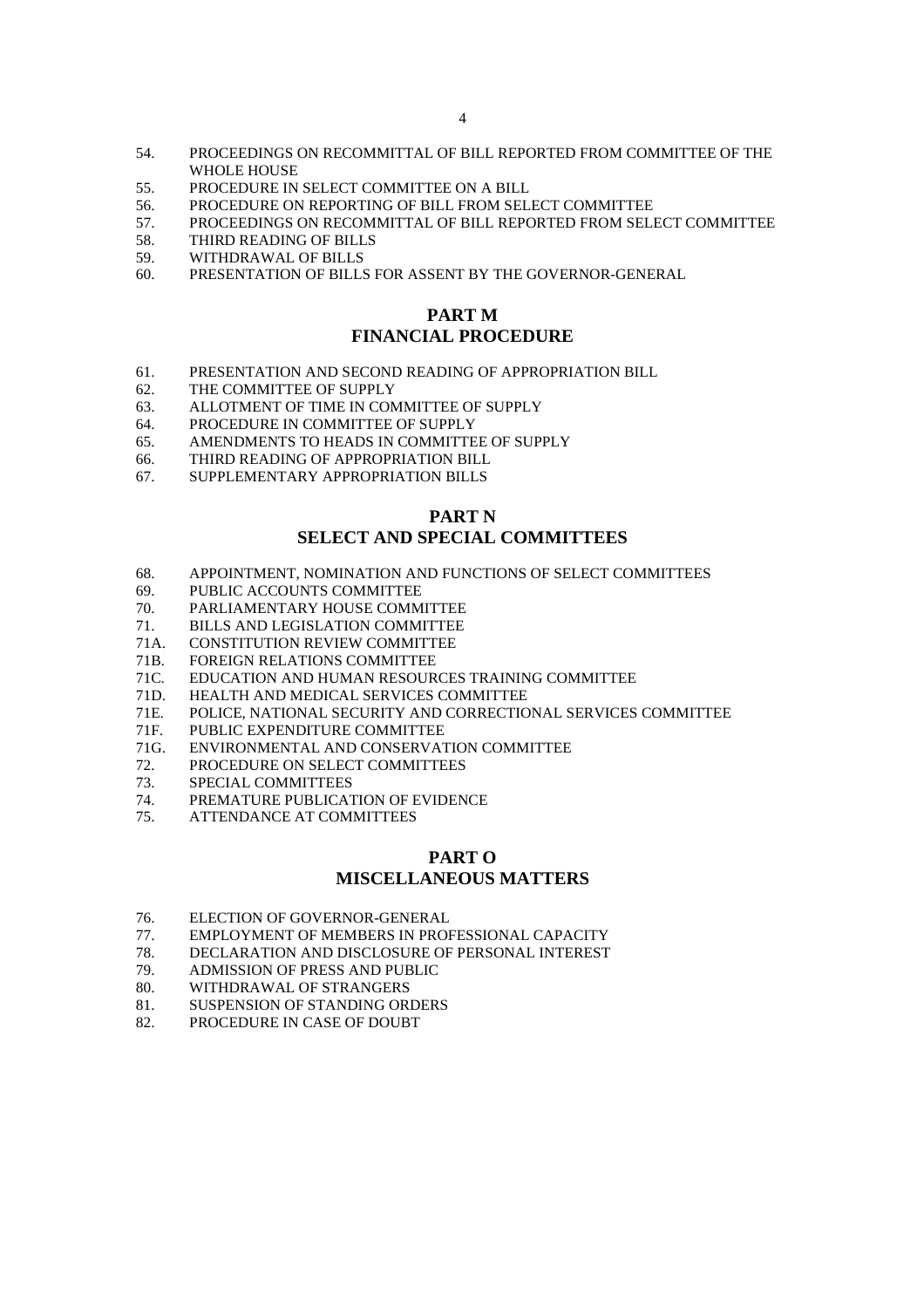54. PROCEEDINGS ON RECOMMITTAL OF BILL REPORTED FROM COMMITTEE OF THE WHOLE HOUSE
55. PROCEDURE IN SELECT COMMITTEE ON A BILL
56. PROCEDURE ON REPORTING OF BILL FROM SELECT COMMITTEE
57. PROCEEDINGS ON RECOMMITTAL OF BILL REPORTED FROM SELECT COMMITTEE
58. THIRD READING OF BILLS
59. WITHDRAWAL OF BILLS
60. PRESENTATION OF BILLS FOR ASSENT BY THE GOVERNOR-GENERAL

## PART M
## FINANCIAL PROCEDURE

61. PRESENTATION AND SECOND READING OF APPROPRIATION BILL
62. THE COMMITTEE OF SUPPLY
63. ALLOTMENT OF TIME IN COMMITTEE OF SUPPLY
64. PROCEDURE IN COMMITTEE OF SUPPLY
65. AMENDMENTS TO HEADS IN COMMITTEE OF SUPPLY
66. THIRD READING OF APPROPRIATION BILL
67. SUPPLEMENTARY APPROPRIATION BILLS

## PART N
## SELECT AND SPECIAL COMMITTEES

68. APPOINTMENT, NOMINATION AND FUNCTIONS OF SELECT COMMITTEES
69. PUBLIC ACCOUNTS COMMITTEE
70. PARLIAMENTARY HOUSE COMMITTEE
71. BILLS AND LEGISLATION COMMITTEE

71A. CONSTITUTION REVIEW COMMITTEE

71B. FOREIGN RELATIONS COMMITTEE

71C. EDUCATION AND HUMAN RESOURCES TRAINING COMMITTEE

71D. HEALTH AND MEDICAL SERVICES COMMITTEE

71E. POLICE, NATIONAL SECURITY AND CORRECTIONAL SERVICES COMMITTEE

71F. PUBLIC EXPENDITURE COMMITTEE

71G. ENVIRONMENTAL AND CONSERVATION COMMITTEE

72. PROCEDURE ON SELECT COMMITTEES
73. SPECIAL COMMITTEES
74. PREMATURE PUBLICATION OF EVIDENCE
75. ATTENDANCE AT COMMITTEES

## PART O
## MISCELLANEOUS MATTERS

76. ELECTION OF GOVERNOR-GENERAL
77. EMPLOYMENT OF MEMBERS IN PROFESSIONAL CAPACITY
78. DECLARATION AND DISCLOSURE OF PERSONAL INTEREST
79. ADMISSION OF PRESS AND PUBLIC
80. WITHDRAWAL OF STRANGERS
81. SUSPENSION OF STANDING ORDERS
82. PROCEDURE IN CASE OF DOUBT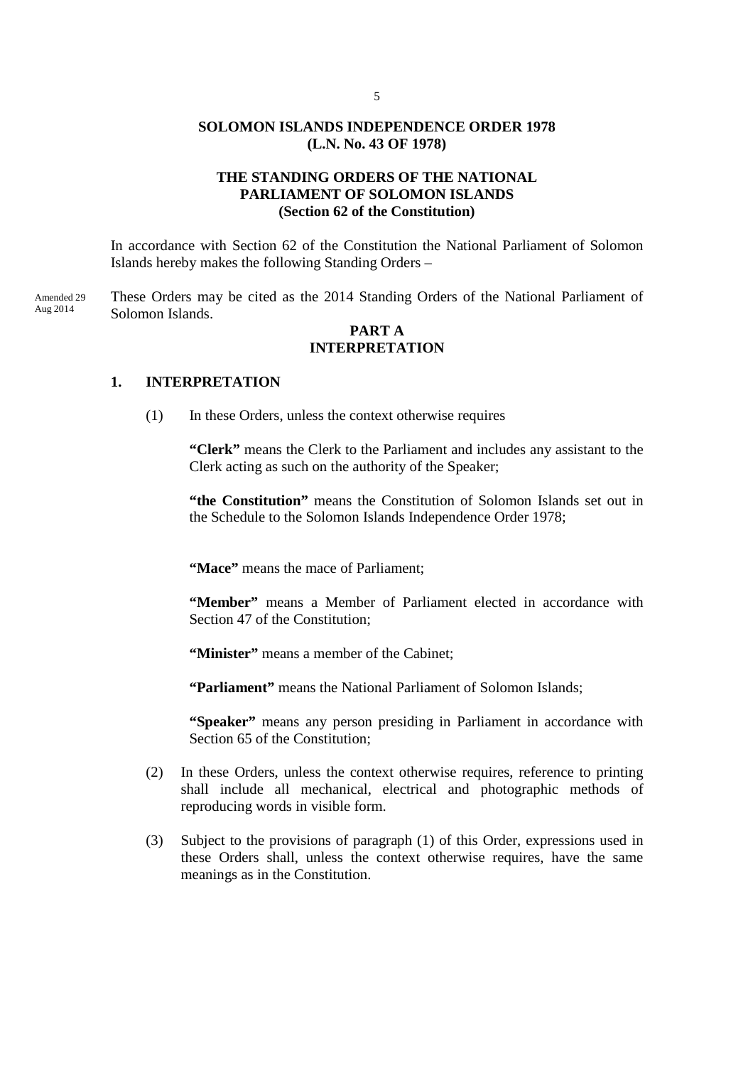**SOLOMON ISLANDS INDEPENDENCE ORDER 1978**
**(L.N. No. 43 OF 1978)**

**THE STANDING ORDERS OF THE NATIONAL PARLIAMENT OF SOLOMON ISLANDS**
**(Section 62 of the Constitution)**

In accordance with Section 62 of the Constitution the National Parliament of Solomon Islands hereby makes the following Standing Orders –

Amended 29 Aug 2014

These Orders may be cited as the 2014 Standing Orders of the National Parliament of Solomon Islands.

## PART A
## INTERPRETATION

### 1. INTERPRETATION

(1) In these Orders, unless the context otherwise requires

**"Clerk"** means the Clerk to the Parliament and includes any assistant to the Clerk acting as such on the authority of the Speaker;

**"the Constitution"** means the Constitution of Solomon Islands set out in the Schedule to the Solomon Islands Independence Order 1978;

**"Mace"** means the mace of Parliament;

**"Member"** means a Member of Parliament elected in accordance with Section 47 of the Constitution;

**"Minister"** means a member of the Cabinet;

**"Parliament"** means the National Parliament of Solomon Islands;

**"Speaker"** means any person presiding in Parliament in accordance with Section 65 of the Constitution;

(2) In these Orders, unless the context otherwise requires, reference to printing shall include all mechanical, electrical and photographic methods of reproducing words in visible form.

(3) Subject to the provisions of paragraph (1) of this Order, expressions used in these Orders shall, unless the context otherwise requires, have the same meanings as in the Constitution.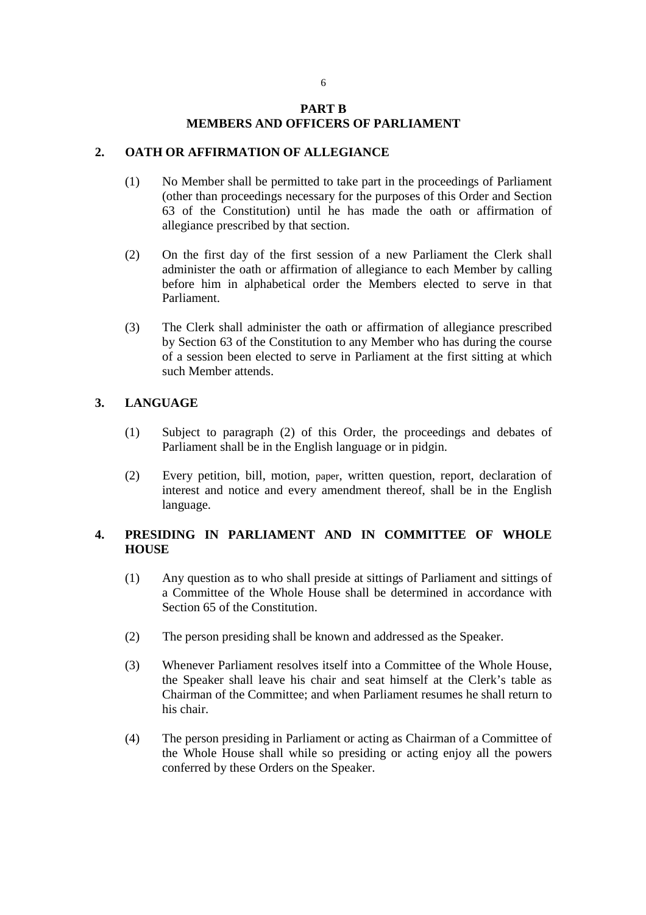## PART B
## MEMBERS AND OFFICERS OF PARLIAMENT

### 2. OATH OR AFFIRMATION OF ALLEGIANCE

(1) No Member shall be permitted to take part in the proceedings of Parliament (other than proceedings necessary for the purposes of this Order and Section 63 of the Constitution) until he has made the oath or affirmation of allegiance prescribed by that section.

(2) On the first day of the first session of a new Parliament the Clerk shall administer the oath or affirmation of allegiance to each Member by calling before him in alphabetical order the Members elected to serve in that Parliament.

(3) The Clerk shall administer the oath or affirmation of allegiance prescribed by Section 63 of the Constitution to any Member who has during the course of a session been elected to serve in Parliament at the first sitting at which such Member attends.

### 3. LANGUAGE

(1) Subject to paragraph (2) of this Order, the proceedings and debates of Parliament shall be in the English language or in pidgin.

(2) Every petition, bill, motion, paper, written question, report, declaration of interest and notice and every amendment thereof, shall be in the English language.

### 4. PRESIDING IN PARLIAMENT AND IN COMMITTEE OF WHOLE HOUSE

(1) Any question as to who shall preside at sittings of Parliament and sittings of a Committee of the Whole House shall be determined in accordance with Section 65 of the Constitution.

(2) The person presiding shall be known and addressed as the Speaker.

(3) Whenever Parliament resolves itself into a Committee of the Whole House, the Speaker shall leave his chair and seat himself at the Clerk's table as Chairman of the Committee; and when Parliament resumes he shall return to his chair.

(4) The person presiding in Parliament or acting as Chairman of a Committee of the Whole House shall while so presiding or acting enjoy all the powers conferred by these Orders on the Speaker.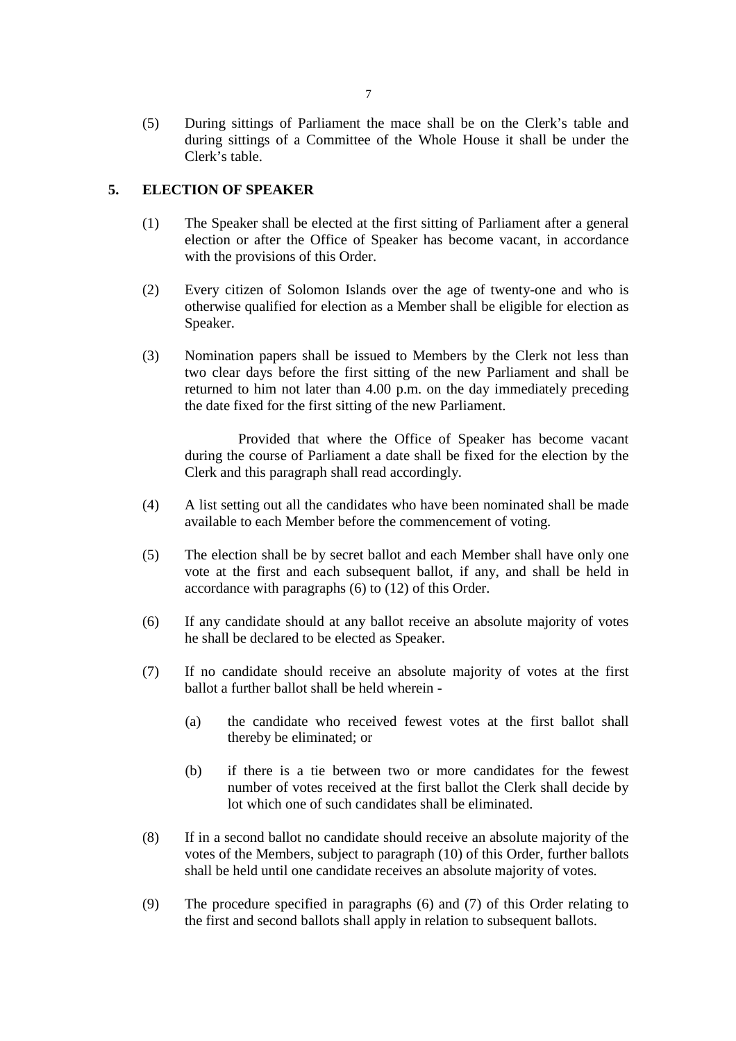(5) During sittings of Parliament the mace shall be on the Clerk's table and during sittings of a Committee of the Whole House it shall be under the Clerk's table.

## 5. ELECTION OF SPEAKER

(1) The Speaker shall be elected at the first sitting of Parliament after a general election or after the Office of Speaker has become vacant, in accordance with the provisions of this Order.

(2) Every citizen of Solomon Islands over the age of twenty-one and who is otherwise qualified for election as a Member shall be eligible for election as Speaker.

(3) Nomination papers shall be issued to Members by the Clerk not less than two clear days before the first sitting of the new Parliament and shall be returned to him not later than 4.00 p.m. on the day immediately preceding the date fixed for the first sitting of the new Parliament.

Provided that where the Office of Speaker has become vacant during the course of Parliament a date shall be fixed for the election by the Clerk and this paragraph shall read accordingly.

(4) A list setting out all the candidates who have been nominated shall be made available to each Member before the commencement of voting.

(5) The election shall be by secret ballot and each Member shall have only one vote at the first and each subsequent ballot, if any, and shall be held in accordance with paragraphs (6) to (12) of this Order.

(6) If any candidate should at any ballot receive an absolute majority of votes he shall be declared to be elected as Speaker.

(7) If no candidate should receive an absolute majority of votes at the first ballot a further ballot shall be held wherein -

(a) the candidate who received fewest votes at the first ballot shall thereby be eliminated; or

(b) if there is a tie between two or more candidates for the fewest number of votes received at the first ballot the Clerk shall decide by lot which one of such candidates shall be eliminated.

(8) If in a second ballot no candidate should receive an absolute majority of the votes of the Members, subject to paragraph (10) of this Order, further ballots shall be held until one candidate receives an absolute majority of votes.

(9) The procedure specified in paragraphs (6) and (7) of this Order relating to the first and second ballots shall apply in relation to subsequent ballots.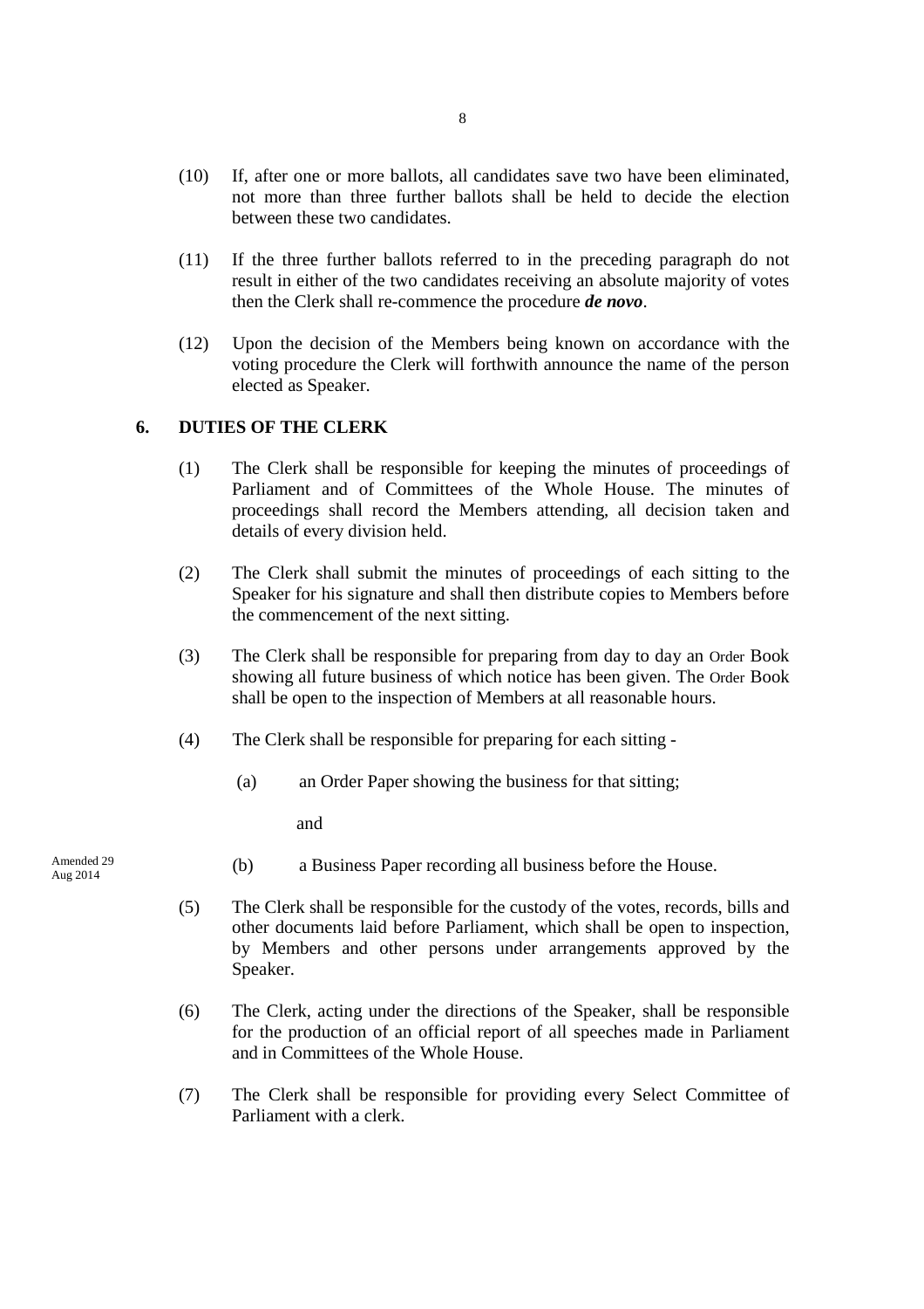(10) If, after one or more ballots, all candidates save two have been eliminated, not more than three further ballots shall be held to decide the election between these two candidates.

(11) If the three further ballots referred to in the preceding paragraph do not result in either of the two candidates receiving an absolute majority of votes then the Clerk shall re-commence the procedure ***de novo***.

(12) Upon the decision of the Members being known on accordance with the voting procedure the Clerk will forthwith announce the name of the person elected as Speaker.

## 6. DUTIES OF THE CLERK

(1) The Clerk shall be responsible for keeping the minutes of proceedings of Parliament and of Committees of the Whole House. The minutes of proceedings shall record the Members attending, all decision taken and details of every division held.

(2) The Clerk shall submit the minutes of proceedings of each sitting to the Speaker for his signature and shall then distribute copies to Members before the commencement of the next sitting.

(3) The Clerk shall be responsible for preparing from day to day an Order Book showing all future business of which notice has been given. The Order Book shall be open to the inspection of Members at all reasonable hours.

(4) The Clerk shall be responsible for preparing for each sitting -

(a) an Order Paper showing the business for that sitting;

and

Amended 29 Aug 2014

(b) a Business Paper recording all business before the House.

(5) The Clerk shall be responsible for the custody of the votes, records, bills and other documents laid before Parliament, which shall be open to inspection, by Members and other persons under arrangements approved by the Speaker.

(6) The Clerk, acting under the directions of the Speaker, shall be responsible for the production of an official report of all speeches made in Parliament and in Committees of the Whole House.

(7) The Clerk shall be responsible for providing every Select Committee of Parliament with a clerk.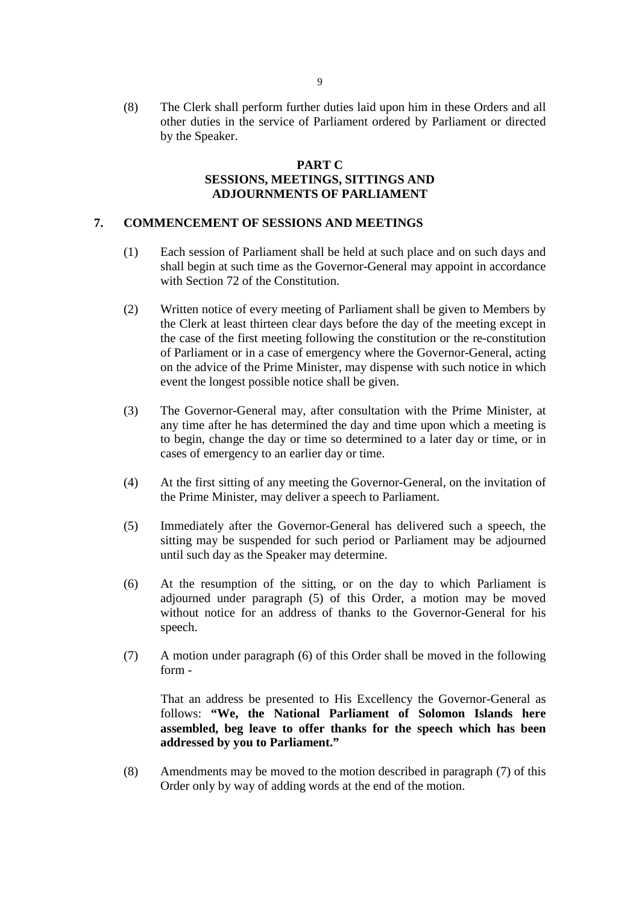(8) The Clerk shall perform further duties laid upon him in these Orders and all other duties in the service of Parliament ordered by Parliament or directed by the Speaker.

## PART C
## SESSIONS, MEETINGS, SITTINGS AND ADJOURNMENTS OF PARLIAMENT

### 7. COMMENCEMENT OF SESSIONS AND MEETINGS

(1) Each session of Parliament shall be held at such place and on such days and shall begin at such time as the Governor-General may appoint in accordance with Section 72 of the Constitution.

(2) Written notice of every meeting of Parliament shall be given to Members by the Clerk at least thirteen clear days before the day of the meeting except in the case of the first meeting following the constitution or the re-constitution of Parliament or in a case of emergency where the Governor-General, acting on the advice of the Prime Minister, may dispense with such notice in which event the longest possible notice shall be given.

(3) The Governor-General may, after consultation with the Prime Minister, at any time after he has determined the day and time upon which a meeting is to begin, change the day or time so determined to a later day or time, or in cases of emergency to an earlier day or time.

(4) At the first sitting of any meeting the Governor-General, on the invitation of the Prime Minister, may deliver a speech to Parliament.

(5) Immediately after the Governor-General has delivered such a speech, the sitting may be suspended for such period or Parliament may be adjourned until such day as the Speaker may determine.

(6) At the resumption of the sitting, or on the day to which Parliament is adjourned under paragraph (5) of this Order, a motion may be moved without notice for an address of thanks to the Governor-General for his speech.

(7) A motion under paragraph (6) of this Order shall be moved in the following form -

That an address be presented to His Excellency the Governor-General as follows: **"We, the National Parliament of Solomon Islands here assembled, beg leave to offer thanks for the speech which has been addressed by you to Parliament."**

(8) Amendments may be moved to the motion described in paragraph (7) of this Order only by way of adding words at the end of the motion.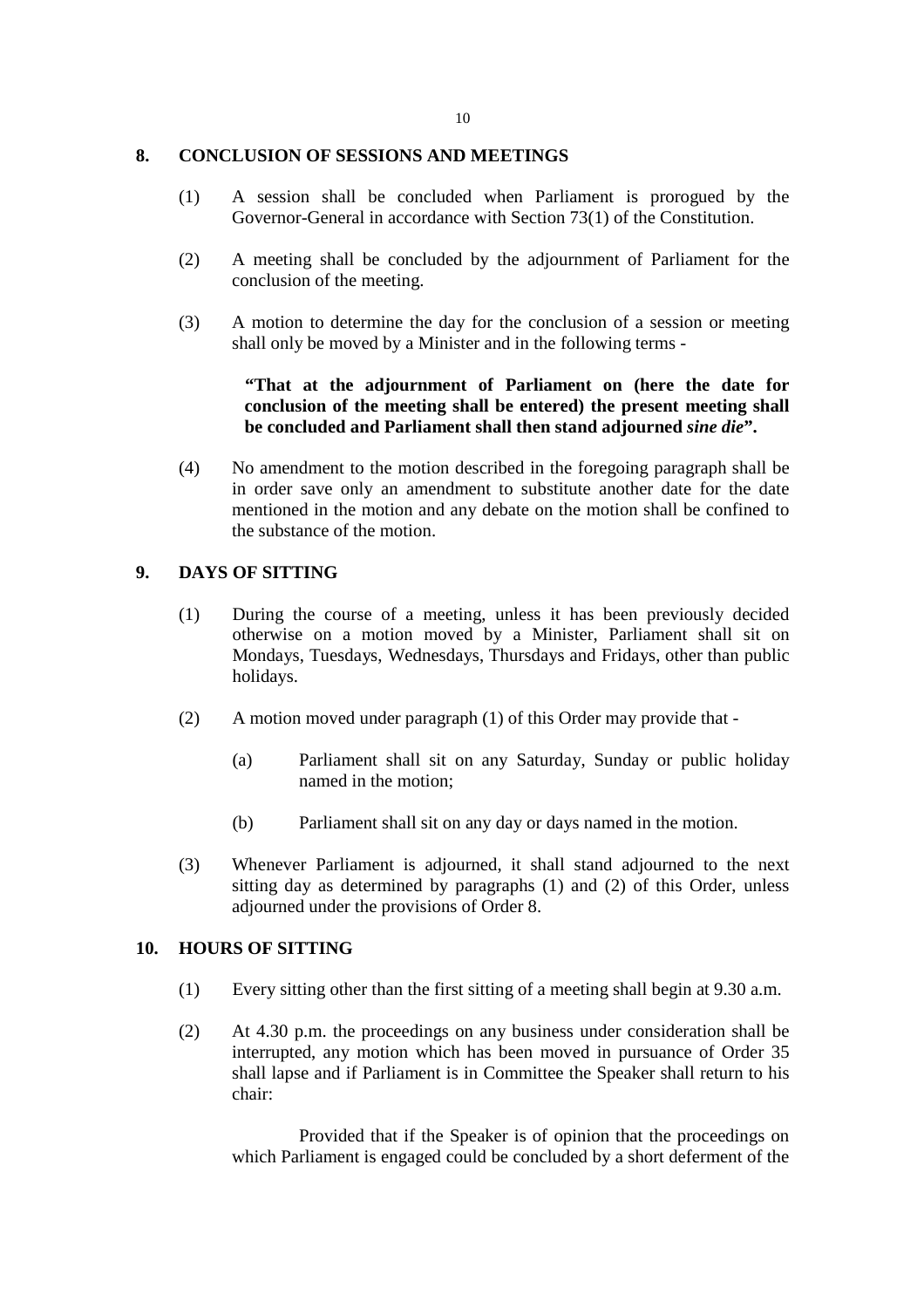## 8. CONCLUSION OF SESSIONS AND MEETINGS

(1) A session shall be concluded when Parliament is prorogued by the Governor-General in accordance with Section 73(1) of the Constitution.

(2) A meeting shall be concluded by the adjournment of Parliament for the conclusion of the meeting.

(3) A motion to determine the day for the conclusion of a session or meeting shall only be moved by a Minister and in the following terms -

> **"That at the adjournment of Parliament on (here the date for conclusion of the meeting shall be entered) the present meeting shall be concluded and Parliament shall then stand adjourned *sine die*".**

(4) No amendment to the motion described in the foregoing paragraph shall be in order save only an amendment to substitute another date for the date mentioned in the motion and any debate on the motion shall be confined to the substance of the motion.

## 9. DAYS OF SITTING

(1) During the course of a meeting, unless it has been previously decided otherwise on a motion moved by a Minister, Parliament shall sit on Mondays, Tuesdays, Wednesdays, Thursdays and Fridays, other than public holidays.

(2) A motion moved under paragraph (1) of this Order may provide that -

(a) Parliament shall sit on any Saturday, Sunday or public holiday named in the motion;

(b) Parliament shall sit on any day or days named in the motion.

(3) Whenever Parliament is adjourned, it shall stand adjourned to the next sitting day as determined by paragraphs (1) and (2) of this Order, unless adjourned under the provisions of Order 8.

## 10. HOURS OF SITTING

(1) Every sitting other than the first sitting of a meeting shall begin at 9.30 a.m.

(2) At 4.30 p.m. the proceedings on any business under consideration shall be interrupted, any motion which has been moved in pursuance of Order 35 shall lapse and if Parliament is in Committee the Speaker shall return to his chair:

Provided that if the Speaker is of opinion that the proceedings on which Parliament is engaged could be concluded by a short deferment of the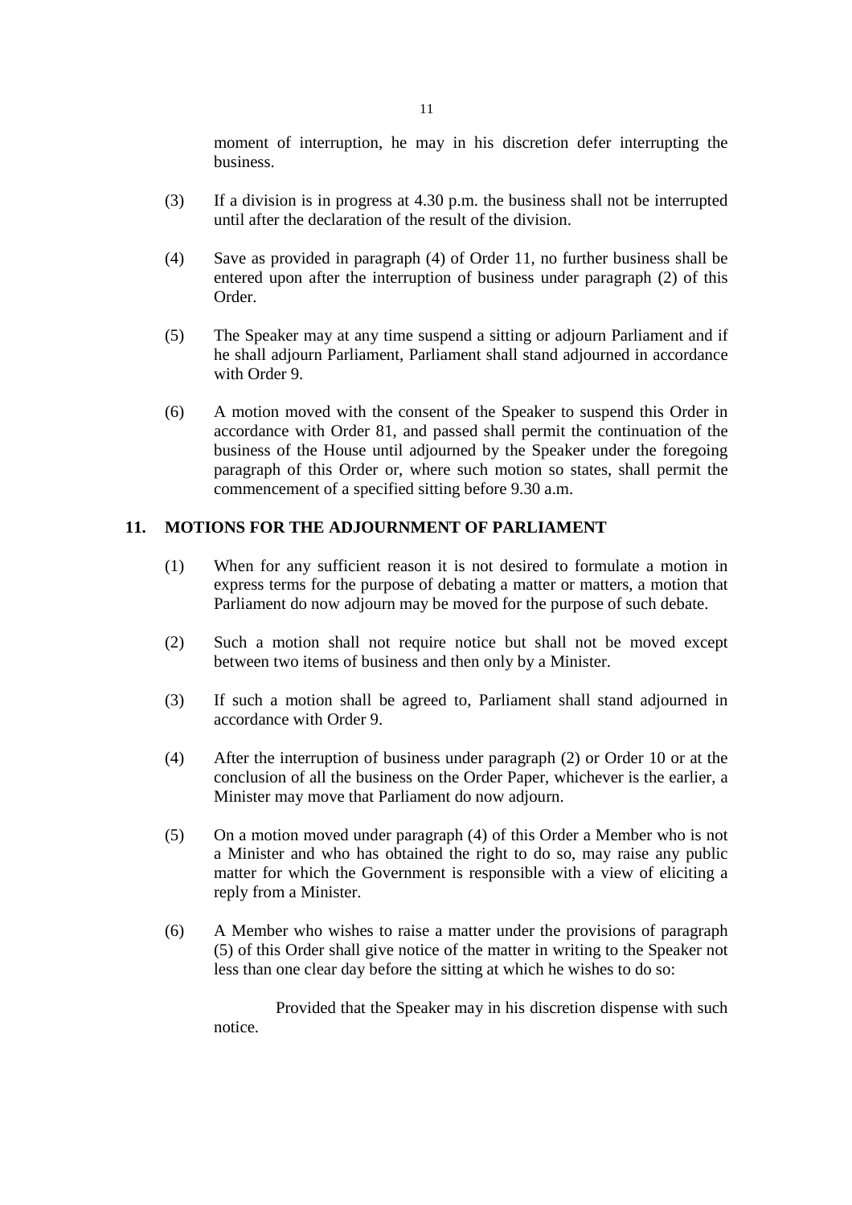moment of interruption, he may in his discretion defer interrupting the business.

(3) If a division is in progress at 4.30 p.m. the business shall not be interrupted until after the declaration of the result of the division.

(4) Save as provided in paragraph (4) of Order 11, no further business shall be entered upon after the interruption of business under paragraph (2) of this Order.

(5) The Speaker may at any time suspend a sitting or adjourn Parliament and if he shall adjourn Parliament, Parliament shall stand adjourned in accordance with Order 9.

(6) A motion moved with the consent of the Speaker to suspend this Order in accordance with Order 81, and passed shall permit the continuation of the business of the House until adjourned by the Speaker under the foregoing paragraph of this Order or, where such motion so states, shall permit the commencement of a specified sitting before 9.30 a.m.

## 11. MOTIONS FOR THE ADJOURNMENT OF PARLIAMENT

(1) When for any sufficient reason it is not desired to formulate a motion in express terms for the purpose of debating a matter or matters, a motion that Parliament do now adjourn may be moved for the purpose of such debate.

(2) Such a motion shall not require notice but shall not be moved except between two items of business and then only by a Minister.

(3) If such a motion shall be agreed to, Parliament shall stand adjourned in accordance with Order 9.

(4) After the interruption of business under paragraph (2) or Order 10 or at the conclusion of all the business on the Order Paper, whichever is the earlier, a Minister may move that Parliament do now adjourn.

(5) On a motion moved under paragraph (4) of this Order a Member who is not a Minister and who has obtained the right to do so, may raise any public matter for which the Government is responsible with a view of eliciting a reply from a Minister.

(6) A Member who wishes to raise a matter under the provisions of paragraph (5) of this Order shall give notice of the matter in writing to the Speaker not less than one clear day before the sitting at which he wishes to do so:

Provided that the Speaker may in his discretion dispense with such notice.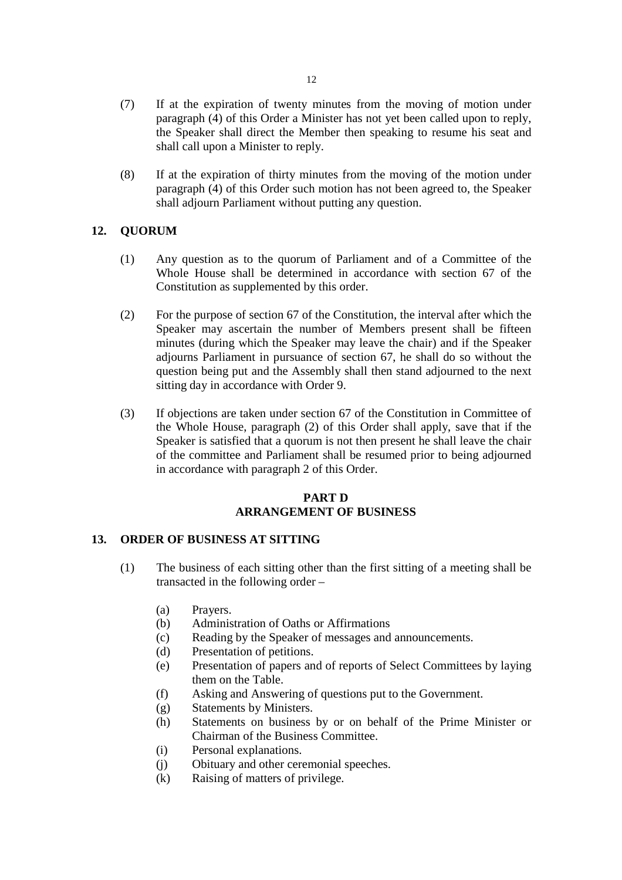(7) If at the expiration of twenty minutes from the moving of motion under paragraph (4) of this Order a Minister has not yet been called upon to reply, the Speaker shall direct the Member then speaking to resume his seat and shall call upon a Minister to reply.

(8) If at the expiration of thirty minutes from the moving of the motion under paragraph (4) of this Order such motion has not been agreed to, the Speaker shall adjourn Parliament without putting any question.

## 12. QUORUM

(1) Any question as to the quorum of Parliament and of a Committee of the Whole House shall be determined in accordance with section 67 of the Constitution as supplemented by this order.

(2) For the purpose of section 67 of the Constitution, the interval after which the Speaker may ascertain the number of Members present shall be fifteen minutes (during which the Speaker may leave the chair) and if the Speaker adjourns Parliament in pursuance of section 67, he shall do so without the question being put and the Assembly shall then stand adjourned to the next sitting day in accordance with Order 9.

(3) If objections are taken under section 67 of the Constitution in Committee of the Whole House, paragraph (2) of this Order shall apply, save that if the Speaker is satisfied that a quorum is not then present he shall leave the chair of the committee and Parliament shall be resumed prior to being adjourned in accordance with paragraph 2 of this Order.

# PART D
# ARRANGEMENT OF BUSINESS

## 13. ORDER OF BUSINESS AT SITTING

(1) The business of each sitting other than the first sitting of a meeting shall be transacted in the following order –

- (a) Prayers.
- (b) Administration of Oaths or Affirmations
- (c) Reading by the Speaker of messages and announcements.
- (d) Presentation of petitions.
- (e) Presentation of papers and of reports of Select Committees by laying them on the Table.
- (f) Asking and Answering of questions put to the Government.
- (g) Statements by Ministers.
- (h) Statements on business by or on behalf of the Prime Minister or Chairman of the Business Committee.
- (i) Personal explanations.
- (j) Obituary and other ceremonial speeches.
- (k) Raising of matters of privilege.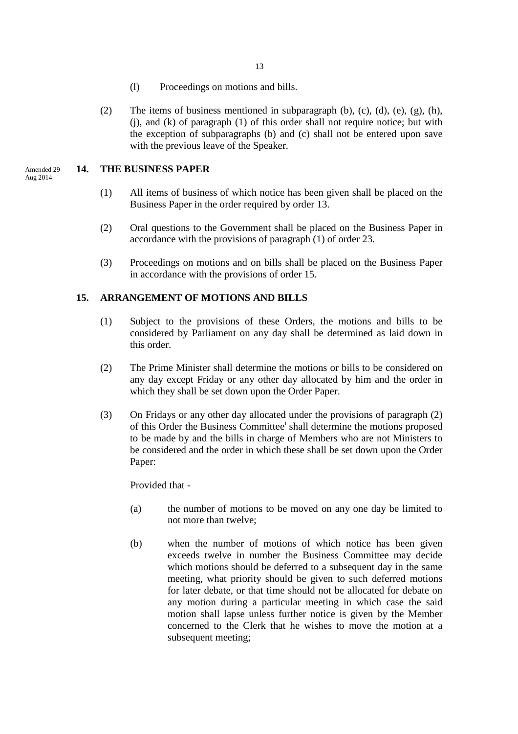(l) Proceedings on motions and bills.

(2) The items of business mentioned in subparagraph (b), (c), (d), (e), (g), (h), (j), and (k) of paragraph (1) of this order shall not require notice; but with the exception of subparagraphs (b) and (c) shall not be entered upon save with the previous leave of the Speaker.

Amended 29 Aug 2014

## 14. THE BUSINESS PAPER

(1) All items of business of which notice has been given shall be placed on the Business Paper in the order required by order 13.

(2) Oral questions to the Government shall be placed on the Business Paper in accordance with the provisions of paragraph (1) of order 23.

(3) Proceedings on motions and on bills shall be placed on the Business Paper in accordance with the provisions of order 15.

## 15. ARRANGEMENT OF MOTIONS AND BILLS

(1) Subject to the provisions of these Orders, the motions and bills to be considered by Parliament on any day shall be determined as laid down in this order.

(2) The Prime Minister shall determine the motions or bills to be considered on any day except Friday or any other day allocated by him and the order in which they shall be set down upon the Order Paper.

(3) On Fridays or any other day allocated under the provisions of paragraph (2) of this Order the Business Committee[i] shall determine the motions proposed to be made by and the bills in charge of Members who are not Ministers to be considered and the order in which these shall be set down upon the Order Paper:

Provided that -

(a) the number of motions to be moved on any one day be limited to not more than twelve;

(b) when the number of motions of which notice has been given exceeds twelve in number the Business Committee may decide which motions should be deferred to a subsequent day in the same meeting, what priority should be given to such deferred motions for later debate, or that time should not be allocated for debate on any motion during a particular meeting in which case the said motion shall lapse unless further notice is given by the Member concerned to the Clerk that he wishes to move the motion at a subsequent meeting;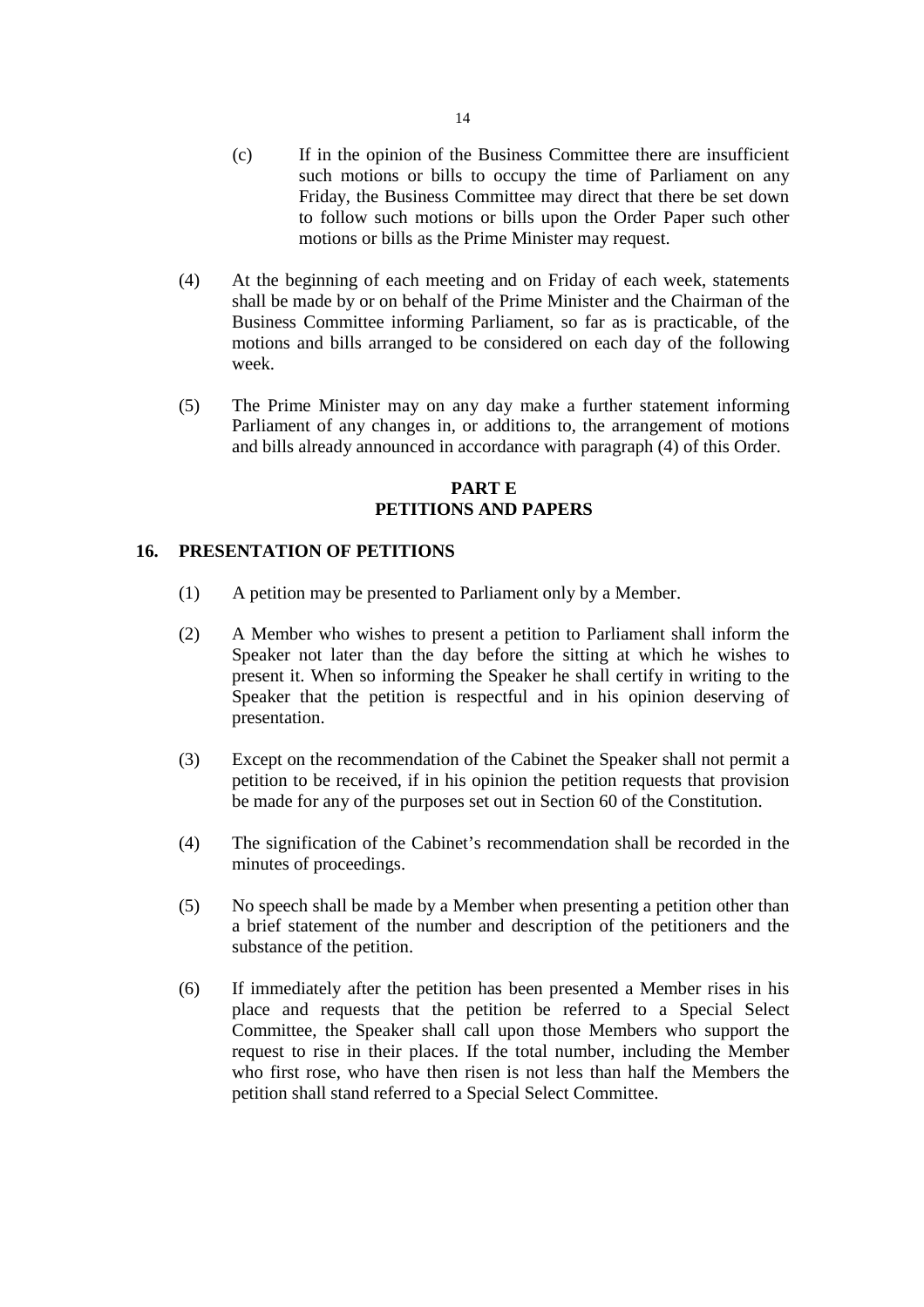(c) If in the opinion of the Business Committee there are insufficient such motions or bills to occupy the time of Parliament on any Friday, the Business Committee may direct that there be set down to follow such motions or bills upon the Order Paper such other motions or bills as the Prime Minister may request.

(4) At the beginning of each meeting and on Friday of each week, statements shall be made by or on behalf of the Prime Minister and the Chairman of the Business Committee informing Parliament, so far as is practicable, of the motions and bills arranged to be considered on each day of the following week.

(5) The Prime Minister may on any day make a further statement informing Parliament of any changes in, or additions to, the arrangement of motions and bills already announced in accordance with paragraph (4) of this Order.

## PART E
## PETITIONS AND PAPERS

### 16. PRESENTATION OF PETITIONS

(1) A petition may be presented to Parliament only by a Member.

(2) A Member who wishes to present a petition to Parliament shall inform the Speaker not later than the day before the sitting at which he wishes to present it. When so informing the Speaker he shall certify in writing to the Speaker that the petition is respectful and in his opinion deserving of presentation.

(3) Except on the recommendation of the Cabinet the Speaker shall not permit a petition to be received, if in his opinion the petition requests that provision be made for any of the purposes set out in Section 60 of the Constitution.

(4) The signification of the Cabinet's recommendation shall be recorded in the minutes of proceedings.

(5) No speech shall be made by a Member when presenting a petition other than a brief statement of the number and description of the petitioners and the substance of the petition.

(6) If immediately after the petition has been presented a Member rises in his place and requests that the petition be referred to a Special Select Committee, the Speaker shall call upon those Members who support the request to rise in their places. If the total number, including the Member who first rose, who have then risen is not less than half the Members the petition shall stand referred to a Special Select Committee.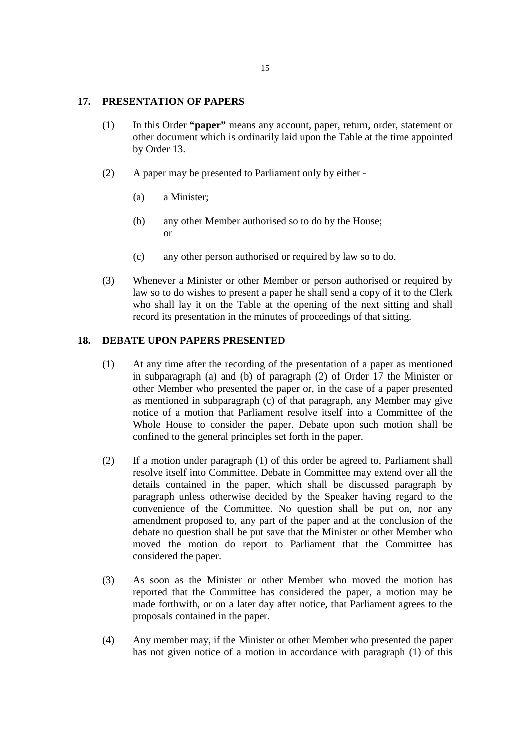## 17. PRESENTATION OF PAPERS

(1) In this Order **"paper"** means any account, paper, return, order, statement or other document which is ordinarily laid upon the Table at the time appointed by Order 13.

(2) A paper may be presented to Parliament only by either -

(a) a Minister;

(b) any other Member authorised so to do by the House; or

(c) any other person authorised or required by law so to do.

(3) Whenever a Minister or other Member or person authorised or required by law so to do wishes to present a paper he shall send a copy of it to the Clerk who shall lay it on the Table at the opening of the next sitting and shall record its presentation in the minutes of proceedings of that sitting.

## 18. DEBATE UPON PAPERS PRESENTED

(1) At any time after the recording of the presentation of a paper as mentioned in subparagraph (a) and (b) of paragraph (2) of Order 17 the Minister or other Member who presented the paper or, in the case of a paper presented as mentioned in subparagraph (c) of that paragraph, any Member may give notice of a motion that Parliament resolve itself into a Committee of the Whole House to consider the paper. Debate upon such motion shall be confined to the general principles set forth in the paper.

(2) If a motion under paragraph (1) of this order be agreed to, Parliament shall resolve itself into Committee. Debate in Committee may extend over all the details contained in the paper, which shall be discussed paragraph by paragraph unless otherwise decided by the Speaker having regard to the convenience of the Committee. No question shall be put on, nor any amendment proposed to, any part of the paper and at the conclusion of the debate no question shall be put save that the Minister or other Member who moved the motion do report to Parliament that the Committee has considered the paper.

(3) As soon as the Minister or other Member who moved the motion has reported that the Committee has considered the paper, a motion may be made forthwith, or on a later day after notice, that Parliament agrees to the proposals contained in the paper.

(4) Any member may, if the Minister or other Member who presented the paper has not given notice of a motion in accordance with paragraph (1) of this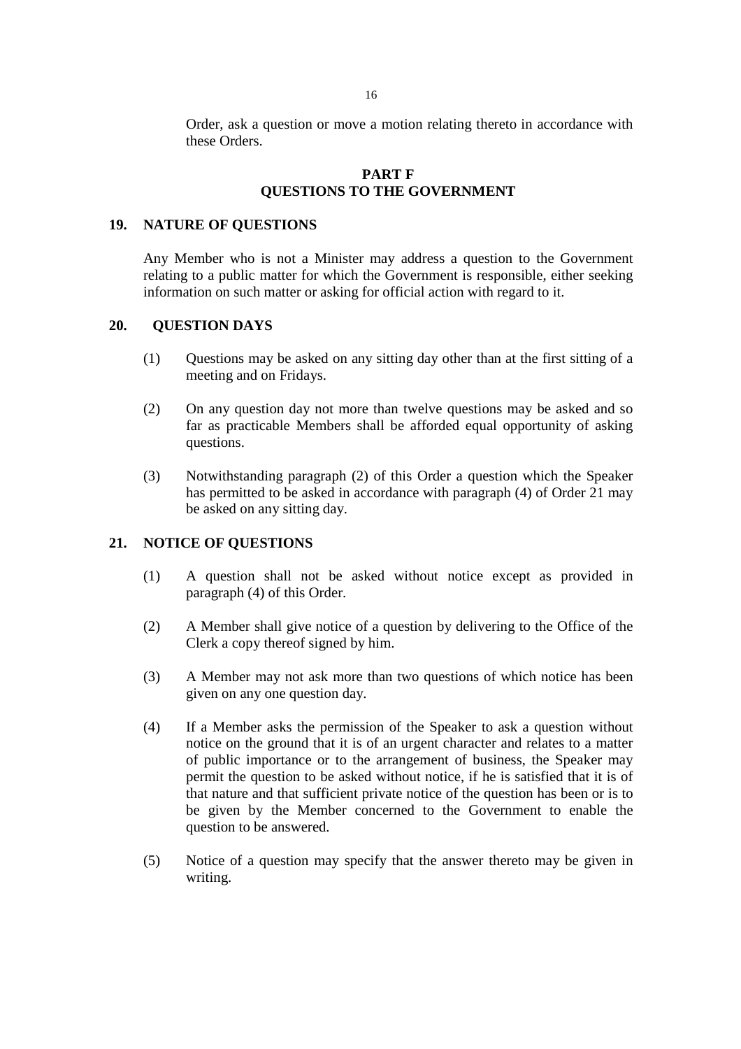Order, ask a question or move a motion relating thereto in accordance with these Orders.

## PART F
## QUESTIONS TO THE GOVERNMENT

### 19. NATURE OF QUESTIONS

Any Member who is not a Minister may address a question to the Government relating to a public matter for which the Government is responsible, either seeking information on such matter or asking for official action with regard to it.

### 20. QUESTION DAYS

(1) Questions may be asked on any sitting day other than at the first sitting of a meeting and on Fridays.

(2) On any question day not more than twelve questions may be asked and so far as practicable Members shall be afforded equal opportunity of asking questions.

(3) Notwithstanding paragraph (2) of this Order a question which the Speaker has permitted to be asked in accordance with paragraph (4) of Order 21 may be asked on any sitting day.

### 21. NOTICE OF QUESTIONS

(1) A question shall not be asked without notice except as provided in paragraph (4) of this Order.

(2) A Member shall give notice of a question by delivering to the Office of the Clerk a copy thereof signed by him.

(3) A Member may not ask more than two questions of which notice has been given on any one question day.

(4) If a Member asks the permission of the Speaker to ask a question without notice on the ground that it is of an urgent character and relates to a matter of public importance or to the arrangement of business, the Speaker may permit the question to be asked without notice, if he is satisfied that it is of that nature and that sufficient private notice of the question has been or is to be given by the Member concerned to the Government to enable the question to be answered.

(5) Notice of a question may specify that the answer thereto may be given in writing.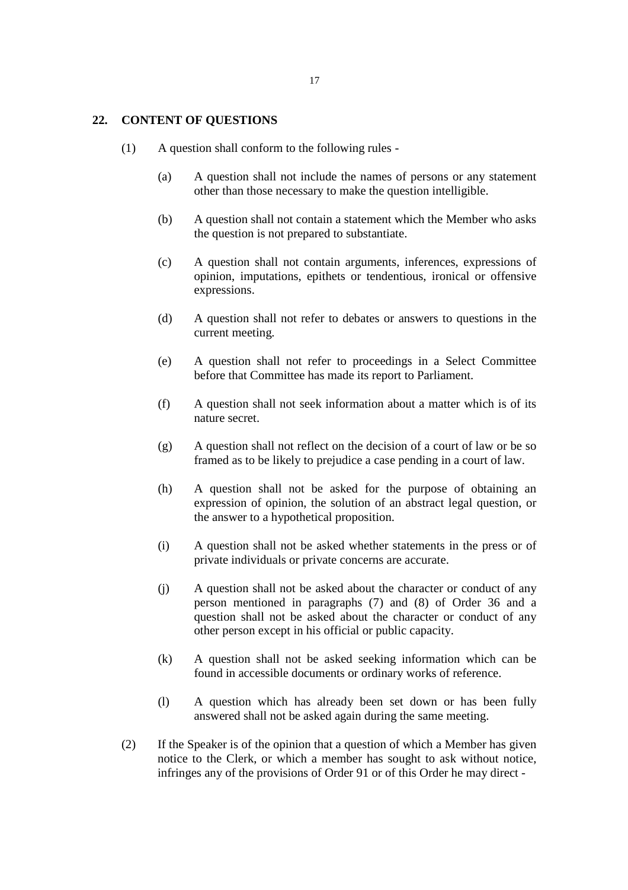## 22. CONTENT OF QUESTIONS

(1) A question shall conform to the following rules -

(a) A question shall not include the names of persons or any statement other than those necessary to make the question intelligible.

(b) A question shall not contain a statement which the Member who asks the question is not prepared to substantiate.

(c) A question shall not contain arguments, inferences, expressions of opinion, imputations, epithets or tendentious, ironical or offensive expressions.

(d) A question shall not refer to debates or answers to questions in the current meeting.

(e) A question shall not refer to proceedings in a Select Committee before that Committee has made its report to Parliament.

(f) A question shall not seek information about a matter which is of its nature secret.

(g) A question shall not reflect on the decision of a court of law or be so framed as to be likely to prejudice a case pending in a court of law.

(h) A question shall not be asked for the purpose of obtaining an expression of opinion, the solution of an abstract legal question, or the answer to a hypothetical proposition.

(i) A question shall not be asked whether statements in the press or of private individuals or private concerns are accurate.

(j) A question shall not be asked about the character or conduct of any person mentioned in paragraphs (7) and (8) of Order 36 and a question shall not be asked about the character or conduct of any other person except in his official or public capacity.

(k) A question shall not be asked seeking information which can be found in accessible documents or ordinary works of reference.

(l) A question which has already been set down or has been fully answered shall not be asked again during the same meeting.

(2) If the Speaker is of the opinion that a question of which a Member has given notice to the Clerk, or which a member has sought to ask without notice, infringes any of the provisions of Order 91 or of this Order he may direct -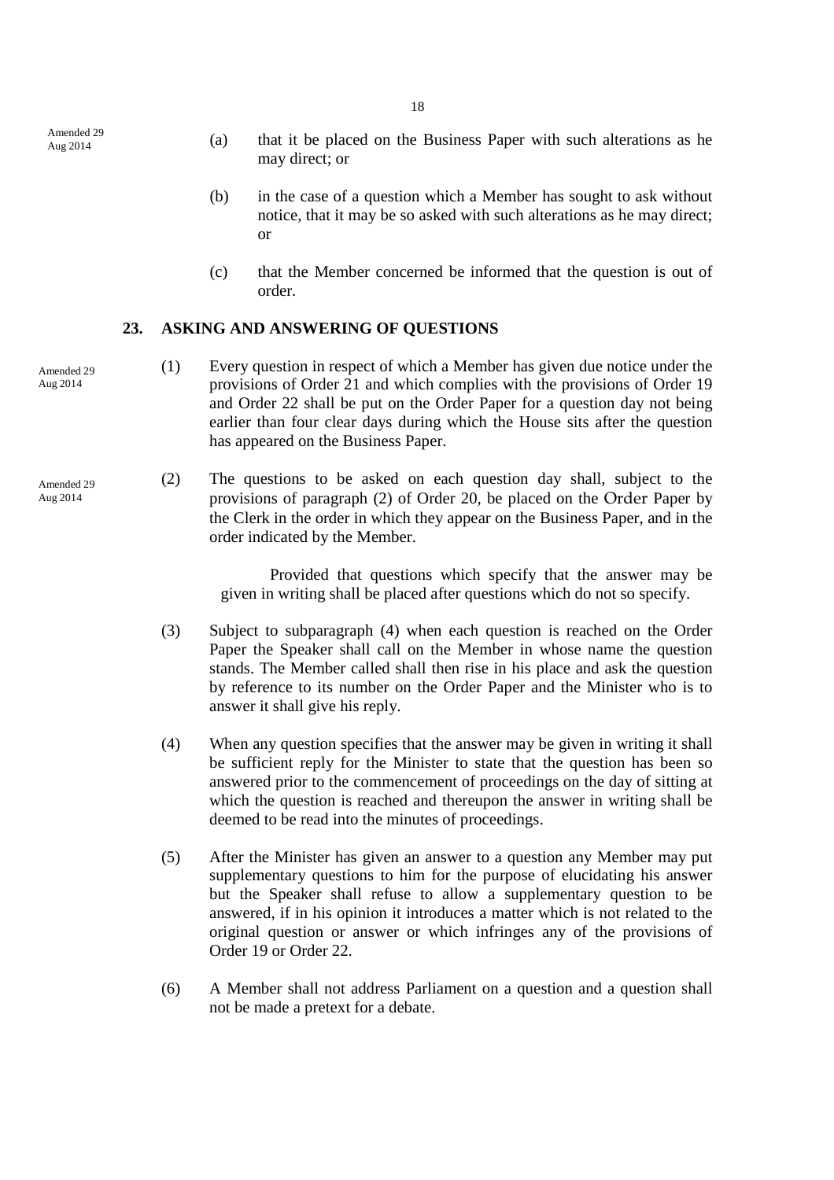Amended 29 Aug 2014

(a) that it be placed on the Business Paper with such alterations as he may direct; or

(b) in the case of a question which a Member has sought to ask without notice, that it may be so asked with such alterations as he may direct; or

(c) that the Member concerned be informed that the question is out of order.

## 23. ASKING AND ANSWERING OF QUESTIONS

Amended 29 Aug 2014

(1) Every question in respect of which a Member has given due notice under the provisions of Order 21 and which complies with the provisions of Order 19 and Order 22 shall be put on the Order Paper for a question day not being earlier than four clear days during which the House sits after the question has appeared on the Business Paper.

Amended 29 Aug 2014

(2) The questions to be asked on each question day shall, subject to the provisions of paragraph (2) of Order 20, be placed on the Order Paper by the Clerk in the order in which they appear on the Business Paper, and in the order indicated by the Member.

Provided that questions which specify that the answer may be given in writing shall be placed after questions which do not so specify.

(3) Subject to subparagraph (4) when each question is reached on the Order Paper the Speaker shall call on the Member in whose name the question stands. The Member called shall then rise in his place and ask the question by reference to its number on the Order Paper and the Minister who is to answer it shall give his reply.

(4) When any question specifies that the answer may be given in writing it shall be sufficient reply for the Minister to state that the question has been so answered prior to the commencement of proceedings on the day of sitting at which the question is reached and thereupon the answer in writing shall be deemed to be read into the minutes of proceedings.

(5) After the Minister has given an answer to a question any Member may put supplementary questions to him for the purpose of elucidating his answer but the Speaker shall refuse to allow a supplementary question to be answered, if in his opinion it introduces a matter which is not related to the original question or answer or which infringes any of the provisions of Order 19 or Order 22.

(6) A Member shall not address Parliament on a question and a question shall not be made a pretext for a debate.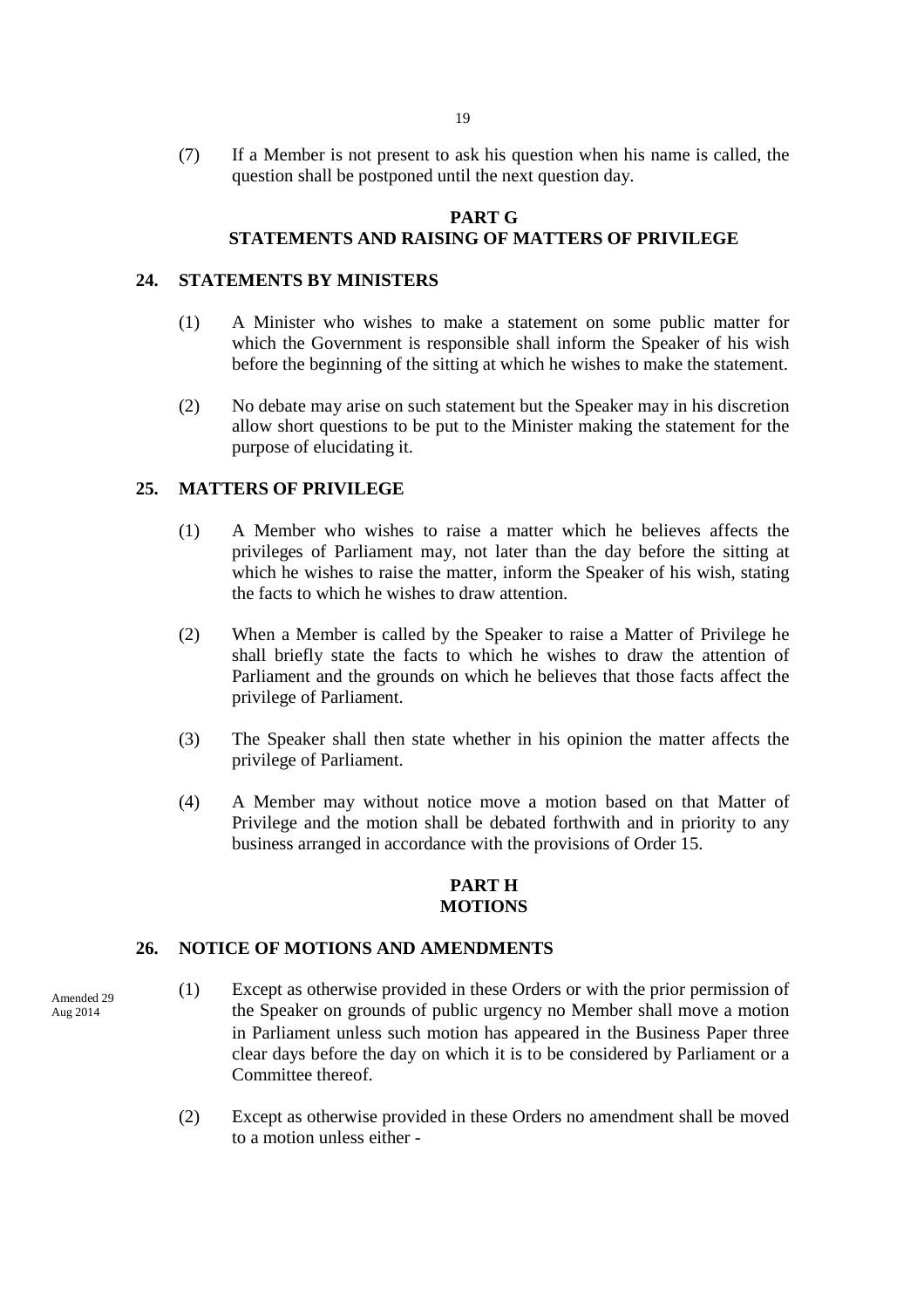(7) If a Member is not present to ask his question when his name is called, the question shall be postponed until the next question day.

## PART G
## STATEMENTS AND RAISING OF MATTERS OF PRIVILEGE

### 24. STATEMENTS BY MINISTERS

(1) A Minister who wishes to make a statement on some public matter for which the Government is responsible shall inform the Speaker of his wish before the beginning of the sitting at which he wishes to make the statement.

(2) No debate may arise on such statement but the Speaker may in his discretion allow short questions to be put to the Minister making the statement for the purpose of elucidating it.

### 25. MATTERS OF PRIVILEGE

(1) A Member who wishes to raise a matter which he believes affects the privileges of Parliament may, not later than the day before the sitting at which he wishes to raise the matter, inform the Speaker of his wish, stating the facts to which he wishes to draw attention.

(2) When a Member is called by the Speaker to raise a Matter of Privilege he shall briefly state the facts to which he wishes to draw the attention of Parliament and the grounds on which he believes that those facts affect the privilege of Parliament.

(3) The Speaker shall then state whether in his opinion the matter affects the privilege of Parliament.

(4) A Member may without notice move a motion based on that Matter of Privilege and the motion shall be debated forthwith and in priority to any business arranged in accordance with the provisions of Order 15.

## PART H
## MOTIONS

### 26. NOTICE OF MOTIONS AND AMENDMENTS

Amended 29 Aug 2014

(1) Except as otherwise provided in these Orders or with the prior permission of the Speaker on grounds of public urgency no Member shall move a motion in Parliament unless such motion has appeared in the Business Paper three clear days before the day on which it is to be considered by Parliament or a Committee thereof.

(2) Except as otherwise provided in these Orders no amendment shall be moved to a motion unless either -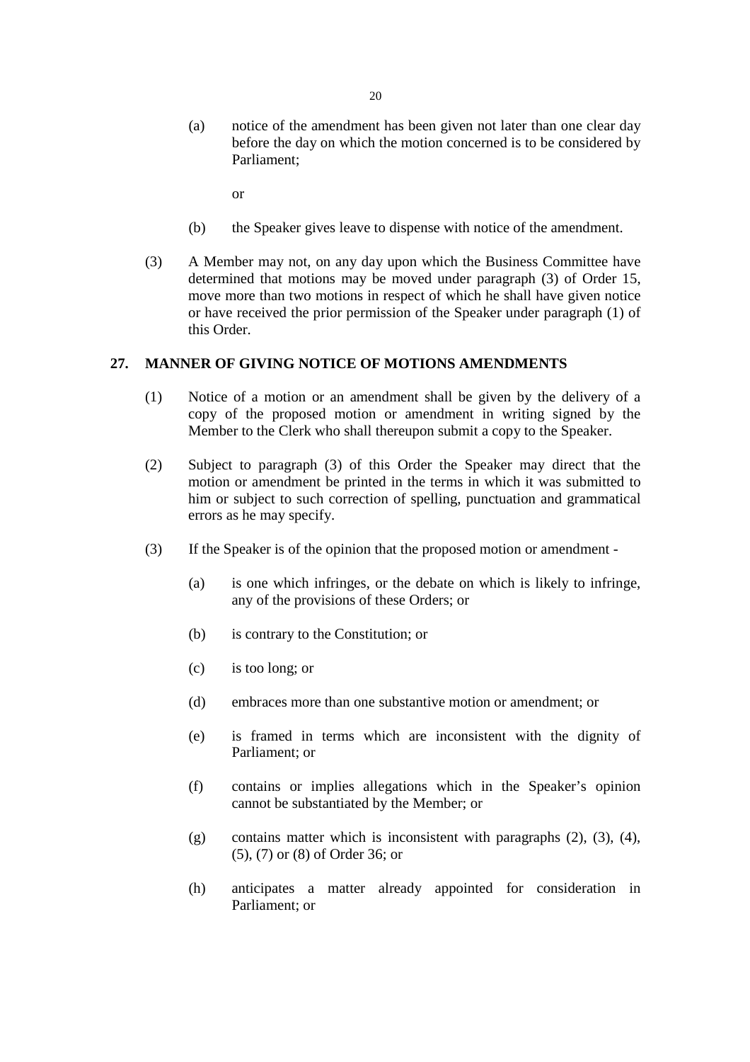(a) notice of the amendment has been given not later than one clear day before the day on which the motion concerned is to be considered by Parliament;

or

(b) the Speaker gives leave to dispense with notice of the amendment.

(3) A Member may not, on any day upon which the Business Committee have determined that motions may be moved under paragraph (3) of Order 15, move more than two motions in respect of which he shall have given notice or have received the prior permission of the Speaker under paragraph (1) of this Order.

## 27. MANNER OF GIVING NOTICE OF MOTIONS AMENDMENTS

(1) Notice of a motion or an amendment shall be given by the delivery of a copy of the proposed motion or amendment in writing signed by the Member to the Clerk who shall thereupon submit a copy to the Speaker.

(2) Subject to paragraph (3) of this Order the Speaker may direct that the motion or amendment be printed in the terms in which it was submitted to him or subject to such correction of spelling, punctuation and grammatical errors as he may specify.

(3) If the Speaker is of the opinion that the proposed motion or amendment -

(a) is one which infringes, or the debate on which is likely to infringe, any of the provisions of these Orders; or

(b) is contrary to the Constitution; or

(c) is too long; or

(d) embraces more than one substantive motion or amendment; or

(e) is framed in terms which are inconsistent with the dignity of Parliament; or

(f) contains or implies allegations which in the Speaker's opinion cannot be substantiated by the Member; or

(g) contains matter which is inconsistent with paragraphs (2), (3), (4), (5), (7) or (8) of Order 36; or

(h) anticipates a matter already appointed for consideration in Parliament; or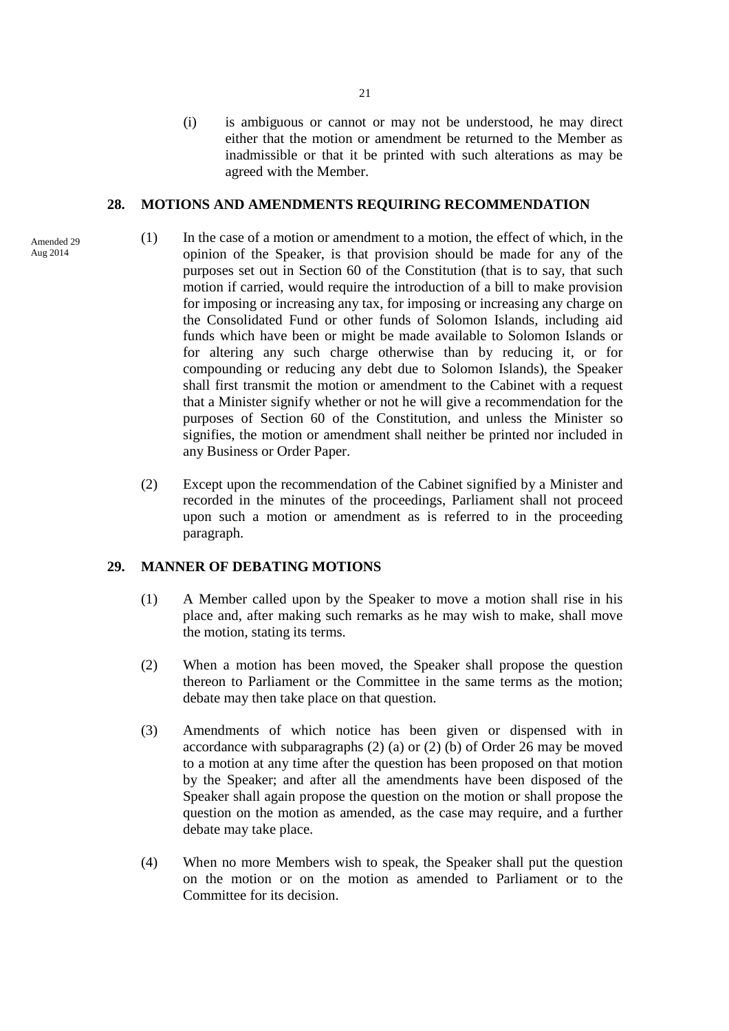(i) is ambiguous or cannot or may not be understood, he may direct either that the motion or amendment be returned to the Member as inadmissible or that it be printed with such alterations as may be agreed with the Member.

## 28. MOTIONS AND AMENDMENTS REQUIRING RECOMMENDATION

Amended 29 Aug 2014

(1) In the case of a motion or amendment to a motion, the effect of which, in the opinion of the Speaker, is that provision should be made for any of the purposes set out in Section 60 of the Constitution (that is to say, that such motion if carried, would require the introduction of a bill to make provision for imposing or increasing any tax, for imposing or increasing any charge on the Consolidated Fund or other funds of Solomon Islands, including aid funds which have been or might be made available to Solomon Islands or for altering any such charge otherwise than by reducing it, or for compounding or reducing any debt due to Solomon Islands), the Speaker shall first transmit the motion or amendment to the Cabinet with a request that a Minister signify whether or not he will give a recommendation for the purposes of Section 60 of the Constitution, and unless the Minister so signifies, the motion or amendment shall neither be printed nor included in any Business or Order Paper.

(2) Except upon the recommendation of the Cabinet signified by a Minister and recorded in the minutes of the proceedings, Parliament shall not proceed upon such a motion or amendment as is referred to in the proceeding paragraph.

## 29. MANNER OF DEBATING MOTIONS

(1) A Member called upon by the Speaker to move a motion shall rise in his place and, after making such remarks as he may wish to make, shall move the motion, stating its terms.

(2) When a motion has been moved, the Speaker shall propose the question thereon to Parliament or the Committee in the same terms as the motion; debate may then take place on that question.

(3) Amendments of which notice has been given or dispensed with in accordance with subparagraphs (2) (a) or (2) (b) of Order 26 may be moved to a motion at any time after the question has been proposed on that motion by the Speaker; and after all the amendments have been disposed of the Speaker shall again propose the question on the motion or shall propose the question on the motion as amended, as the case may require, and a further debate may take place.

(4) When no more Members wish to speak, the Speaker shall put the question on the motion or on the motion as amended to Parliament or to the Committee for its decision.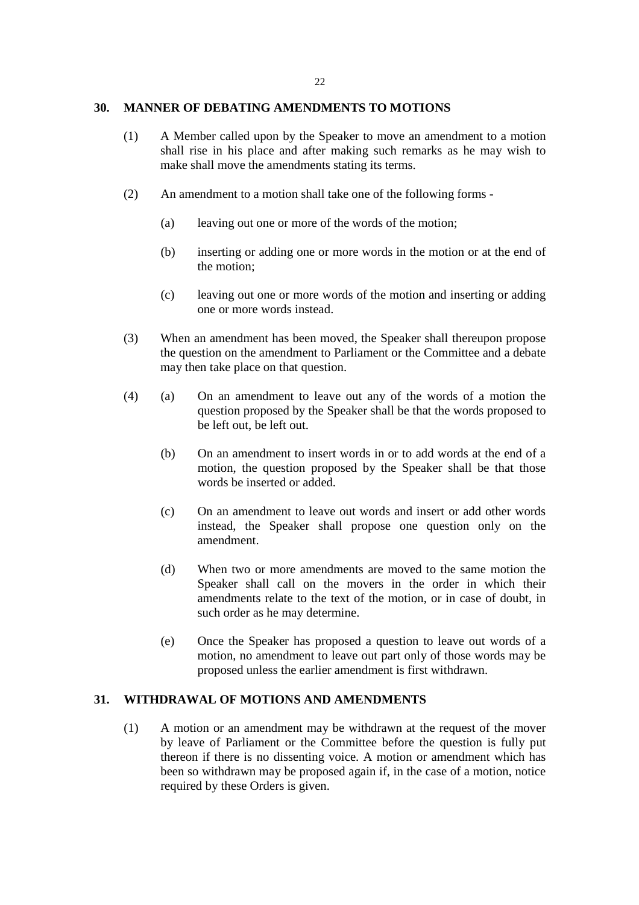## 30. MANNER OF DEBATING AMENDMENTS TO MOTIONS

(1) A Member called upon by the Speaker to move an amendment to a motion shall rise in his place and after making such remarks as he may wish to make shall move the amendments stating its terms.

(2) An amendment to a motion shall take one of the following forms -

   (a) leaving out one or more of the words of the motion;

   (b) inserting or adding one or more words in the motion or at the end of the motion;

   (c) leaving out one or more words of the motion and inserting or adding one or more words instead.

(3) When an amendment has been moved, the Speaker shall thereupon propose the question on the amendment to Parliament or the Committee and a debate may then take place on that question.

(4) (a) On an amendment to leave out any of the words of a motion the question proposed by the Speaker shall be that the words proposed to be left out, be left out.

   (b) On an amendment to insert words in or to add words at the end of a motion, the question proposed by the Speaker shall be that those words be inserted or added.

   (c) On an amendment to leave out words and insert or add other words instead, the Speaker shall propose one question only on the amendment.

   (d) When two or more amendments are moved to the same motion the Speaker shall call on the movers in the order in which their amendments relate to the text of the motion, or in case of doubt, in such order as he may determine.

   (e) Once the Speaker has proposed a question to leave out words of a motion, no amendment to leave out part only of those words may be proposed unless the earlier amendment is first withdrawn.

## 31. WITHDRAWAL OF MOTIONS AND AMENDMENTS

(1) A motion or an amendment may be withdrawn at the request of the mover by leave of Parliament or the Committee before the question is fully put thereon if there is no dissenting voice. A motion or amendment which has been so withdrawn may be proposed again if, in the case of a motion, notice required by these Orders is given.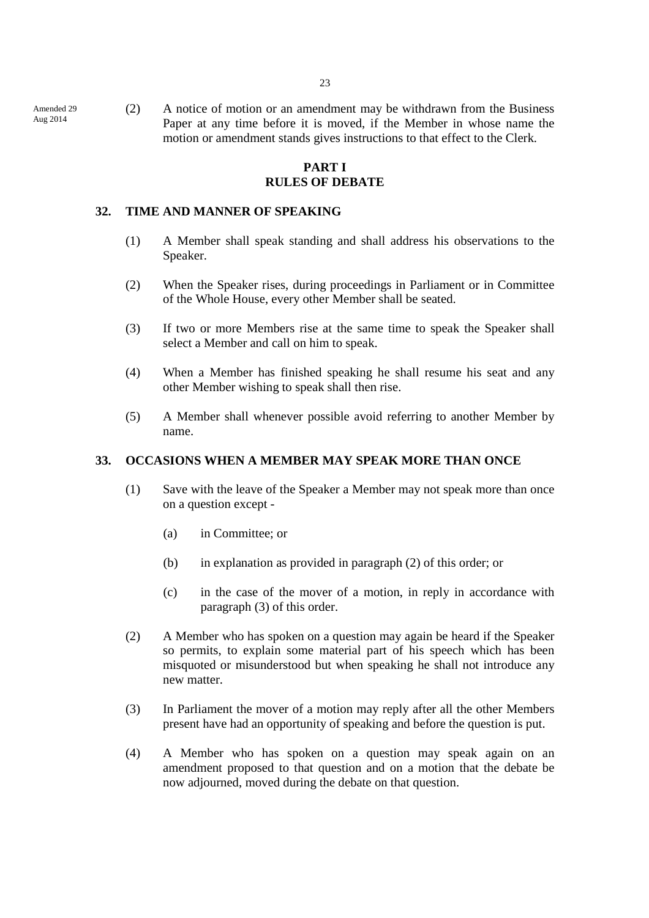Amended 29 Aug 2014

(2) A notice of motion or an amendment may be withdrawn from the Business Paper at any time before it is moved, if the Member in whose name the motion or amendment stands gives instructions to that effect to the Clerk.

## PART I
## RULES OF DEBATE

### 32. TIME AND MANNER OF SPEAKING

(1) A Member shall speak standing and shall address his observations to the Speaker.

(2) When the Speaker rises, during proceedings in Parliament or in Committee of the Whole House, every other Member shall be seated.

(3) If two or more Members rise at the same time to speak the Speaker shall select a Member and call on him to speak.

(4) When a Member has finished speaking he shall resume his seat and any other Member wishing to speak shall then rise.

(5) A Member shall whenever possible avoid referring to another Member by name.

### 33. OCCASIONS WHEN A MEMBER MAY SPEAK MORE THAN ONCE

(1) Save with the leave of the Speaker a Member may not speak more than once on a question except -

(a) in Committee; or

(b) in explanation as provided in paragraph (2) of this order; or

(c) in the case of the mover of a motion, in reply in accordance with paragraph (3) of this order.

(2) A Member who has spoken on a question may again be heard if the Speaker so permits, to explain some material part of his speech which has been misquoted or misunderstood but when speaking he shall not introduce any new matter.

(3) In Parliament the mover of a motion may reply after all the other Members present have had an opportunity of speaking and before the question is put.

(4) A Member who has spoken on a question may speak again on an amendment proposed to that question and on a motion that the debate be now adjourned, moved during the debate on that question.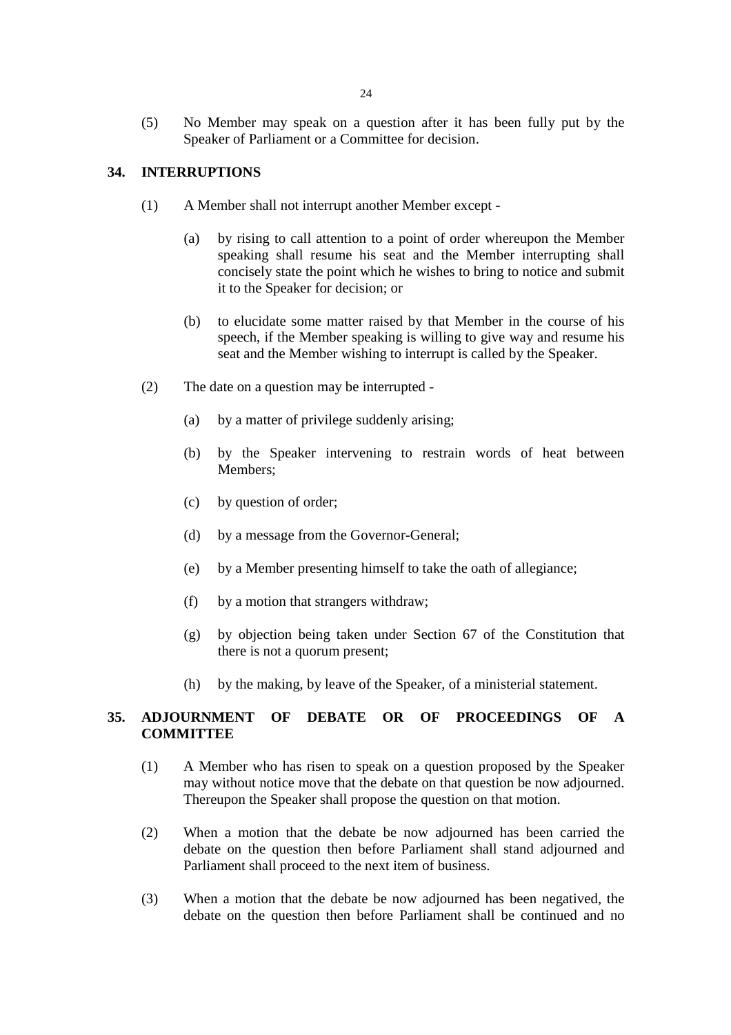(5) No Member may speak on a question after it has been fully put by the Speaker of Parliament or a Committee for decision.

## 34. INTERRUPTIONS

(1) A Member shall not interrupt another Member except -

(a) by rising to call attention to a point of order whereupon the Member speaking shall resume his seat and the Member interrupting shall concisely state the point which he wishes to bring to notice and submit it to the Speaker for decision; or

(b) to elucidate some matter raised by that Member in the course of his speech, if the Member speaking is willing to give way and resume his seat and the Member wishing to interrupt is called by the Speaker.

(2) The date on a question may be interrupted -

(a) by a matter of privilege suddenly arising;

(b) by the Speaker intervening to restrain words of heat between Members;

(c) by question of order;

(d) by a message from the Governor-General;

(e) by a Member presenting himself to take the oath of allegiance;

(f) by a motion that strangers withdraw;

(g) by objection being taken under Section 67 of the Constitution that there is not a quorum present;

(h) by the making, by leave of the Speaker, of a ministerial statement.

## 35. ADJOURNMENT OF DEBATE OR OF PROCEEDINGS OF A COMMITTEE

(1) A Member who has risen to speak on a question proposed by the Speaker may without notice move that the debate on that question be now adjourned. Thereupon the Speaker shall propose the question on that motion.

(2) When a motion that the debate be now adjourned has been carried the debate on the question then before Parliament shall stand adjourned and Parliament shall proceed to the next item of business.

(3) When a motion that the debate be now adjourned has been negatived, the debate on the question then before Parliament shall be continued and no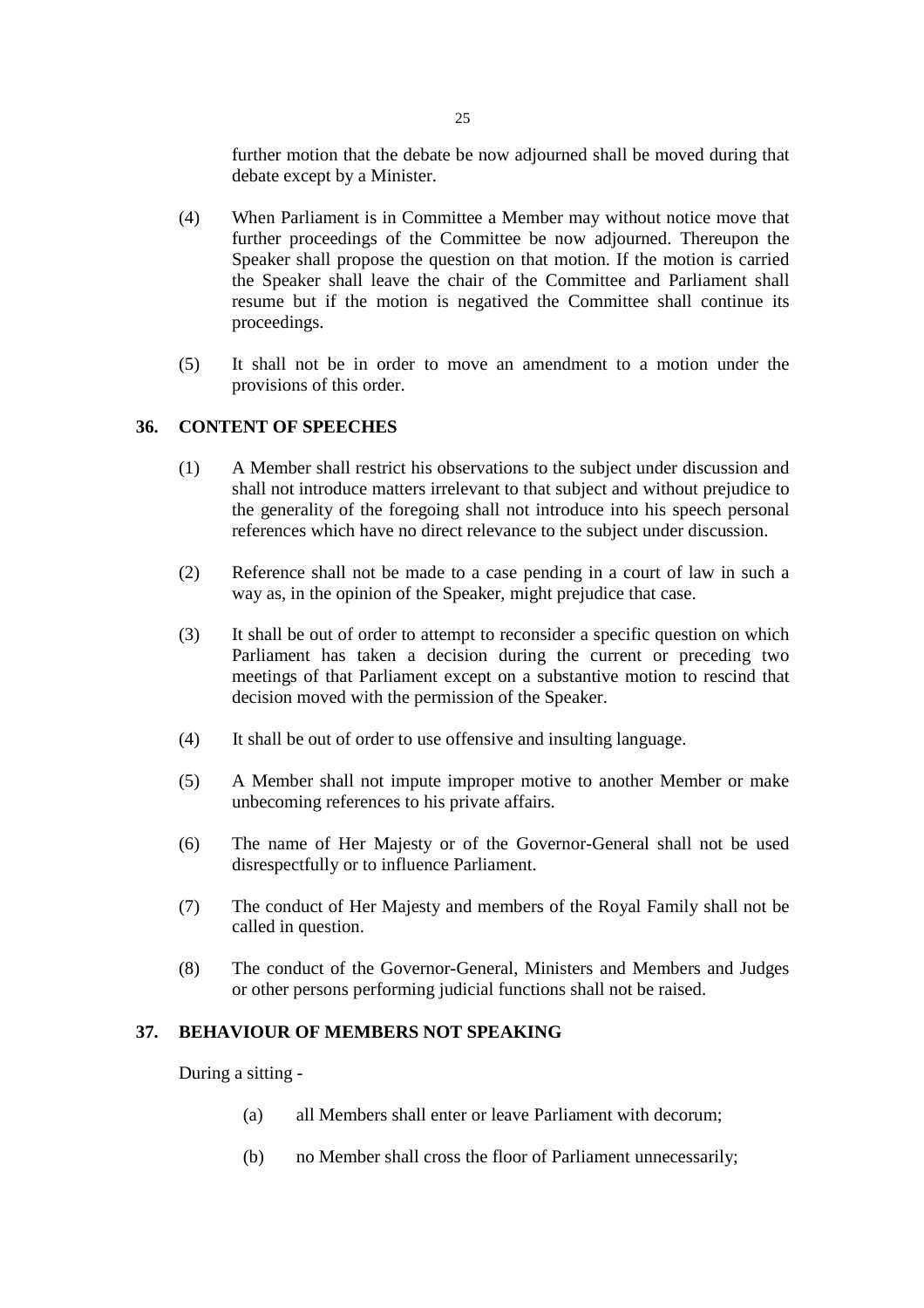further motion that the debate be now adjourned shall be moved during that debate except by a Minister.

(4) When Parliament is in Committee a Member may without notice move that further proceedings of the Committee be now adjourned. Thereupon the Speaker shall propose the question on that motion. If the motion is carried the Speaker shall leave the chair of the Committee and Parliament shall resume but if the motion is negatived the Committee shall continue its proceedings.

(5) It shall not be in order to move an amendment to a motion under the provisions of this order.

## 36. CONTENT OF SPEECHES

(1) A Member shall restrict his observations to the subject under discussion and shall not introduce matters irrelevant to that subject and without prejudice to the generality of the foregoing shall not introduce into his speech personal references which have no direct relevance to the subject under discussion.

(2) Reference shall not be made to a case pending in a court of law in such a way as, in the opinion of the Speaker, might prejudice that case.

(3) It shall be out of order to attempt to reconsider a specific question on which Parliament has taken a decision during the current or preceding two meetings of that Parliament except on a substantive motion to rescind that decision moved with the permission of the Speaker.

(4) It shall be out of order to use offensive and insulting language.

(5) A Member shall not impute improper motive to another Member or make unbecoming references to his private affairs.

(6) The name of Her Majesty or of the Governor-General shall not be used disrespectfully or to influence Parliament.

(7) The conduct of Her Majesty and members of the Royal Family shall not be called in question.

(8) The conduct of the Governor-General, Ministers and Members and Judges or other persons performing judicial functions shall not be raised.

## 37. BEHAVIOUR OF MEMBERS NOT SPEAKING

During a sitting -

(a) all Members shall enter or leave Parliament with decorum;

(b) no Member shall cross the floor of Parliament unnecessarily;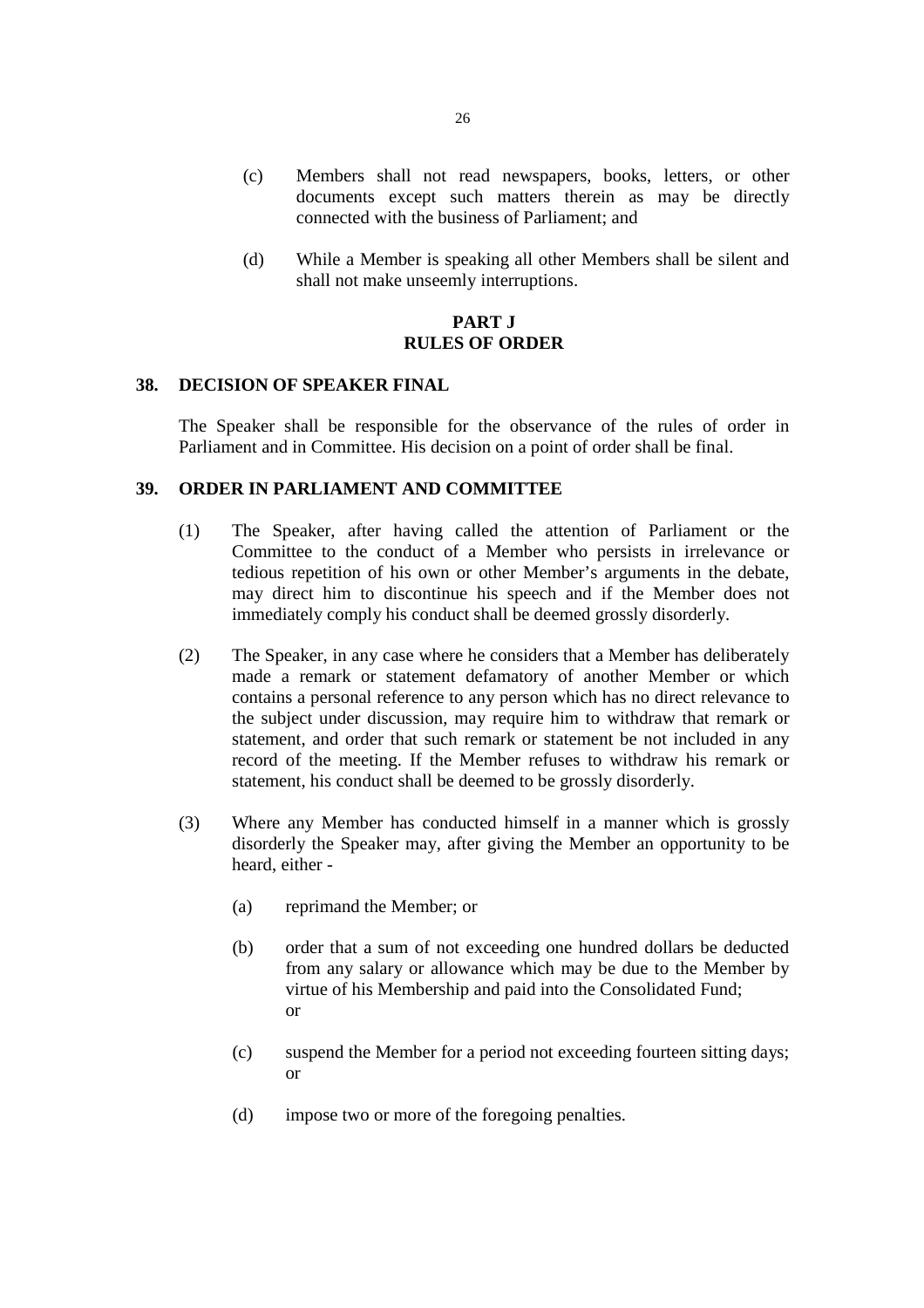(c) Members shall not read newspapers, books, letters, or other documents except such matters therein as may be directly connected with the business of Parliament; and

(d) While a Member is speaking all other Members shall be silent and shall not make unseemly interruptions.

## PART J
## RULES OF ORDER

### 38. DECISION OF SPEAKER FINAL

The Speaker shall be responsible for the observance of the rules of order in Parliament and in Committee. His decision on a point of order shall be final.

### 39. ORDER IN PARLIAMENT AND COMMITTEE

(1) The Speaker, after having called the attention of Parliament or the Committee to the conduct of a Member who persists in irrelevance or tedious repetition of his own or other Member's arguments in the debate, may direct him to discontinue his speech and if the Member does not immediately comply his conduct shall be deemed grossly disorderly.

(2) The Speaker, in any case where he considers that a Member has deliberately made a remark or statement defamatory of another Member or which contains a personal reference to any person which has no direct relevance to the subject under discussion, may require him to withdraw that remark or statement, and order that such remark or statement be not included in any record of the meeting. If the Member refuses to withdraw his remark or statement, his conduct shall be deemed to be grossly disorderly.

(3) Where any Member has conducted himself in a manner which is grossly disorderly the Speaker may, after giving the Member an opportunity to be heard, either -

(a) reprimand the Member; or

(b) order that a sum of not exceeding one hundred dollars be deducted from any salary or allowance which may be due to the Member by virtue of his Membership and paid into the Consolidated Fund; or

(c) suspend the Member for a period not exceeding fourteen sitting days; or

(d) impose two or more of the foregoing penalties.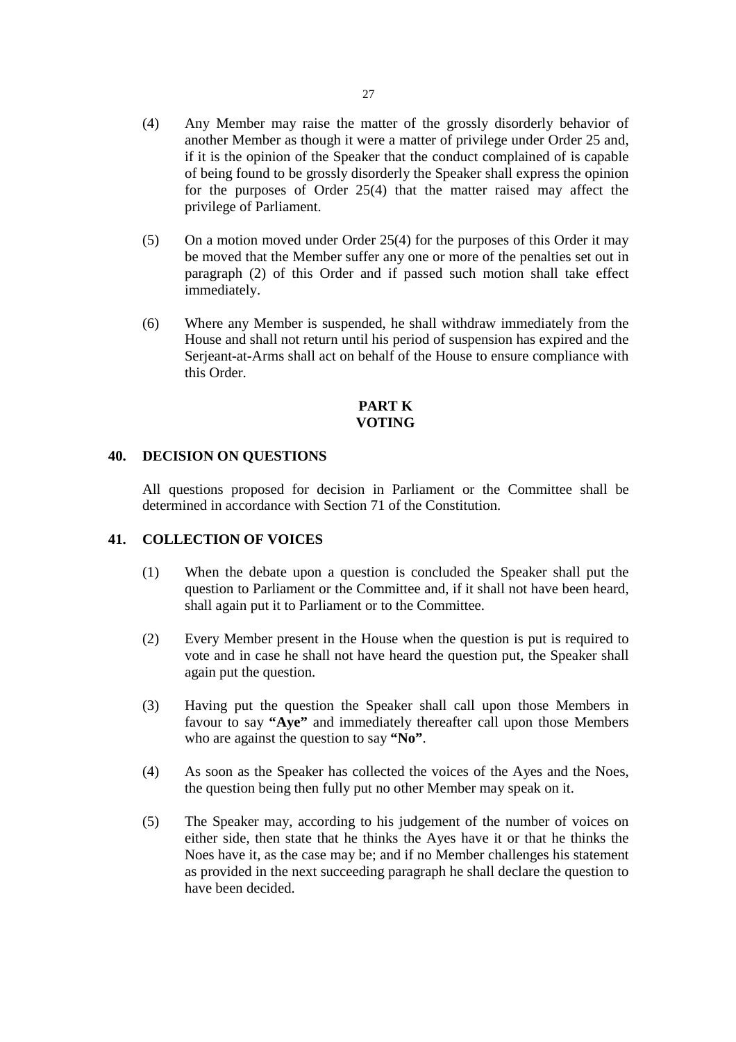(4) Any Member may raise the matter of the grossly disorderly behavior of another Member as though it were a matter of privilege under Order 25 and, if it is the opinion of the Speaker that the conduct complained of is capable of being found to be grossly disorderly the Speaker shall express the opinion for the purposes of Order 25(4) that the matter raised may affect the privilege of Parliament.

(5) On a motion moved under Order 25(4) for the purposes of this Order it may be moved that the Member suffer any one or more of the penalties set out in paragraph (2) of this Order and if passed such motion shall take effect immediately.

(6) Where any Member is suspended, he shall withdraw immediately from the House and shall not return until his period of suspension has expired and the Serjeant-at-Arms shall act on behalf of the House to ensure compliance with this Order.

## PART K
## VOTING

### 40. DECISION ON QUESTIONS

All questions proposed for decision in Parliament or the Committee shall be determined in accordance with Section 71 of the Constitution.

### 41. COLLECTION OF VOICES

(1) When the debate upon a question is concluded the Speaker shall put the question to Parliament or the Committee and, if it shall not have been heard, shall again put it to Parliament or to the Committee.

(2) Every Member present in the House when the question is put is required to vote and in case he shall not have heard the question put, the Speaker shall again put the question.

(3) Having put the question the Speaker shall call upon those Members in favour to say **"Aye"** and immediately thereafter call upon those Members who are against the question to say **"No"**.

(4) As soon as the Speaker has collected the voices of the Ayes and the Noes, the question being then fully put no other Member may speak on it.

(5) The Speaker may, according to his judgement of the number of voices on either side, then state that he thinks the Ayes have it or that he thinks the Noes have it, as the case may be; and if no Member challenges his statement as provided in the next succeeding paragraph he shall declare the question to have been decided.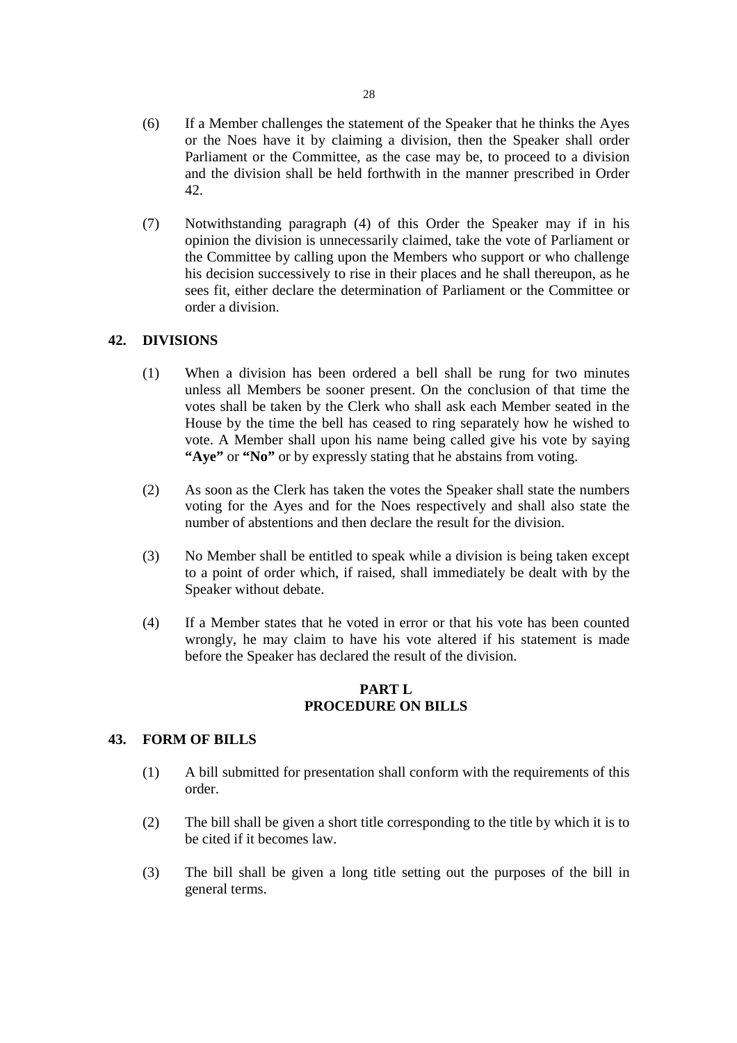(6) If a Member challenges the statement of the Speaker that he thinks the Ayes or the Noes have it by claiming a division, then the Speaker shall order Parliament or the Committee, as the case may be, to proceed to a division and the division shall be held forthwith in the manner prescribed in Order 42.

(7) Notwithstanding paragraph (4) of this Order the Speaker may if in his opinion the division is unnecessarily claimed, take the vote of Parliament or the Committee by calling upon the Members who support or who challenge his decision successively to rise in their places and he shall thereupon, as he sees fit, either declare the determination of Parliament or the Committee or order a division.

## 42. DIVISIONS

(1) When a division has been ordered a bell shall be rung for two minutes unless all Members be sooner present. On the conclusion of that time the votes shall be taken by the Clerk who shall ask each Member seated in the House by the time the bell has ceased to ring separately how he wished to vote. A Member shall upon his name being called give his vote by saying **"Aye"** or **"No"** or by expressly stating that he abstains from voting.

(2) As soon as the Clerk has taken the votes the Speaker shall state the numbers voting for the Ayes and for the Noes respectively and shall also state the number of abstentions and then declare the result for the division.

(3) No Member shall be entitled to speak while a division is being taken except to a point of order which, if raised, shall immediately be dealt with by the Speaker without debate.

(4) If a Member states that he voted in error or that his vote has been counted wrongly, he may claim to have his vote altered if his statement is made before the Speaker has declared the result of the division.

## PART L
## PROCEDURE ON BILLS

## 43. FORM OF BILLS

(1) A bill submitted for presentation shall conform with the requirements of this order.

(2) The bill shall be given a short title corresponding to the title by which it is to be cited if it becomes law.

(3) The bill shall be given a long title setting out the purposes of the bill in general terms.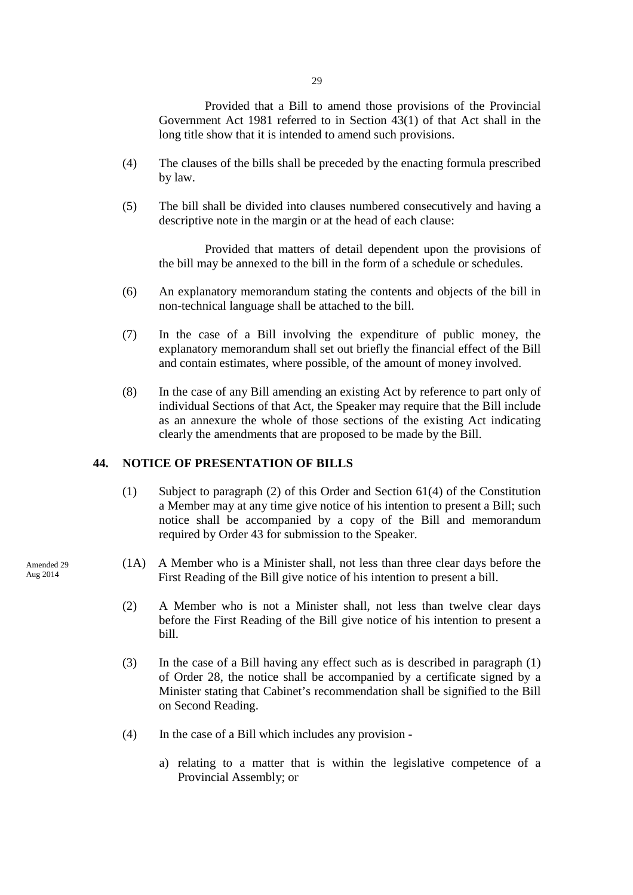Provided that a Bill to amend those provisions of the Provincial Government Act 1981 referred to in Section 43(1) of that Act shall in the long title show that it is intended to amend such provisions.

(4) The clauses of the bills shall be preceded by the enacting formula prescribed by law.

(5) The bill shall be divided into clauses numbered consecutively and having a descriptive note in the margin or at the head of each clause:

Provided that matters of detail dependent upon the provisions of the bill may be annexed to the bill in the form of a schedule or schedules.

(6) An explanatory memorandum stating the contents and objects of the bill in non-technical language shall be attached to the bill.

(7) In the case of a Bill involving the expenditure of public money, the explanatory memorandum shall set out briefly the financial effect of the Bill and contain estimates, where possible, of the amount of money involved.

(8) In the case of any Bill amending an existing Act by reference to part only of individual Sections of that Act, the Speaker may require that the Bill include as an annexure the whole of those sections of the existing Act indicating clearly the amendments that are proposed to be made by the Bill.

## 44. NOTICE OF PRESENTATION OF BILLS

(1) Subject to paragraph (2) of this Order and Section 61(4) of the Constitution a Member may at any time give notice of his intention to present a Bill; such notice shall be accompanied by a copy of the Bill and memorandum required by Order 43 for submission to the Speaker.

Amended 29 Aug 2014

(1A) A Member who is a Minister shall, not less than three clear days before the First Reading of the Bill give notice of his intention to present a bill.

(2) A Member who is not a Minister shall, not less than twelve clear days before the First Reading of the Bill give notice of his intention to present a bill.

(3) In the case of a Bill having any effect such as is described in paragraph (1) of Order 28, the notice shall be accompanied by a certificate signed by a Minister stating that Cabinet's recommendation shall be signified to the Bill on Second Reading.

(4) In the case of a Bill which includes any provision -

a) relating to a matter that is within the legislative competence of a Provincial Assembly; or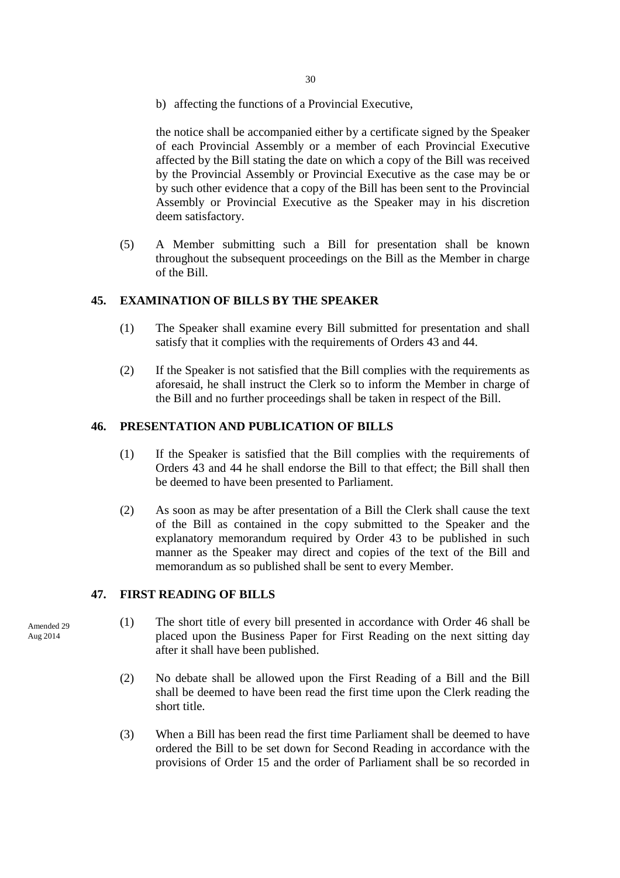b) affecting the functions of a Provincial Executive,

the notice shall be accompanied either by a certificate signed by the Speaker of each Provincial Assembly or a member of each Provincial Executive affected by the Bill stating the date on which a copy of the Bill was received by the Provincial Assembly or Provincial Executive as the case may be or by such other evidence that a copy of the Bill has been sent to the Provincial Assembly or Provincial Executive as the Speaker may in his discretion deem satisfactory.

(5) A Member submitting such a Bill for presentation shall be known throughout the subsequent proceedings on the Bill as the Member in charge of the Bill.

## 45. EXAMINATION OF BILLS BY THE SPEAKER

(1) The Speaker shall examine every Bill submitted for presentation and shall satisfy that it complies with the requirements of Orders 43 and 44.

(2) If the Speaker is not satisfied that the Bill complies with the requirements as aforesaid, he shall instruct the Clerk so to inform the Member in charge of the Bill and no further proceedings shall be taken in respect of the Bill.

## 46. PRESENTATION AND PUBLICATION OF BILLS

(1) If the Speaker is satisfied that the Bill complies with the requirements of Orders 43 and 44 he shall endorse the Bill to that effect; the Bill shall then be deemed to have been presented to Parliament.

(2) As soon as may be after presentation of a Bill the Clerk shall cause the text of the Bill as contained in the copy submitted to the Speaker and the explanatory memorandum required by Order 43 to be published in such manner as the Speaker may direct and copies of the text of the Bill and memorandum as so published shall be sent to every Member.

## 47. FIRST READING OF BILLS

Amended 29 Aug 2014

(1) The short title of every bill presented in accordance with Order 46 shall be placed upon the Business Paper for First Reading on the next sitting day after it shall have been published.

(2) No debate shall be allowed upon the First Reading of a Bill and the Bill shall be deemed to have been read the first time upon the Clerk reading the short title.

(3) When a Bill has been read the first time Parliament shall be deemed to have ordered the Bill to be set down for Second Reading in accordance with the provisions of Order 15 and the order of Parliament shall be so recorded in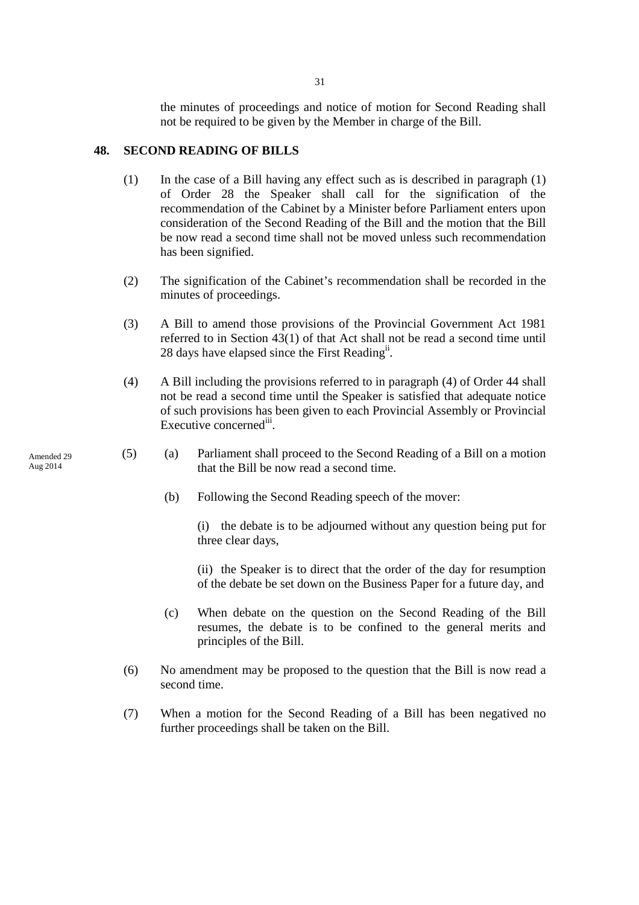the minutes of proceedings and notice of motion for Second Reading shall not be required to be given by the Member in charge of the Bill.

## 48. SECOND READING OF BILLS

(1) In the case of a Bill having any effect such as is described in paragraph (1) of Order 28 the Speaker shall call for the signification of the recommendation of the Cabinet by a Minister before Parliament enters upon consideration of the Second Reading of the Bill and the motion that the Bill be now read a second time shall not be moved unless such recommendation has been signified.

(2) The signification of the Cabinet's recommendation shall be recorded in the minutes of proceedings.

(3) A Bill to amend those provisions of the Provincial Government Act 1981 referred to in Section 43(1) of that Act shall not be read a second time until 28 days have elapsed since the First Reading[ii].

(4) A Bill including the provisions referred to in paragraph (4) of Order 44 shall not be read a second time until the Speaker is satisfied that adequate notice of such provisions has been given to each Provincial Assembly or Provincial Executive concerned[iii].

Amended 29 Aug 2014

(5) (a) Parliament shall proceed to the Second Reading of a Bill on a motion that the Bill be now read a second time.

(b) Following the Second Reading speech of the mover:

(i) the debate is to be adjourned without any question being put for three clear days,

(ii) the Speaker is to direct that the order of the day for resumption of the debate be set down on the Business Paper for a future day, and

(c) When debate on the question on the Second Reading of the Bill resumes, the debate is to be confined to the general merits and principles of the Bill.

(6) No amendment may be proposed to the question that the Bill is now read a second time.

(7) When a motion for the Second Reading of a Bill has been negatived no further proceedings shall be taken on the Bill.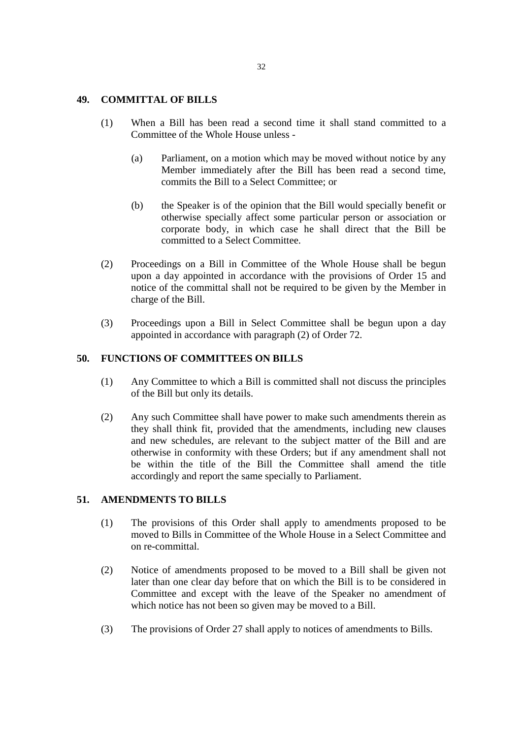## 49. COMMITTAL OF BILLS

(1) When a Bill has been read a second time it shall stand committed to a Committee of the Whole House unless -

(a) Parliament, on a motion which may be moved without notice by any Member immediately after the Bill has been read a second time, commits the Bill to a Select Committee; or

(b) the Speaker is of the opinion that the Bill would specially benefit or otherwise specially affect some particular person or association or corporate body, in which case he shall direct that the Bill be committed to a Select Committee.

(2) Proceedings on a Bill in Committee of the Whole House shall be begun upon a day appointed in accordance with the provisions of Order 15 and notice of the committal shall not be required to be given by the Member in charge of the Bill.

(3) Proceedings upon a Bill in Select Committee shall be begun upon a day appointed in accordance with paragraph (2) of Order 72.

## 50. FUNCTIONS OF COMMITTEES ON BILLS

(1) Any Committee to which a Bill is committed shall not discuss the principles of the Bill but only its details.

(2) Any such Committee shall have power to make such amendments therein as they shall think fit, provided that the amendments, including new clauses and new schedules, are relevant to the subject matter of the Bill and are otherwise in conformity with these Orders; but if any amendment shall not be within the title of the Bill the Committee shall amend the title accordingly and report the same specially to Parliament.

## 51. AMENDMENTS TO BILLS

(1) The provisions of this Order shall apply to amendments proposed to be moved to Bills in Committee of the Whole House in a Select Committee and on re-committal.

(2) Notice of amendments proposed to be moved to a Bill shall be given not later than one clear day before that on which the Bill is to be considered in Committee and except with the leave of the Speaker no amendment of which notice has not been so given may be moved to a Bill.

(3) The provisions of Order 27 shall apply to notices of amendments to Bills.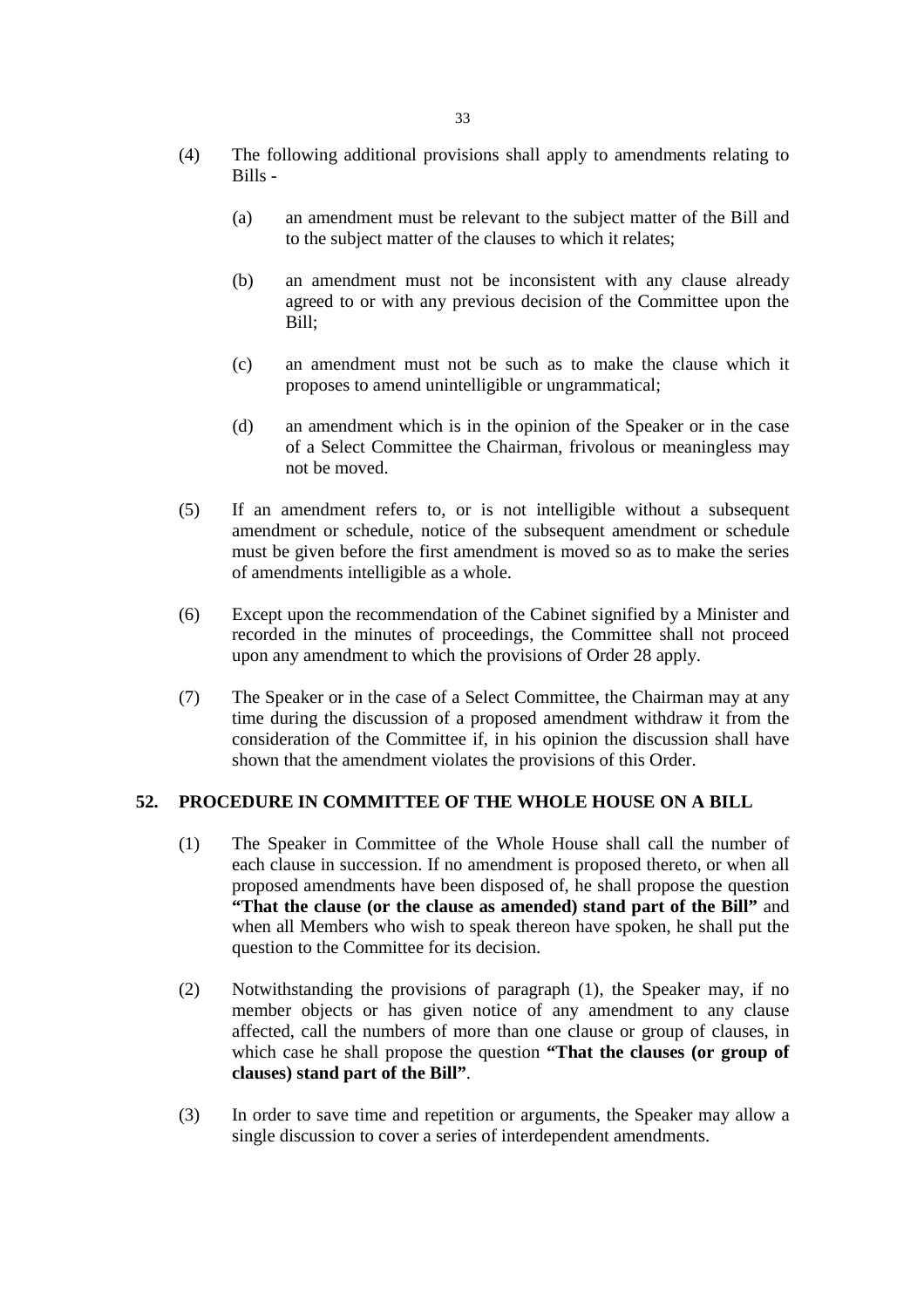(4) The following additional provisions shall apply to amendments relating to Bills -

(a) an amendment must be relevant to the subject matter of the Bill and to the subject matter of the clauses to which it relates;

(b) an amendment must not be inconsistent with any clause already agreed to or with any previous decision of the Committee upon the Bill;

(c) an amendment must not be such as to make the clause which it proposes to amend unintelligible or ungrammatical;

(d) an amendment which is in the opinion of the Speaker or in the case of a Select Committee the Chairman, frivolous or meaningless may not be moved.

(5) If an amendment refers to, or is not intelligible without a subsequent amendment or schedule, notice of the subsequent amendment or schedule must be given before the first amendment is moved so as to make the series of amendments intelligible as a whole.

(6) Except upon the recommendation of the Cabinet signified by a Minister and recorded in the minutes of proceedings, the Committee shall not proceed upon any amendment to which the provisions of Order 28 apply.

(7) The Speaker or in the case of a Select Committee, the Chairman may at any time during the discussion of a proposed amendment withdraw it from the consideration of the Committee if, in his opinion the discussion shall have shown that the amendment violates the provisions of this Order.

## 52. PROCEDURE IN COMMITTEE OF THE WHOLE HOUSE ON A BILL

(1) The Speaker in Committee of the Whole House shall call the number of each clause in succession. If no amendment is proposed thereto, or when all proposed amendments have been disposed of, he shall propose the question **"That the clause (or the clause as amended) stand part of the Bill"** and when all Members who wish to speak thereon have spoken, he shall put the question to the Committee for its decision.

(2) Notwithstanding the provisions of paragraph (1), the Speaker may, if no member objects or has given notice of any amendment to any clause affected, call the numbers of more than one clause or group of clauses, in which case he shall propose the question **"That the clauses (or group of clauses) stand part of the Bill"**.

(3) In order to save time and repetition or arguments, the Speaker may allow a single discussion to cover a series of interdependent amendments.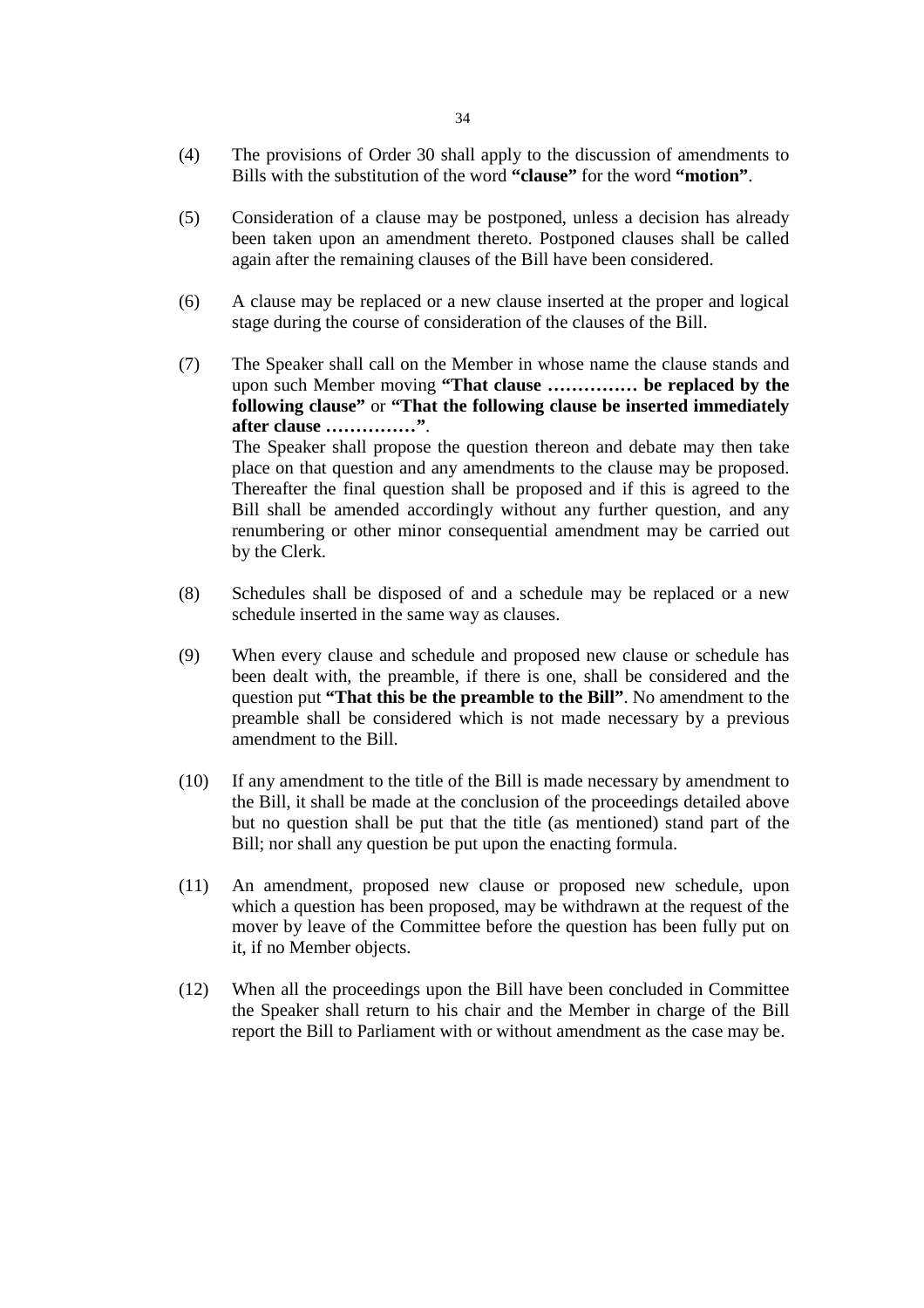(4) The provisions of Order 30 shall apply to the discussion of amendments to Bills with the substitution of the word **"clause"** for the word **"motion"**.

(5) Consideration of a clause may be postponed, unless a decision has already been taken upon an amendment thereto. Postponed clauses shall be called again after the remaining clauses of the Bill have been considered.

(6) A clause may be replaced or a new clause inserted at the proper and logical stage during the course of consideration of the clauses of the Bill.

(7) The Speaker shall call on the Member in whose name the clause stands and upon such Member moving **"That clause …………… be replaced by the following clause"** or **"That the following clause be inserted immediately after clause ……………"**.
The Speaker shall propose the question thereon and debate may then take place on that question and any amendments to the clause may be proposed. Thereafter the final question shall be proposed and if this is agreed to the Bill shall be amended accordingly without any further question, and any renumbering or other minor consequential amendment may be carried out by the Clerk.

(8) Schedules shall be disposed of and a schedule may be replaced or a new schedule inserted in the same way as clauses.

(9) When every clause and schedule and proposed new clause or schedule has been dealt with, the preamble, if there is one, shall be considered and the question put **"That this be the preamble to the Bill"**. No amendment to the preamble shall be considered which is not made necessary by a previous amendment to the Bill.

(10) If any amendment to the title of the Bill is made necessary by amendment to the Bill, it shall be made at the conclusion of the proceedings detailed above but no question shall be put that the title (as mentioned) stand part of the Bill; nor shall any question be put upon the enacting formula.

(11) An amendment, proposed new clause or proposed new schedule, upon which a question has been proposed, may be withdrawn at the request of the mover by leave of the Committee before the question has been fully put on it, if no Member objects.

(12) When all the proceedings upon the Bill have been concluded in Committee the Speaker shall return to his chair and the Member in charge of the Bill report the Bill to Parliament with or without amendment as the case may be.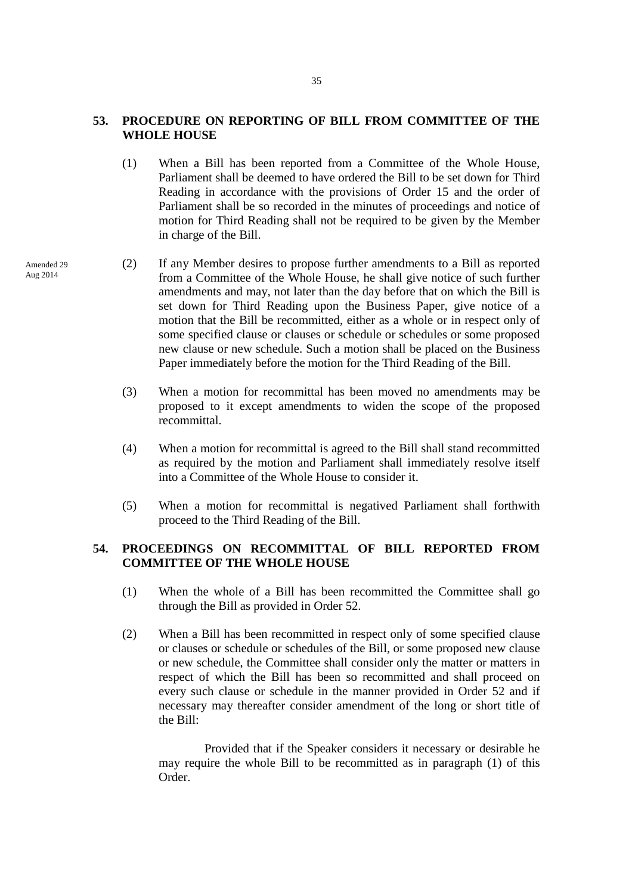## 53. PROCEDURE ON REPORTING OF BILL FROM COMMITTEE OF THE WHOLE HOUSE

(1) When a Bill has been reported from a Committee of the Whole House, Parliament shall be deemed to have ordered the Bill to be set down for Third Reading in accordance with the provisions of Order 15 and the order of Parliament shall be so recorded in the minutes of proceedings and notice of motion for Third Reading shall not be required to be given by the Member in charge of the Bill.

Amended 29 Aug 2014

(2) If any Member desires to propose further amendments to a Bill as reported from a Committee of the Whole House, he shall give notice of such further amendments and may, not later than the day before that on which the Bill is set down for Third Reading upon the Business Paper, give notice of a motion that the Bill be recommitted, either as a whole or in respect only of some specified clause or clauses or schedule or schedules or some proposed new clause or new schedule. Such a motion shall be placed on the Business Paper immediately before the motion for the Third Reading of the Bill.

(3) When a motion for recommittal has been moved no amendments may be proposed to it except amendments to widen the scope of the proposed recommittal.

(4) When a motion for recommittal is agreed to the Bill shall stand recommitted as required by the motion and Parliament shall immediately resolve itself into a Committee of the Whole House to consider it.

(5) When a motion for recommittal is negatived Parliament shall forthwith proceed to the Third Reading of the Bill.

## 54. PROCEEDINGS ON RECOMMITTAL OF BILL REPORTED FROM COMMITTEE OF THE WHOLE HOUSE

(1) When the whole of a Bill has been recommitted the Committee shall go through the Bill as provided in Order 52.

(2) When a Bill has been recommitted in respect only of some specified clause or clauses or schedule or schedules of the Bill, or some proposed new clause or new schedule, the Committee shall consider only the matter or matters in respect of which the Bill has been so recommitted and shall proceed on every such clause or schedule in the manner provided in Order 52 and if necessary may thereafter consider amendment of the long or short title of the Bill:

Provided that if the Speaker considers it necessary or desirable he may require the whole Bill to be recommitted as in paragraph (1) of this Order.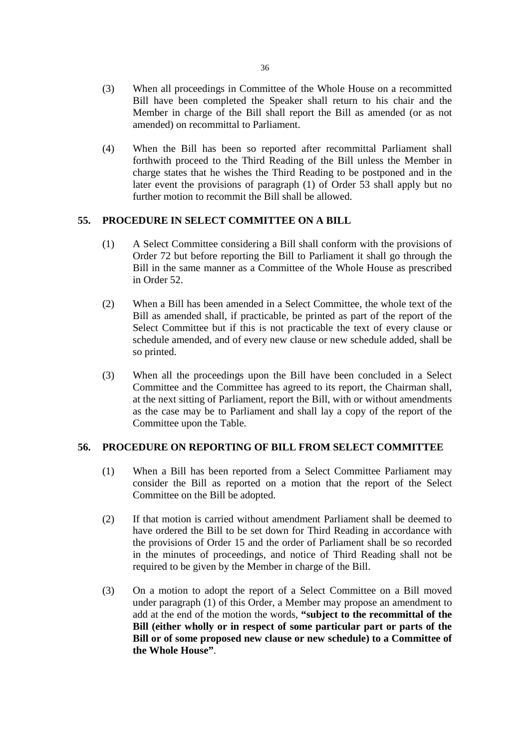(3) When all proceedings in Committee of the Whole House on a recommitted Bill have been completed the Speaker shall return to his chair and the Member in charge of the Bill shall report the Bill as amended (or as not amended) on recommittal to Parliament.

(4) When the Bill has been so reported after recommittal Parliament shall forthwith proceed to the Third Reading of the Bill unless the Member in charge states that he wishes the Third Reading to be postponed and in the later event the provisions of paragraph (1) of Order 53 shall apply but no further motion to recommit the Bill shall be allowed.

## 55. PROCEDURE IN SELECT COMMITTEE ON A BILL

(1) A Select Committee considering a Bill shall conform with the provisions of Order 72 but before reporting the Bill to Parliament it shall go through the Bill in the same manner as a Committee of the Whole House as prescribed in Order 52.

(2) When a Bill has been amended in a Select Committee, the whole text of the Bill as amended shall, if practicable, be printed as part of the report of the Select Committee but if this is not practicable the text of every clause or schedule amended, and of every new clause or new schedule added, shall be so printed.

(3) When all the proceedings upon the Bill have been concluded in a Select Committee and the Committee has agreed to its report, the Chairman shall, at the next sitting of Parliament, report the Bill, with or without amendments as the case may be to Parliament and shall lay a copy of the report of the Committee upon the Table.

## 56. PROCEDURE ON REPORTING OF BILL FROM SELECT COMMITTEE

(1) When a Bill has been reported from a Select Committee Parliament may consider the Bill as reported on a motion that the report of the Select Committee on the Bill be adopted.

(2) If that motion is carried without amendment Parliament shall be deemed to have ordered the Bill to be set down for Third Reading in accordance with the provisions of Order 15 and the order of Parliament shall be so recorded in the minutes of proceedings, and notice of Third Reading shall not be required to be given by the Member in charge of the Bill.

(3) On a motion to adopt the report of a Select Committee on a Bill moved under paragraph (1) of this Order, a Member may propose an amendment to add at the end of the motion the words, **"subject to the recommittal of the Bill (either wholly or in respect of some particular part or parts of the Bill or of some proposed new clause or new schedule) to a Committee of the Whole House"**.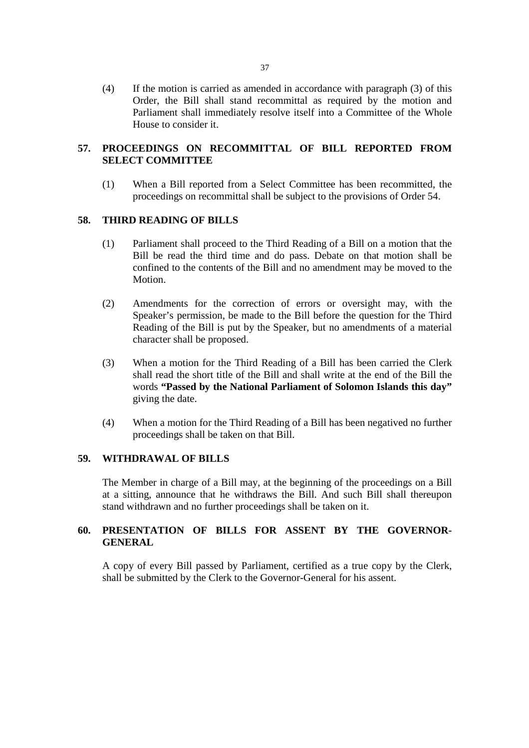(4) If the motion is carried as amended in accordance with paragraph (3) of this Order, the Bill shall stand recommittal as required by the motion and Parliament shall immediately resolve itself into a Committee of the Whole House to consider it.

## 57. PROCEEDINGS ON RECOMMITTAL OF BILL REPORTED FROM SELECT COMMITTEE

(1) When a Bill reported from a Select Committee has been recommitted, the proceedings on recommittal shall be subject to the provisions of Order 54.

## 58. THIRD READING OF BILLS

(1) Parliament shall proceed to the Third Reading of a Bill on a motion that the Bill be read the third time and do pass. Debate on that motion shall be confined to the contents of the Bill and no amendment may be moved to the Motion.

(2) Amendments for the correction of errors or oversight may, with the Speaker's permission, be made to the Bill before the question for the Third Reading of the Bill is put by the Speaker, but no amendments of a material character shall be proposed.

(3) When a motion for the Third Reading of a Bill has been carried the Clerk shall read the short title of the Bill and shall write at the end of the Bill the words **"Passed by the National Parliament of Solomon Islands this day"** giving the date.

(4) When a motion for the Third Reading of a Bill has been negatived no further proceedings shall be taken on that Bill.

## 59. WITHDRAWAL OF BILLS

The Member in charge of a Bill may, at the beginning of the proceedings on a Bill at a sitting, announce that he withdraws the Bill. And such Bill shall thereupon stand withdrawn and no further proceedings shall be taken on it.

## 60. PRESENTATION OF BILLS FOR ASSENT BY THE GOVERNOR-GENERAL

A copy of every Bill passed by Parliament, certified as a true copy by the Clerk, shall be submitted by the Clerk to the Governor-General for his assent.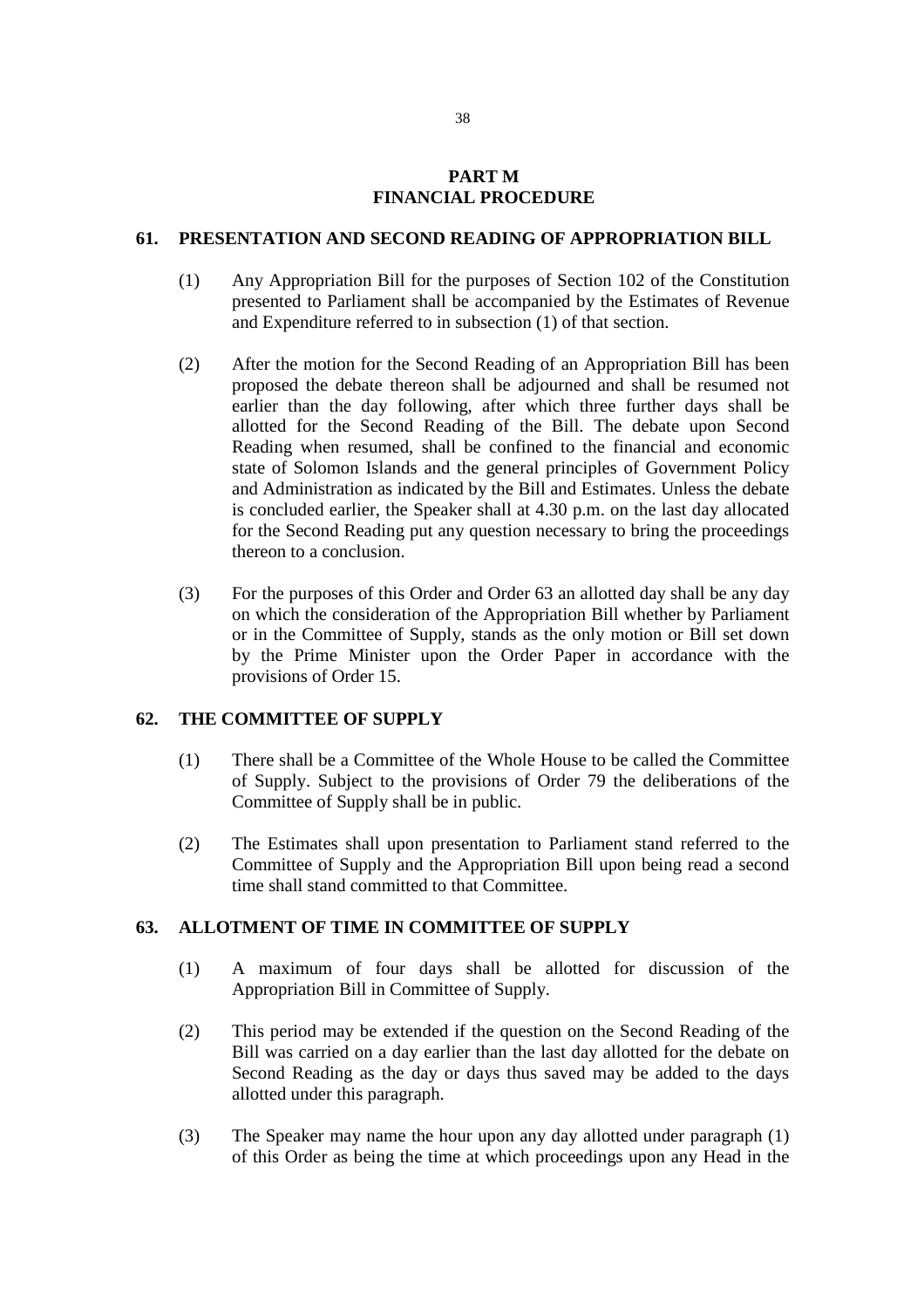# PART M
# FINANCIAL PROCEDURE

## 61. PRESENTATION AND SECOND READING OF APPROPRIATION BILL

(1) Any Appropriation Bill for the purposes of Section 102 of the Constitution presented to Parliament shall be accompanied by the Estimates of Revenue and Expenditure referred to in subsection (1) of that section.

(2) After the motion for the Second Reading of an Appropriation Bill has been proposed the debate thereon shall be adjourned and shall be resumed not earlier than the day following, after which three further days shall be allotted for the Second Reading of the Bill. The debate upon Second Reading when resumed, shall be confined to the financial and economic state of Solomon Islands and the general principles of Government Policy and Administration as indicated by the Bill and Estimates. Unless the debate is concluded earlier, the Speaker shall at 4.30 p.m. on the last day allocated for the Second Reading put any question necessary to bring the proceedings thereon to a conclusion.

(3) For the purposes of this Order and Order 63 an allotted day shall be any day on which the consideration of the Appropriation Bill whether by Parliament or in the Committee of Supply, stands as the only motion or Bill set down by the Prime Minister upon the Order Paper in accordance with the provisions of Order 15.

## 62. THE COMMITTEE OF SUPPLY

(1) There shall be a Committee of the Whole House to be called the Committee of Supply. Subject to the provisions of Order 79 the deliberations of the Committee of Supply shall be in public.

(2) The Estimates shall upon presentation to Parliament stand referred to the Committee of Supply and the Appropriation Bill upon being read a second time shall stand committed to that Committee.

## 63. ALLOTMENT OF TIME IN COMMITTEE OF SUPPLY

(1) A maximum of four days shall be allotted for discussion of the Appropriation Bill in Committee of Supply.

(2) This period may be extended if the question on the Second Reading of the Bill was carried on a day earlier than the last day allotted for the debate on Second Reading as the day or days thus saved may be added to the days allotted under this paragraph.

(3) The Speaker may name the hour upon any day allotted under paragraph (1) of this Order as being the time at which proceedings upon any Head in the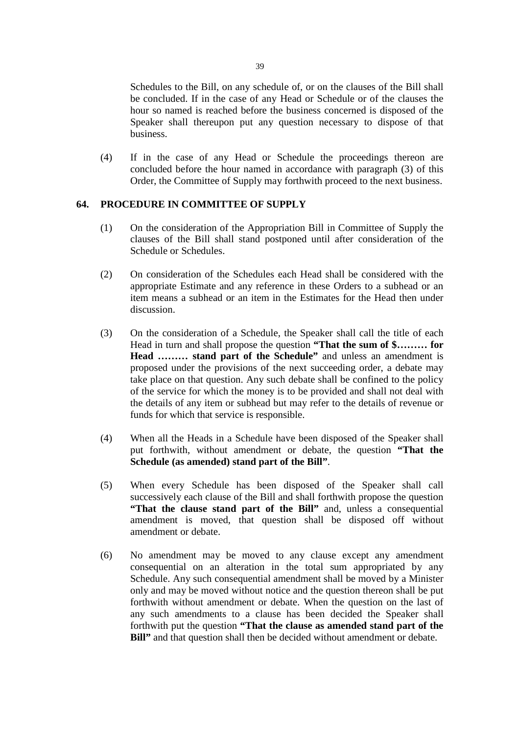Schedules to the Bill, on any schedule of, or on the clauses of the Bill shall be concluded. If in the case of any Head or Schedule or of the clauses the hour so named is reached before the business concerned is disposed of the Speaker shall thereupon put any question necessary to dispose of that business.

(4) If in the case of any Head or Schedule the proceedings thereon are concluded before the hour named in accordance with paragraph (3) of this Order, the Committee of Supply may forthwith proceed to the next business.

## 64. PROCEDURE IN COMMITTEE OF SUPPLY

(1) On the consideration of the Appropriation Bill in Committee of Supply the clauses of the Bill shall stand postponed until after consideration of the Schedule or Schedules.

(2) On consideration of the Schedules each Head shall be considered with the appropriate Estimate and any reference in these Orders to a subhead or an item means a subhead or an item in the Estimates for the Head then under discussion.

(3) On the consideration of a Schedule, the Speaker shall call the title of each Head in turn and shall propose the question **"That the sum of $……… for Head ……… stand part of the Schedule"** and unless an amendment is proposed under the provisions of the next succeeding order, a debate may take place on that question. Any such debate shall be confined to the policy of the service for which the money is to be provided and shall not deal with the details of any item or subhead but may refer to the details of revenue or funds for which that service is responsible.

(4) When all the Heads in a Schedule have been disposed of the Speaker shall put forthwith, without amendment or debate, the question **"That the Schedule (as amended) stand part of the Bill"**.

(5) When every Schedule has been disposed of the Speaker shall call successively each clause of the Bill and shall forthwith propose the question **"That the clause stand part of the Bill"** and, unless a consequential amendment is moved, that question shall be disposed off without amendment or debate.

(6) No amendment may be moved to any clause except any amendment consequential on an alteration in the total sum appropriated by any Schedule. Any such consequential amendment shall be moved by a Minister only and may be moved without notice and the question thereon shall be put forthwith without amendment or debate. When the question on the last of any such amendments to a clause has been decided the Speaker shall forthwith put the question **"That the clause as amended stand part of the Bill"** and that question shall then be decided without amendment or debate.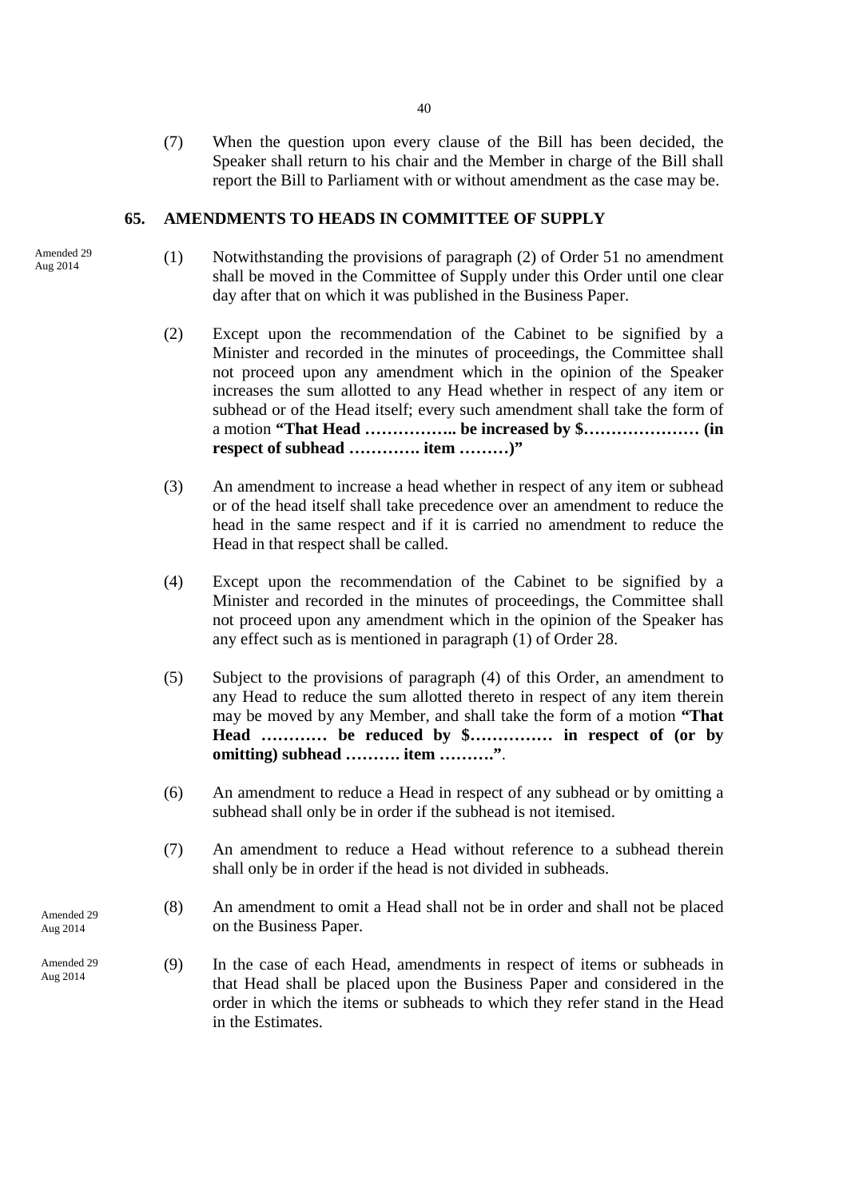(7) When the question upon every clause of the Bill has been decided, the Speaker shall return to his chair and the Member in charge of the Bill shall report the Bill to Parliament with or without amendment as the case may be.

## 65. AMENDMENTS TO HEADS IN COMMITTEE OF SUPPLY

Amended 29 Aug 2014

(1) Notwithstanding the provisions of paragraph (2) of Order 51 no amendment shall be moved in the Committee of Supply under this Order until one clear day after that on which it was published in the Business Paper.

(2) Except upon the recommendation of the Cabinet to be signified by a Minister and recorded in the minutes of proceedings, the Committee shall not proceed upon any amendment which in the opinion of the Speaker increases the sum allotted to any Head whether in respect of any item or subhead or of the Head itself; every such amendment shall take the form of a motion **"That Head …………….. be increased by $………………… (in respect of subhead …………. item ………)"**

(3) An amendment to increase a head whether in respect of any item or subhead or of the head itself shall take precedence over an amendment to reduce the head in the same respect and if it is carried no amendment to reduce the Head in that respect shall be called.

(4) Except upon the recommendation of the Cabinet to be signified by a Minister and recorded in the minutes of proceedings, the Committee shall not proceed upon any amendment which in the opinion of the Speaker has any effect such as is mentioned in paragraph (1) of Order 28.

(5) Subject to the provisions of paragraph (4) of this Order, an amendment to any Head to reduce the sum allotted thereto in respect of any item therein may be moved by any Member, and shall take the form of a motion **"That Head ………… be reduced by $…………… in respect of (or by omitting) subhead ………. item ………."**.

(6) An amendment to reduce a Head in respect of any subhead or by omitting a subhead shall only be in order if the subhead is not itemised.

(7) An amendment to reduce a Head without reference to a subhead therein shall only be in order if the head is not divided in subheads.

Amended 29 Aug 2014

(8) An amendment to omit a Head shall not be in order and shall not be placed on the Business Paper.

Amended 29 Aug 2014

(9) In the case of each Head, amendments in respect of items or subheads in that Head shall be placed upon the Business Paper and considered in the order in which the items or subheads to which they refer stand in the Head in the Estimates.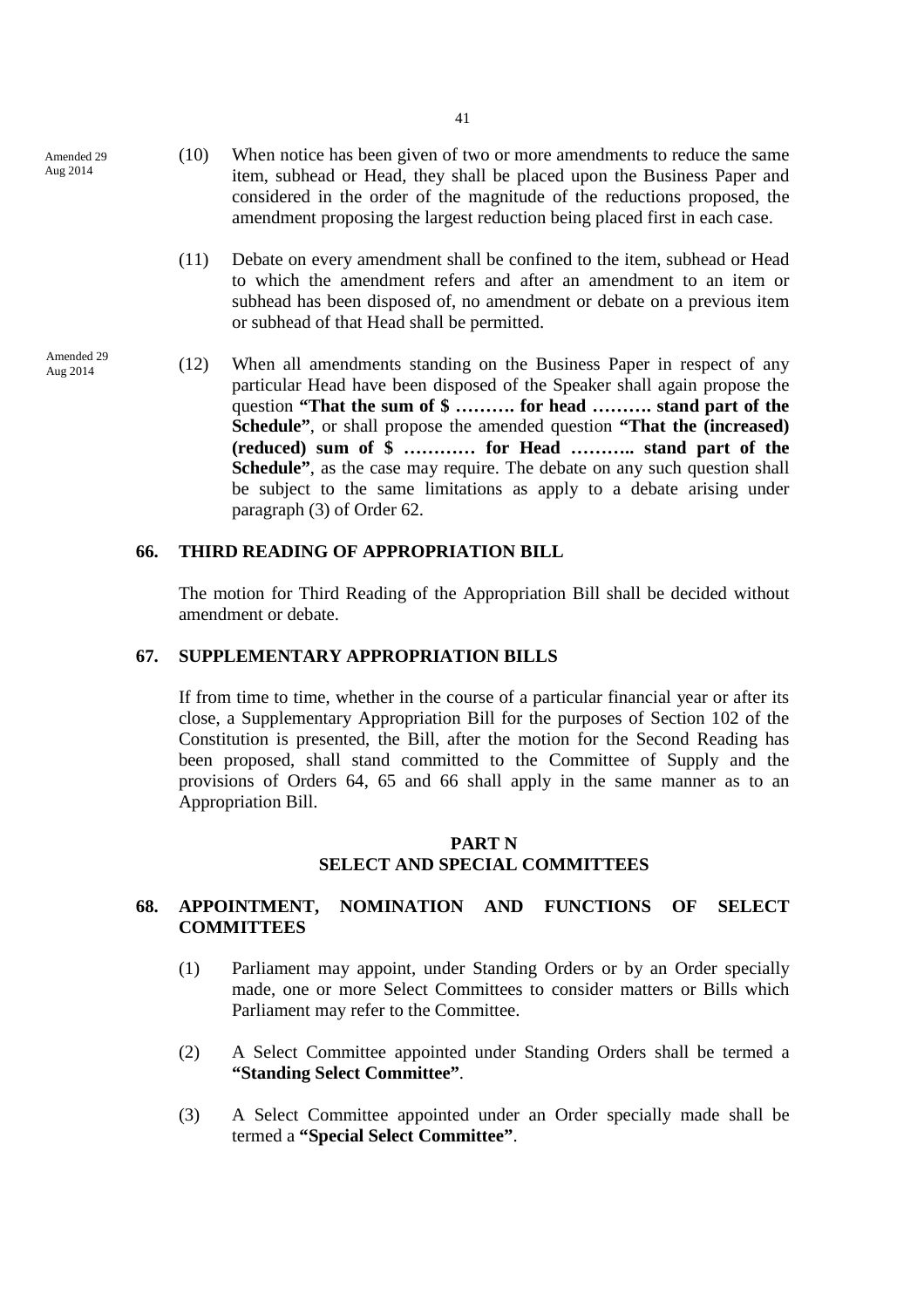Amended 29 Aug 2014

(10) When notice has been given of two or more amendments to reduce the same item, subhead or Head, they shall be placed upon the Business Paper and considered in the order of the magnitude of the reductions proposed, the amendment proposing the largest reduction being placed first in each case.

(11) Debate on every amendment shall be confined to the item, subhead or Head to which the amendment refers and after an amendment to an item or subhead has been disposed of, no amendment or debate on a previous item or subhead of that Head shall be permitted.

Amended 29 Aug 2014

(12) When all amendments standing on the Business Paper in respect of any particular Head have been disposed of the Speaker shall again propose the question **"That the sum of $ ………. for head ………. stand part of the Schedule"**, or shall propose the amended question **"That the (increased) (reduced) sum of $ ………… for Head ……….. stand part of the Schedule"**, as the case may require. The debate on any such question shall be subject to the same limitations as apply to a debate arising under paragraph (3) of Order 62.

## 66. THIRD READING OF APPROPRIATION BILL

The motion for Third Reading of the Appropriation Bill shall be decided without amendment or debate.

## 67. SUPPLEMENTARY APPROPRIATION BILLS

If from time to time, whether in the course of a particular financial year or after its close, a Supplementary Appropriation Bill for the purposes of Section 102 of the Constitution is presented, the Bill, after the motion for the Second Reading has been proposed, shall stand committed to the Committee of Supply and the provisions of Orders 64, 65 and 66 shall apply in the same manner as to an Appropriation Bill.

# PART N
# SELECT AND SPECIAL COMMITTEES

## 68. APPOINTMENT, NOMINATION AND FUNCTIONS OF SELECT COMMITTEES

(1) Parliament may appoint, under Standing Orders or by an Order specially made, one or more Select Committees to consider matters or Bills which Parliament may refer to the Committee.

(2) A Select Committee appointed under Standing Orders shall be termed a **"Standing Select Committee"**.

(3) A Select Committee appointed under an Order specially made shall be termed a **"Special Select Committee"**.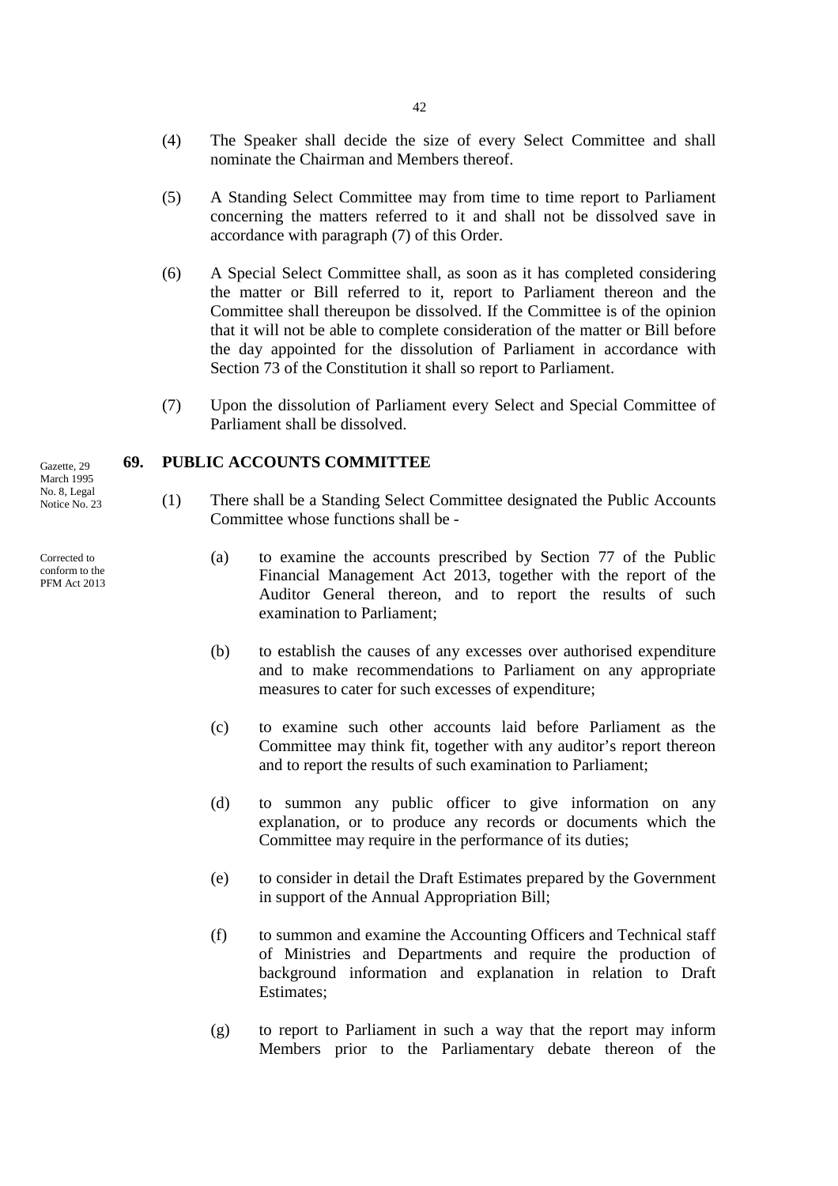(4) The Speaker shall decide the size of every Select Committee and shall nominate the Chairman and Members thereof.

(5) A Standing Select Committee may from time to time report to Parliament concerning the matters referred to it and shall not be dissolved save in accordance with paragraph (7) of this Order.

(6) A Special Select Committee shall, as soon as it has completed considering the matter or Bill referred to it, report to Parliament thereon and the Committee shall thereupon be dissolved. If the Committee is of the opinion that it will not be able to complete consideration of the matter or Bill before the day appointed for the dissolution of Parliament in accordance with Section 73 of the Constitution it shall so report to Parliament.

(7) Upon the dissolution of Parliament every Select and Special Committee of Parliament shall be dissolved.

## 69. PUBLIC ACCOUNTS COMMITTEE

Gazette, 29 March 1995 No. 8, Legal Notice No. 23

(1) There shall be a Standing Select Committee designated the Public Accounts Committee whose functions shall be -

Corrected to conform to the PFM Act 2013

(a) to examine the accounts prescribed by Section 77 of the Public Financial Management Act 2013, together with the report of the Auditor General thereon, and to report the results of such examination to Parliament;

(b) to establish the causes of any excesses over authorised expenditure and to make recommendations to Parliament on any appropriate measures to cater for such excesses of expenditure;

(c) to examine such other accounts laid before Parliament as the Committee may think fit, together with any auditor's report thereon and to report the results of such examination to Parliament;

(d) to summon any public officer to give information on any explanation, or to produce any records or documents which the Committee may require in the performance of its duties;

(e) to consider in detail the Draft Estimates prepared by the Government in support of the Annual Appropriation Bill;

(f) to summon and examine the Accounting Officers and Technical staff of Ministries and Departments and require the production of background information and explanation in relation to Draft Estimates;

(g) to report to Parliament in such a way that the report may inform Members prior to the Parliamentary debate thereon of the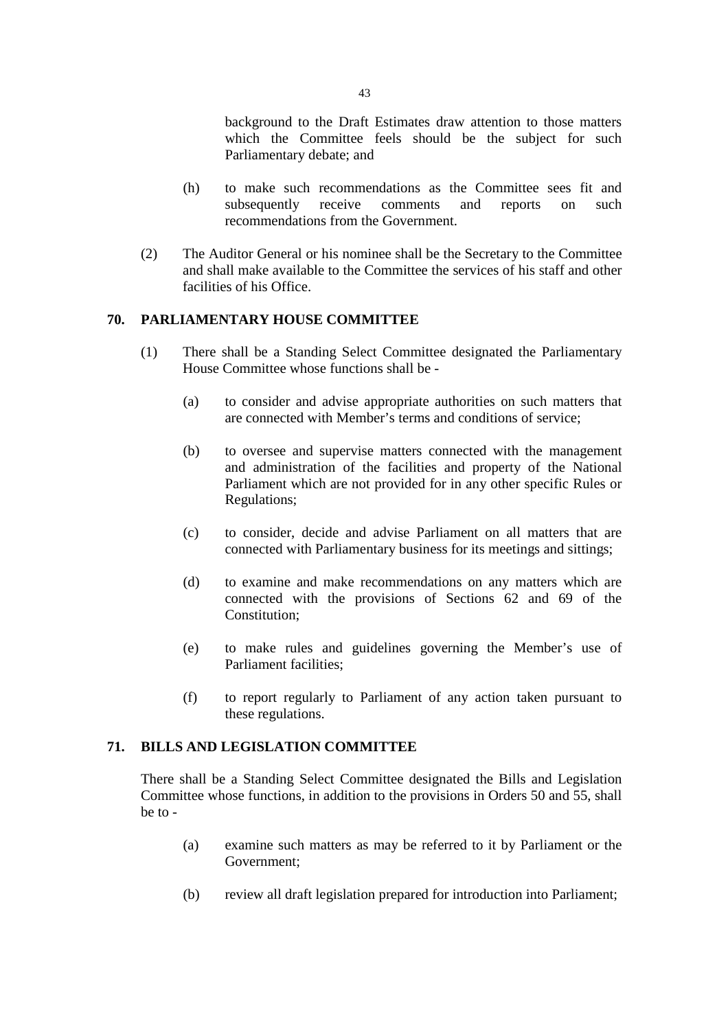background to the Draft Estimates draw attention to those matters which the Committee feels should be the subject for such Parliamentary debate; and

(h) to make such recommendations as the Committee sees fit and subsequently receive comments and reports on such recommendations from the Government.

(2) The Auditor General or his nominee shall be the Secretary to the Committee and shall make available to the Committee the services of his staff and other facilities of his Office.

## 70. PARLIAMENTARY HOUSE COMMITTEE

(1) There shall be a Standing Select Committee designated the Parliamentary House Committee whose functions shall be -

(a) to consider and advise appropriate authorities on such matters that are connected with Member's terms and conditions of service;

(b) to oversee and supervise matters connected with the management and administration of the facilities and property of the National Parliament which are not provided for in any other specific Rules or Regulations;

(c) to consider, decide and advise Parliament on all matters that are connected with Parliamentary business for its meetings and sittings;

(d) to examine and make recommendations on any matters which are connected with the provisions of Sections 62 and 69 of the Constitution;

(e) to make rules and guidelines governing the Member's use of Parliament facilities;

(f) to report regularly to Parliament of any action taken pursuant to these regulations.

## 71. BILLS AND LEGISLATION COMMITTEE

There shall be a Standing Select Committee designated the Bills and Legislation Committee whose functions, in addition to the provisions in Orders 50 and 55, shall be to -

(a) examine such matters as may be referred to it by Parliament or the Government;

(b) review all draft legislation prepared for introduction into Parliament;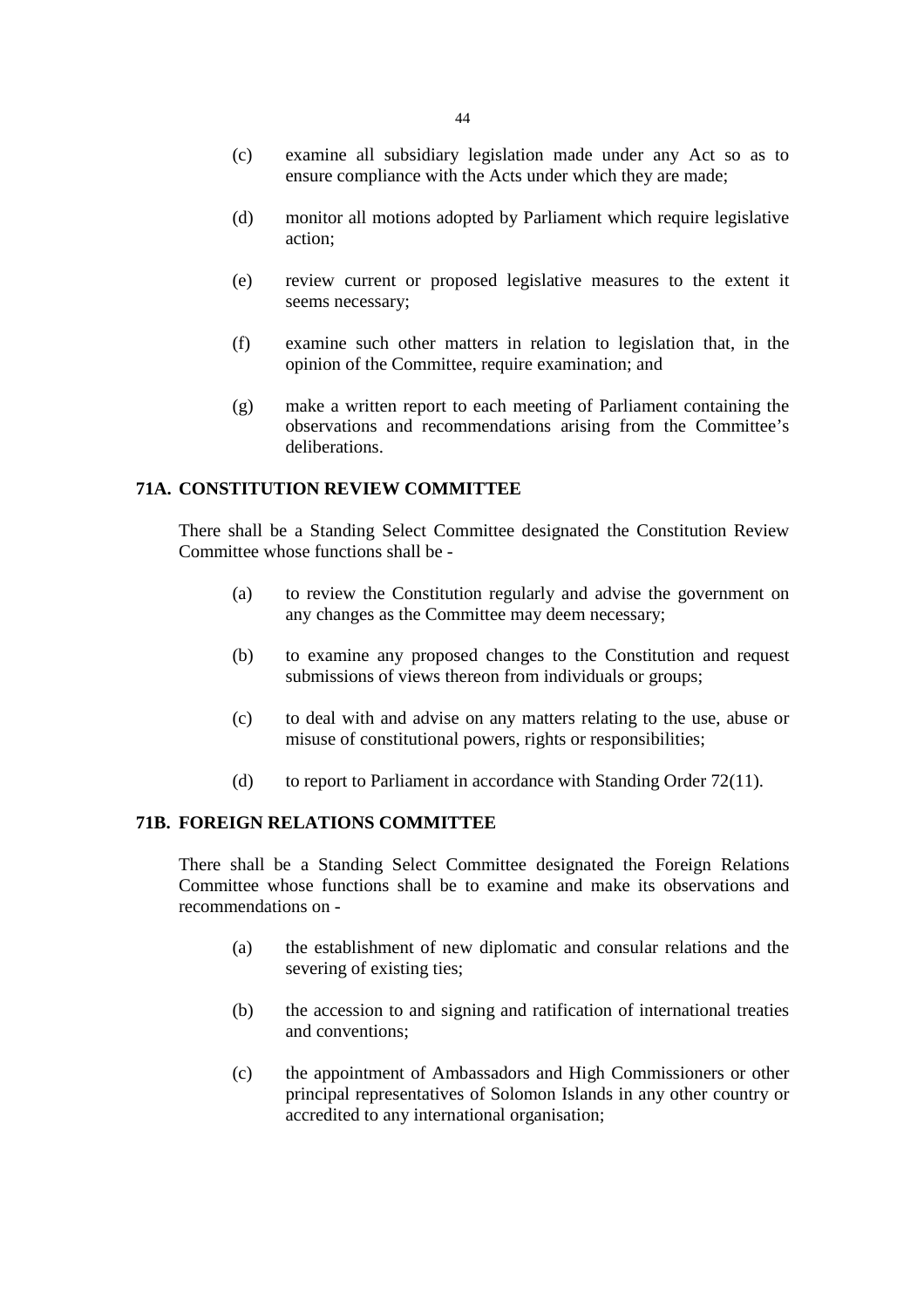(c) examine all subsidiary legislation made under any Act so as to ensure compliance with the Acts under which they are made;

(d) monitor all motions adopted by Parliament which require legislative action;

(e) review current or proposed legislative measures to the extent it seems necessary;

(f) examine such other matters in relation to legislation that, in the opinion of the Committee, require examination; and

(g) make a written report to each meeting of Parliament containing the observations and recommendations arising from the Committee's deliberations.

**71A. CONSTITUTION REVIEW COMMITTEE**

There shall be a Standing Select Committee designated the Constitution Review Committee whose functions shall be -

(a) to review the Constitution regularly and advise the government on any changes as the Committee may deem necessary;

(b) to examine any proposed changes to the Constitution and request submissions of views thereon from individuals or groups;

(c) to deal with and advise on any matters relating to the use, abuse or misuse of constitutional powers, rights or responsibilities;

(d) to report to Parliament in accordance with Standing Order 72(11).

**71B. FOREIGN RELATIONS COMMITTEE**

There shall be a Standing Select Committee designated the Foreign Relations Committee whose functions shall be to examine and make its observations and recommendations on -

(a) the establishment of new diplomatic and consular relations and the severing of existing ties;

(b) the accession to and signing and ratification of international treaties and conventions;

(c) the appointment of Ambassadors and High Commissioners or other principal representatives of Solomon Islands in any other country or accredited to any international organisation;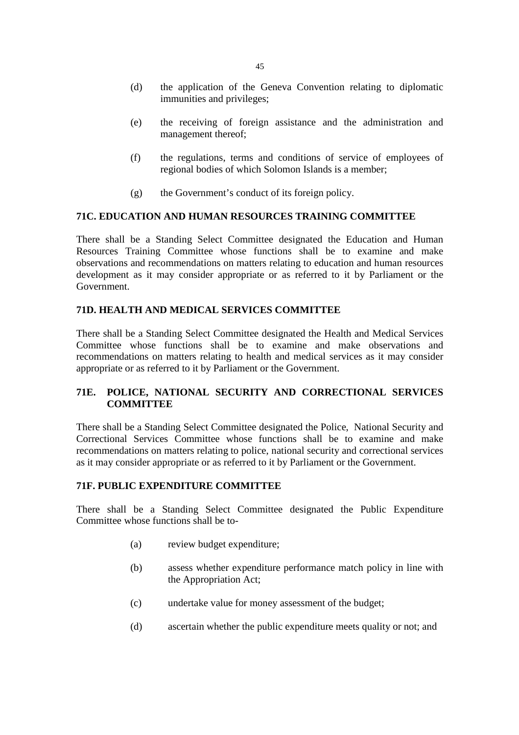(d) the application of the Geneva Convention relating to diplomatic immunities and privileges;

(e) the receiving of foreign assistance and the administration and management thereof;

(f) the regulations, terms and conditions of service of employees of regional bodies of which Solomon Islands is a member;

(g) the Government's conduct of its foreign policy.

### 71C. EDUCATION AND HUMAN RESOURCES TRAINING COMMITTEE

There shall be a Standing Select Committee designated the Education and Human Resources Training Committee whose functions shall be to examine and make observations and recommendations on matters relating to education and human resources development as it may consider appropriate or as referred to it by Parliament or the Government.

### 71D. HEALTH AND MEDICAL SERVICES COMMITTEE

There shall be a Standing Select Committee designated the Health and Medical Services Committee whose functions shall be to examine and make observations and recommendations on matters relating to health and medical services as it may consider appropriate or as referred to it by Parliament or the Government.

### 71E. POLICE, NATIONAL SECURITY AND CORRECTIONAL SERVICES COMMITTEE

There shall be a Standing Select Committee designated the Police, National Security and Correctional Services Committee whose functions shall be to examine and make recommendations on matters relating to police, national security and correctional services as it may consider appropriate or as referred to it by Parliament or the Government.

### 71F. PUBLIC EXPENDITURE COMMITTEE

There shall be a Standing Select Committee designated the Public Expenditure Committee whose functions shall be to-

(a) review budget expenditure;

(b) assess whether expenditure performance match policy in line with the Appropriation Act;

(c) undertake value for money assessment of the budget;

(d) ascertain whether the public expenditure meets quality or not; and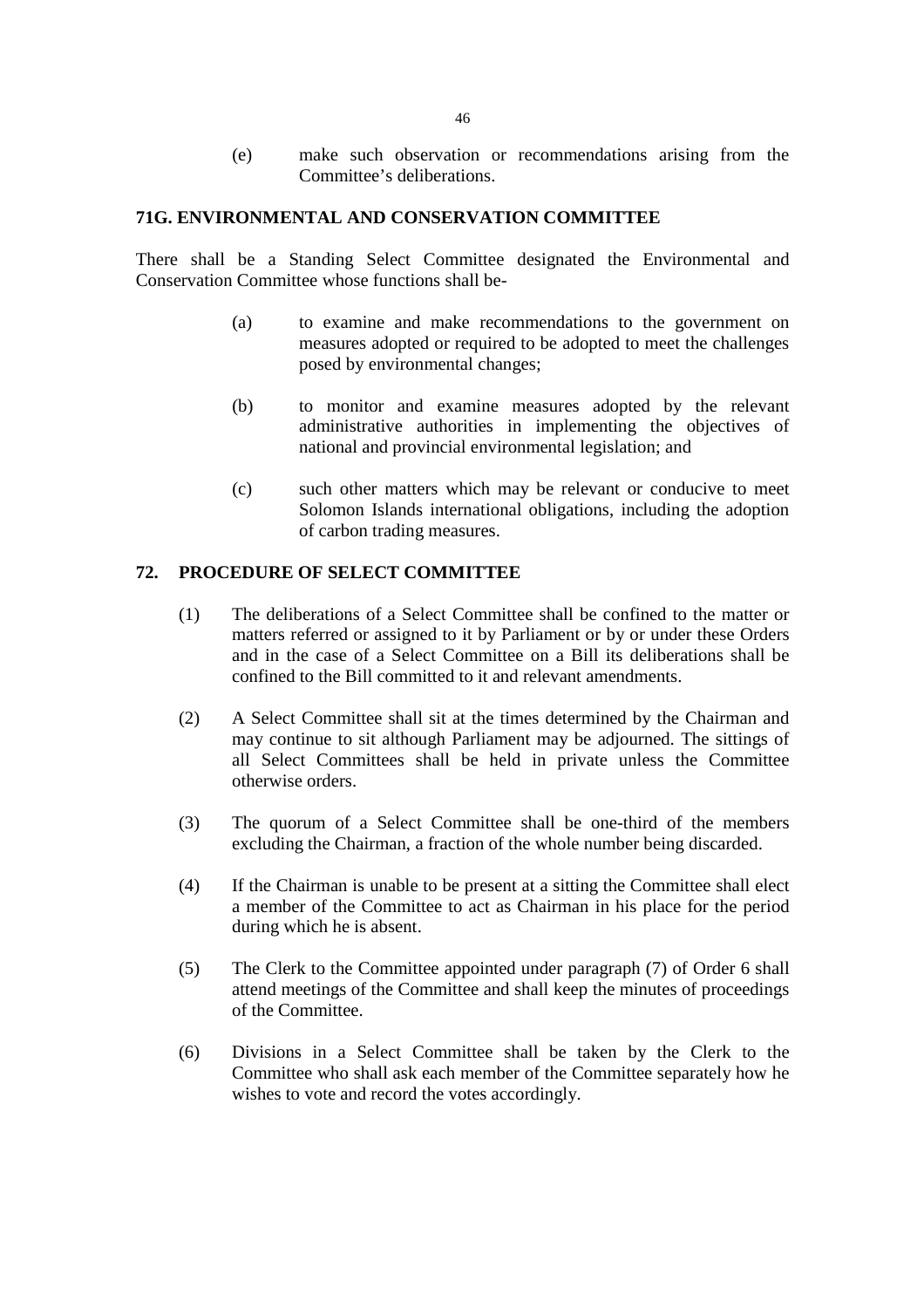(e) make such observation or recommendations arising from the Committee's deliberations.

## 71G. ENVIRONMENTAL AND CONSERVATION COMMITTEE

There shall be a Standing Select Committee designated the Environmental and Conservation Committee whose functions shall be-

(a) to examine and make recommendations to the government on measures adopted or required to be adopted to meet the challenges posed by environmental changes;

(b) to monitor and examine measures adopted by the relevant administrative authorities in implementing the objectives of national and provincial environmental legislation; and

(c) such other matters which may be relevant or conducive to meet Solomon Islands international obligations, including the adoption of carbon trading measures.

## 72. PROCEDURE OF SELECT COMMITTEE

(1) The deliberations of a Select Committee shall be confined to the matter or matters referred or assigned to it by Parliament or by or under these Orders and in the case of a Select Committee on a Bill its deliberations shall be confined to the Bill committed to it and relevant amendments.

(2) A Select Committee shall sit at the times determined by the Chairman and may continue to sit although Parliament may be adjourned. The sittings of all Select Committees shall be held in private unless the Committee otherwise orders.

(3) The quorum of a Select Committee shall be one-third of the members excluding the Chairman, a fraction of the whole number being discarded.

(4) If the Chairman is unable to be present at a sitting the Committee shall elect a member of the Committee to act as Chairman in his place for the period during which he is absent.

(5) The Clerk to the Committee appointed under paragraph (7) of Order 6 shall attend meetings of the Committee and shall keep the minutes of proceedings of the Committee.

(6) Divisions in a Select Committee shall be taken by the Clerk to the Committee who shall ask each member of the Committee separately how he wishes to vote and record the votes accordingly.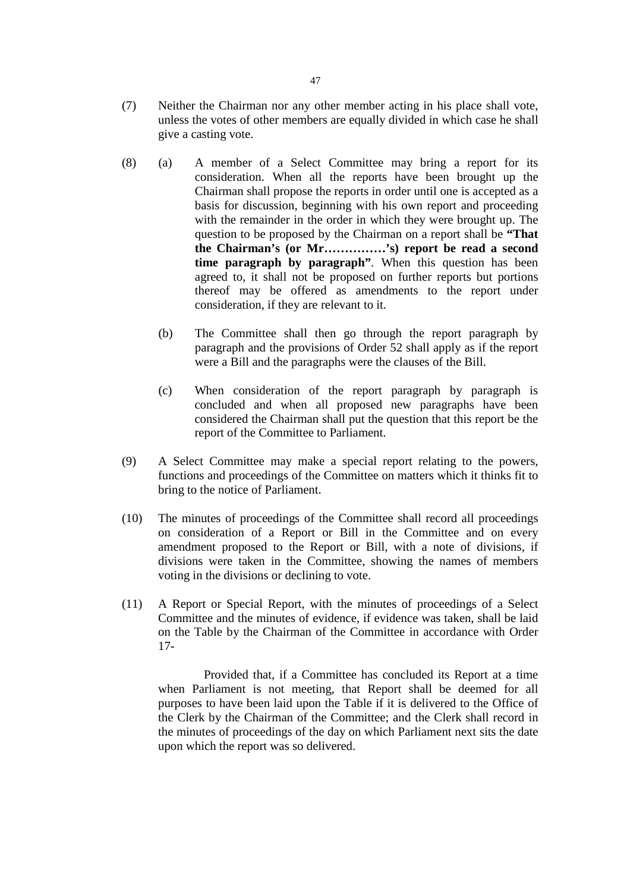(7) Neither the Chairman nor any other member acting in his place shall vote, unless the votes of other members are equally divided in which case he shall give a casting vote.

(8) (a) A member of a Select Committee may bring a report for its consideration. When all the reports have been brought up the Chairman shall propose the reports in order until one is accepted as a basis for discussion, beginning with his own report and proceeding with the remainder in the order in which they were brought up. The question to be proposed by the Chairman on a report shall be **"That the Chairman's (or Mr……………'s) report be read a second time paragraph by paragraph"**. When this question has been agreed to, it shall not be proposed on further reports but portions thereof may be offered as amendments to the report under consideration, if they are relevant to it.

(b) The Committee shall then go through the report paragraph by paragraph and the provisions of Order 52 shall apply as if the report were a Bill and the paragraphs were the clauses of the Bill.

(c) When consideration of the report paragraph by paragraph is concluded and when all proposed new paragraphs have been considered the Chairman shall put the question that this report be the report of the Committee to Parliament.

(9) A Select Committee may make a special report relating to the powers, functions and proceedings of the Committee on matters which it thinks fit to bring to the notice of Parliament.

(10) The minutes of proceedings of the Committee shall record all proceedings on consideration of a Report or Bill in the Committee and on every amendment proposed to the Report or Bill, with a note of divisions, if divisions were taken in the Committee, showing the names of members voting in the divisions or declining to vote.

(11) A Report or Special Report, with the minutes of proceedings of a Select Committee and the minutes of evidence, if evidence was taken, shall be laid on the Table by the Chairman of the Committee in accordance with Order 17-

Provided that, if a Committee has concluded its Report at a time when Parliament is not meeting, that Report shall be deemed for all purposes to have been laid upon the Table if it is delivered to the Office of the Clerk by the Chairman of the Committee; and the Clerk shall record in the minutes of proceedings of the day on which Parliament next sits the date upon which the report was so delivered.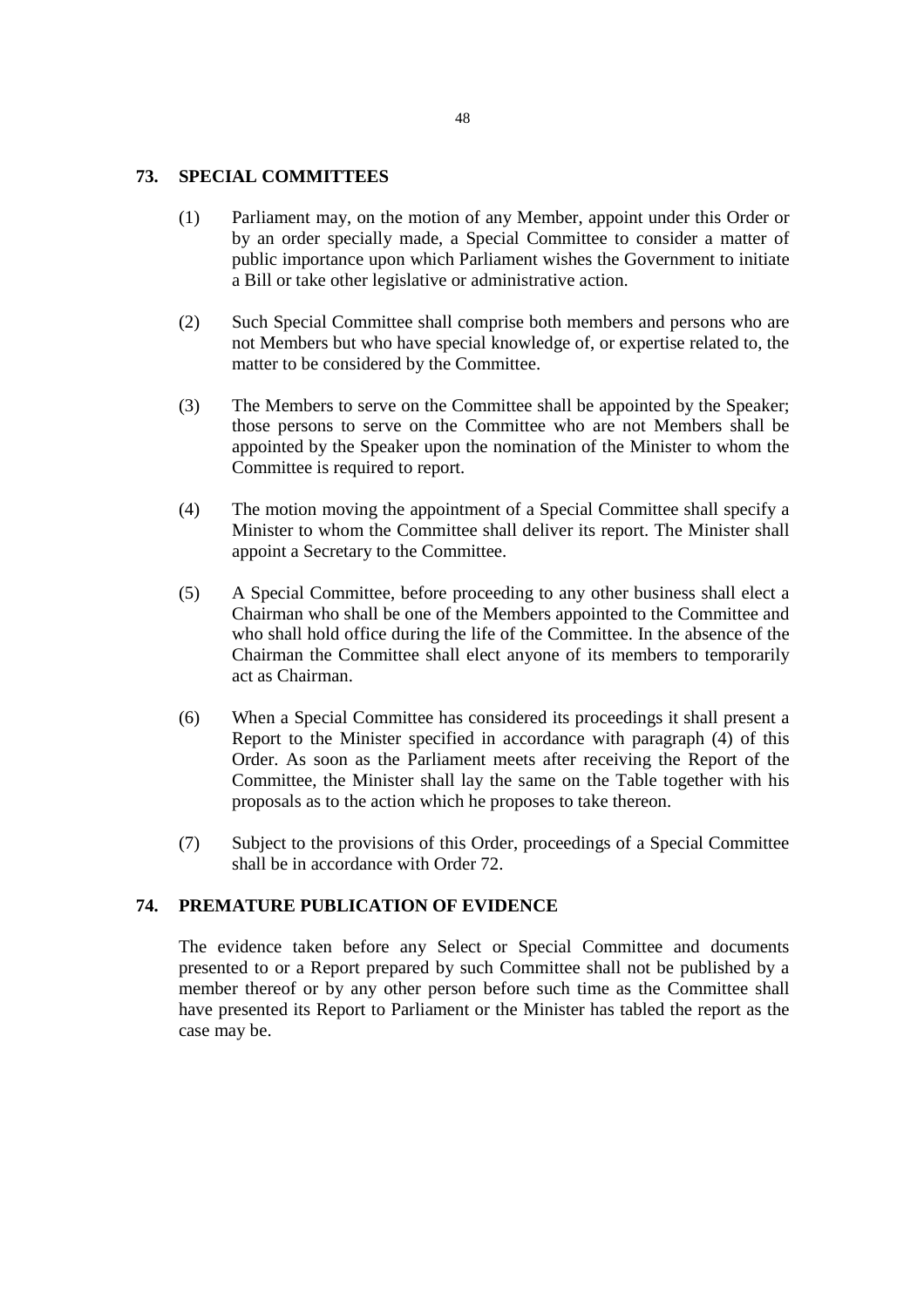## 73. SPECIAL COMMITTEES

(1) Parliament may, on the motion of any Member, appoint under this Order or by an order specially made, a Special Committee to consider a matter of public importance upon which Parliament wishes the Government to initiate a Bill or take other legislative or administrative action.

(2) Such Special Committee shall comprise both members and persons who are not Members but who have special knowledge of, or expertise related to, the matter to be considered by the Committee.

(3) The Members to serve on the Committee shall be appointed by the Speaker; those persons to serve on the Committee who are not Members shall be appointed by the Speaker upon the nomination of the Minister to whom the Committee is required to report.

(4) The motion moving the appointment of a Special Committee shall specify a Minister to whom the Committee shall deliver its report. The Minister shall appoint a Secretary to the Committee.

(5) A Special Committee, before proceeding to any other business shall elect a Chairman who shall be one of the Members appointed to the Committee and who shall hold office during the life of the Committee. In the absence of the Chairman the Committee shall elect anyone of its members to temporarily act as Chairman.

(6) When a Special Committee has considered its proceedings it shall present a Report to the Minister specified in accordance with paragraph (4) of this Order. As soon as the Parliament meets after receiving the Report of the Committee, the Minister shall lay the same on the Table together with his proposals as to the action which he proposes to take thereon.

(7) Subject to the provisions of this Order, proceedings of a Special Committee shall be in accordance with Order 72.

## 74. PREMATURE PUBLICATION OF EVIDENCE

The evidence taken before any Select or Special Committee and documents presented to or a Report prepared by such Committee shall not be published by a member thereof or by any other person before such time as the Committee shall have presented its Report to Parliament or the Minister has tabled the report as the case may be.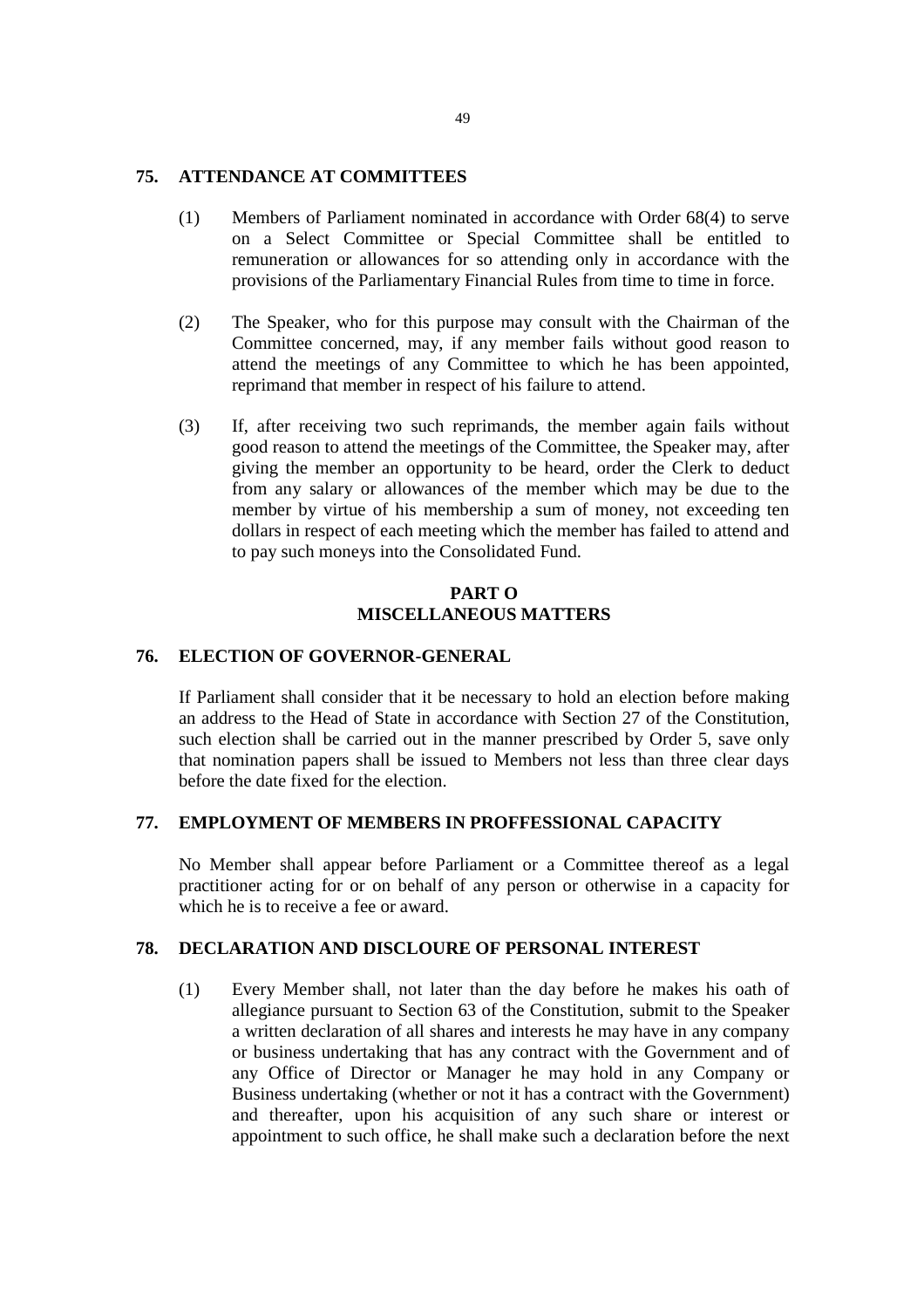## 75. ATTENDANCE AT COMMITTEES

(1) Members of Parliament nominated in accordance with Order 68(4) to serve on a Select Committee or Special Committee shall be entitled to remuneration or allowances for so attending only in accordance with the provisions of the Parliamentary Financial Rules from time to time in force.

(2) The Speaker, who for this purpose may consult with the Chairman of the Committee concerned, may, if any member fails without good reason to attend the meetings of any Committee to which he has been appointed, reprimand that member in respect of his failure to attend.

(3) If, after receiving two such reprimands, the member again fails without good reason to attend the meetings of the Committee, the Speaker may, after giving the member an opportunity to be heard, order the Clerk to deduct from any salary or allowances of the member which may be due to the member by virtue of his membership a sum of money, not exceeding ten dollars in respect of each meeting which the member has failed to attend and to pay such moneys into the Consolidated Fund.

# PART O
# MISCELLANEOUS MATTERS

## 76. ELECTION OF GOVERNOR-GENERAL

If Parliament shall consider that it be necessary to hold an election before making an address to the Head of State in accordance with Section 27 of the Constitution, such election shall be carried out in the manner prescribed by Order 5, save only that nomination papers shall be issued to Members not less than three clear days before the date fixed for the election.

## 77. EMPLOYMENT OF MEMBERS IN PROFFESSIONAL CAPACITY

No Member shall appear before Parliament or a Committee thereof as a legal practitioner acting for or on behalf of any person or otherwise in a capacity for which he is to receive a fee or award.

## 78. DECLARATION AND DISCLOURE OF PERSONAL INTEREST

(1) Every Member shall, not later than the day before he makes his oath of allegiance pursuant to Section 63 of the Constitution, submit to the Speaker a written declaration of all shares and interests he may have in any company or business undertaking that has any contract with the Government and of any Office of Director or Manager he may hold in any Company or Business undertaking (whether or not it has a contract with the Government) and thereafter, upon his acquisition of any such share or interest or appointment to such office, he shall make such a declaration before the next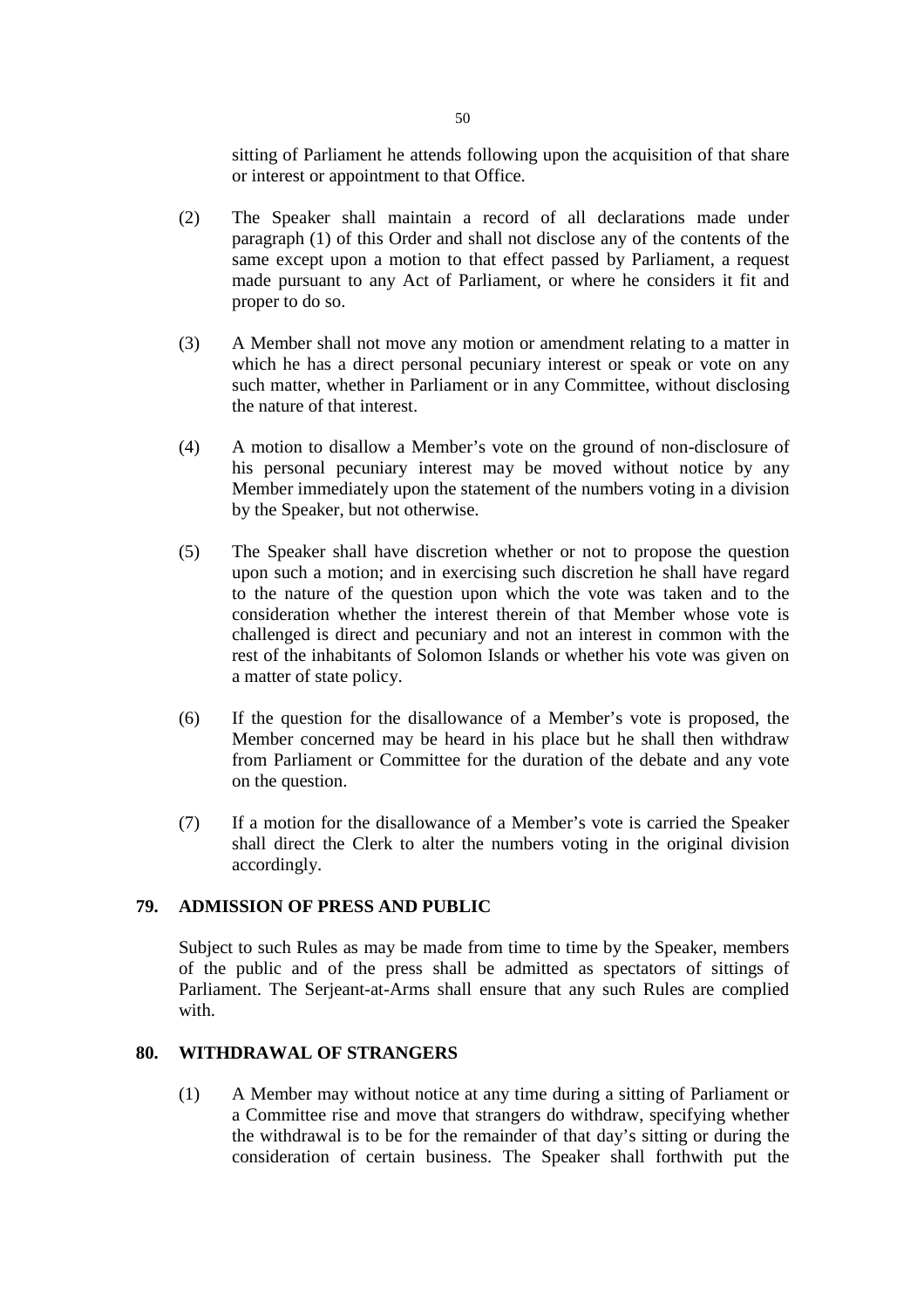sitting of Parliament he attends following upon the acquisition of that share or interest or appointment to that Office.

(2) The Speaker shall maintain a record of all declarations made under paragraph (1) of this Order and shall not disclose any of the contents of the same except upon a motion to that effect passed by Parliament, a request made pursuant to any Act of Parliament, or where he considers it fit and proper to do so.

(3) A Member shall not move any motion or amendment relating to a matter in which he has a direct personal pecuniary interest or speak or vote on any such matter, whether in Parliament or in any Committee, without disclosing the nature of that interest.

(4) A motion to disallow a Member's vote on the ground of non-disclosure of his personal pecuniary interest may be moved without notice by any Member immediately upon the statement of the numbers voting in a division by the Speaker, but not otherwise.

(5) The Speaker shall have discretion whether or not to propose the question upon such a motion; and in exercising such discretion he shall have regard to the nature of the question upon which the vote was taken and to the consideration whether the interest therein of that Member whose vote is challenged is direct and pecuniary and not an interest in common with the rest of the inhabitants of Solomon Islands or whether his vote was given on a matter of state policy.

(6) If the question for the disallowance of a Member's vote is proposed, the Member concerned may be heard in his place but he shall then withdraw from Parliament or Committee for the duration of the debate and any vote on the question.

(7) If a motion for the disallowance of a Member's vote is carried the Speaker shall direct the Clerk to alter the numbers voting in the original division accordingly.

## 79. ADMISSION OF PRESS AND PUBLIC

Subject to such Rules as may be made from time to time by the Speaker, members of the public and of the press shall be admitted as spectators of sittings of Parliament. The Serjeant-at-Arms shall ensure that any such Rules are complied with.

## 80. WITHDRAWAL OF STRANGERS

(1) A Member may without notice at any time during a sitting of Parliament or a Committee rise and move that strangers do withdraw, specifying whether the withdrawal is to be for the remainder of that day's sitting or during the consideration of certain business. The Speaker shall forthwith put the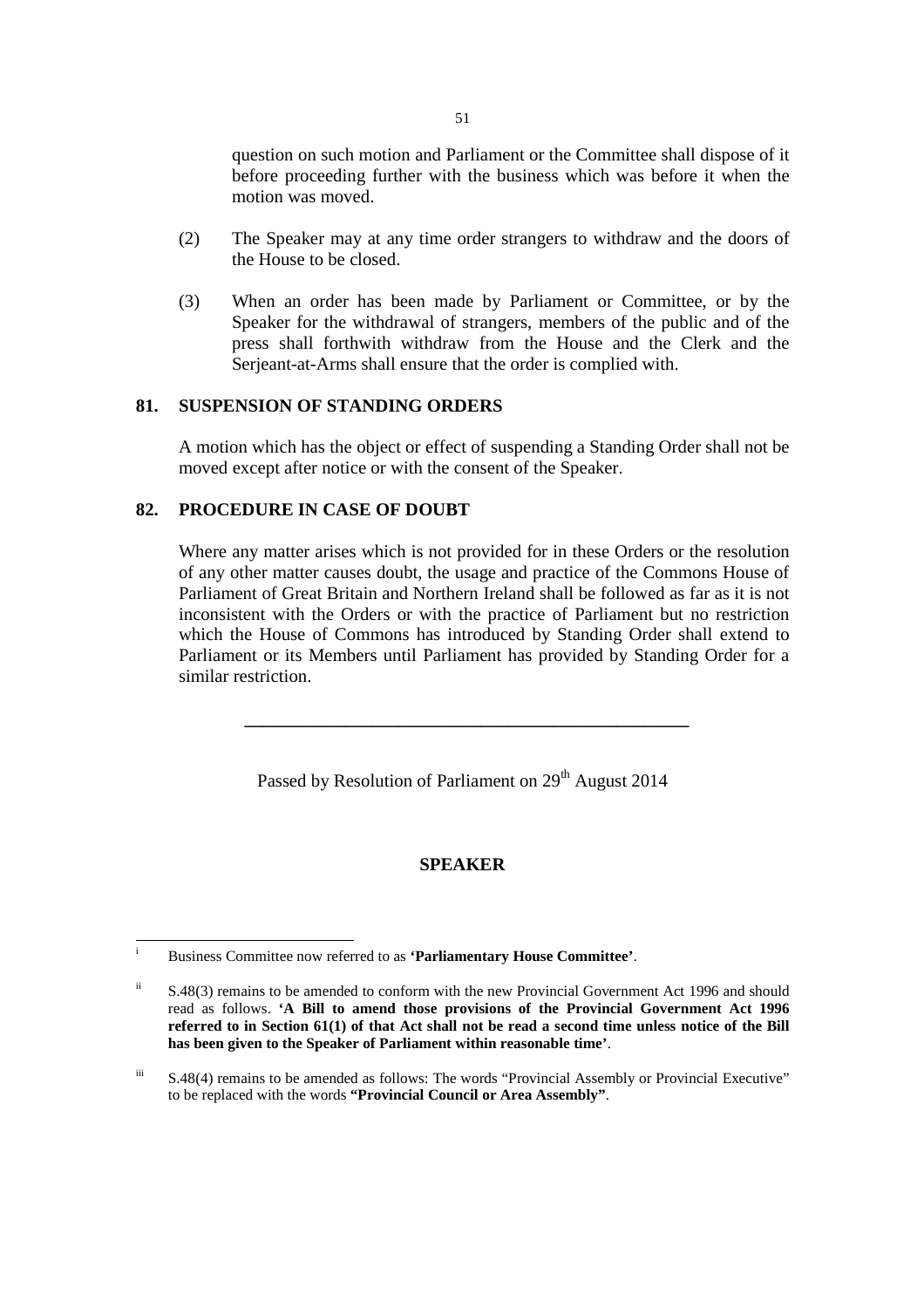question on such motion and Parliament or the Committee shall dispose of it before proceeding further with the business which was before it when the motion was moved.

(2) The Speaker may at any time order strangers to withdraw and the doors of the House to be closed.

(3) When an order has been made by Parliament or Committee, or by the Speaker for the withdrawal of strangers, members of the public and of the press shall forthwith withdraw from the House and the Clerk and the Serjeant-at-Arms shall ensure that the order is complied with.

### 81. SUSPENSION OF STANDING ORDERS

A motion which has the object or effect of suspending a Standing Order shall not be moved except after notice or with the consent of the Speaker.

### 82. PROCEDURE IN CASE OF DOUBT

Where any matter arises which is not provided for in these Orders or the resolution of any other matter causes doubt, the usage and practice of the Commons House of Parliament of Great Britain and Northern Ireland shall be followed as far as it is not inconsistent with the Orders or with the practice of Parliament but no restriction which the House of Commons has introduced by Standing Order shall extend to Parliament or its Members until Parliament has provided by Standing Order for a similar restriction.

---

Passed by Resolution of Parliament on 29th August 2014

**SPEAKER**

---

[i] Business Committee now referred to as **'Parliamentary House Committee'**.

[ii] S.48(3) remains to be amended to conform with the new Provincial Government Act 1996 and should read as follows. **'A Bill to amend those provisions of the Provincial Government Act 1996 referred to in Section 61(1) of that Act shall not be read a second time unless notice of the Bill has been given to the Speaker of Parliament within reasonable time'**.

[iii] S.48(4) remains to be amended as follows: The words "Provincial Assembly or Provincial Executive" to be replaced with the words **"Provincial Council or Area Assembly"**.